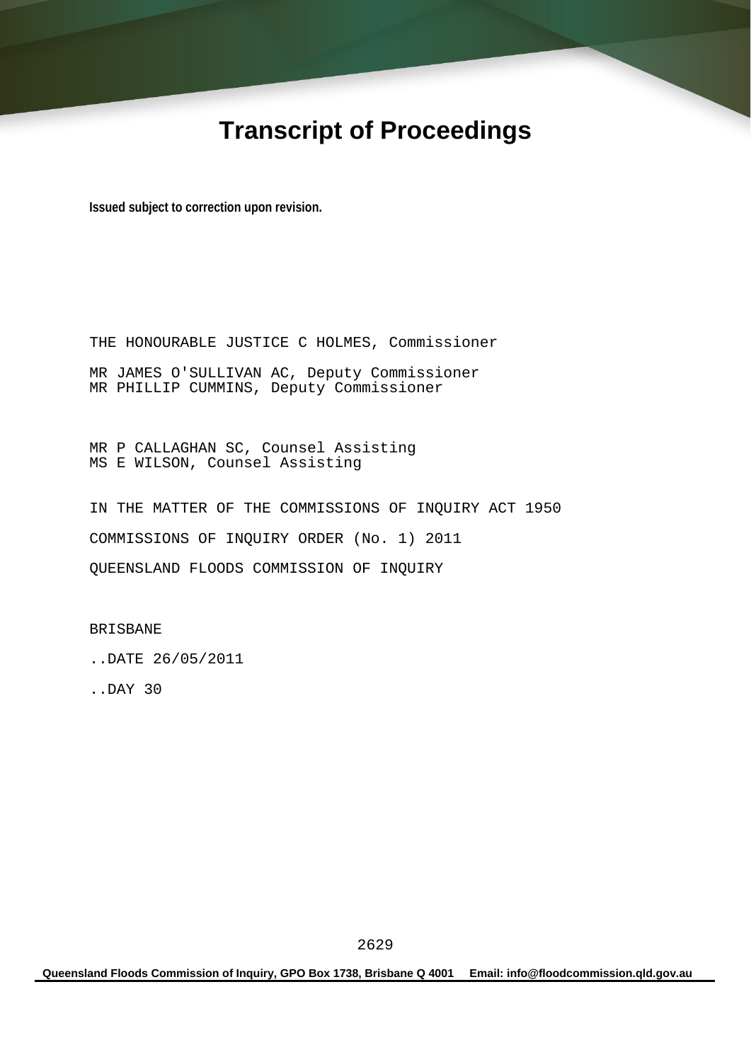# Transcript of Proceedings

**Issued subject to correction upon revision.**

THE HONOURABLE JUSTICE C HOLMES, Commissioner

MR JAMES O'SULLIVAN AC, Deputy Commissioner
MR PHILLIP CUMMINS, Deputy Commissioner

MR P CALLAGHAN SC, Counsel Assisting
MS E WILSON, Counsel Assisting

IN THE MATTER OF THE COMMISSIONS OF INQUIRY ACT 1950

COMMISSIONS OF INQUIRY ORDER (No. 1) 2011

QUEENSLAND FLOODS COMMISSION OF INQUIRY

BRISBANE

..DATE 26/05/2011

..DAY 30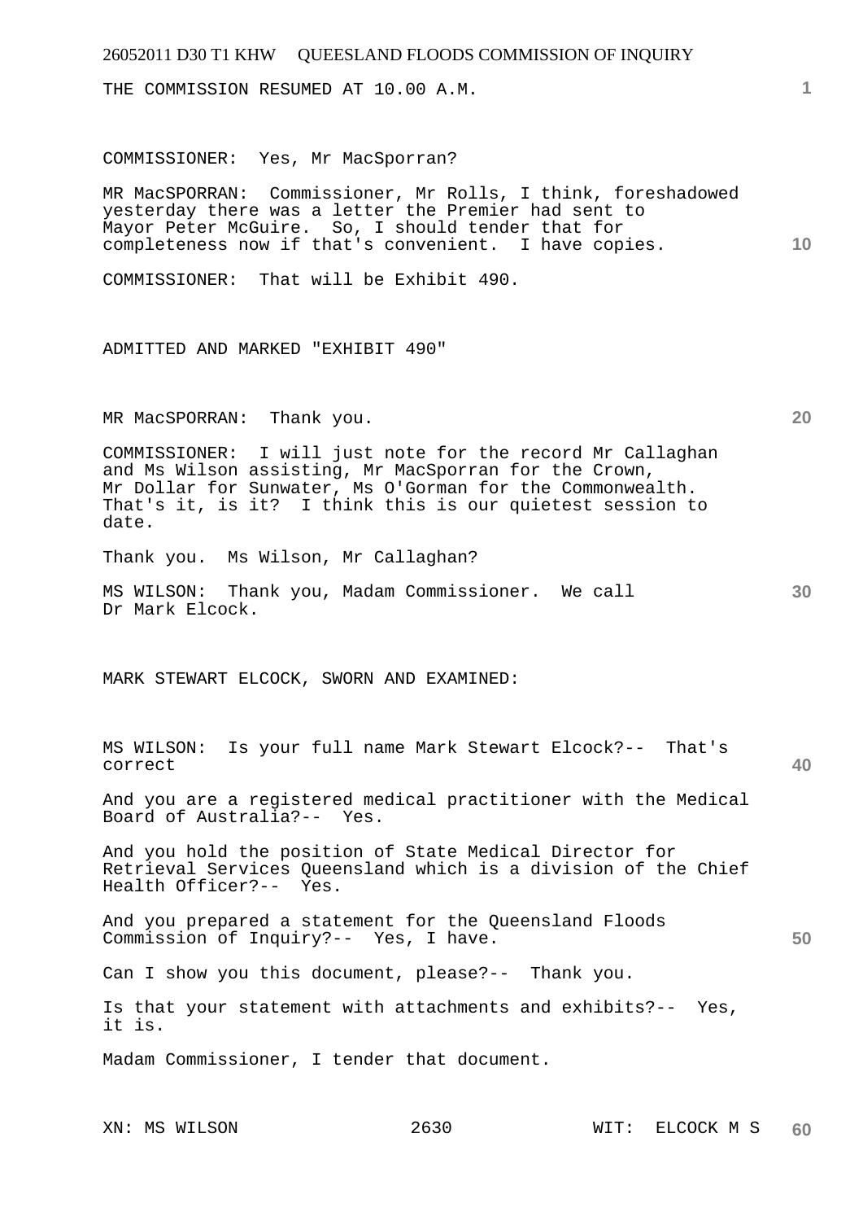THE COMMISSION RESUMED AT 10.00 A.M.

COMMISSIONER: Yes, Mr MacSporran?

MR MacSPORRAN: Commissioner, Mr Rolls, I think, foreshadowed yesterday there was a letter the Premier had sent to Mayor Peter McGuire. So, I should tender that for completeness now if that's convenient. I have copies.

COMMISSIONER: That will be Exhibit 490.

ADMITTED AND MARKED "EXHIBIT 490"

MR MacSPORRAN: Thank you.

COMMISSIONER: I will just note for the record Mr Callaghan and Ms Wilson assisting, Mr MacSporran for the Crown, Mr Dollar for Sunwater, Ms O'Gorman for the Commonwealth. That's it, is it? I think this is our quietest session to date.

Thank you. Ms Wilson, Mr Callaghan?

MS WILSON: Thank you, Madam Commissioner. We call Dr Mark Elcock.

MARK STEWART ELCOCK, SWORN AND EXAMINED:

MS WILSON: Is your full name Mark Stewart Elcock?-- That's correct

And you are a registered medical practitioner with the Medical Board of Australia?-- Yes.

And you hold the position of State Medical Director for Retrieval Services Queensland which is a division of the Chief Health Officer?-- Yes.

And you prepared a statement for the Queensland Floods Commission of Inquiry?-- Yes, I have.

Can I show you this document, please?-- Thank you.

Is that your statement with attachments and exhibits?-- Yes, it is.

Madam Commissioner, I tender that document.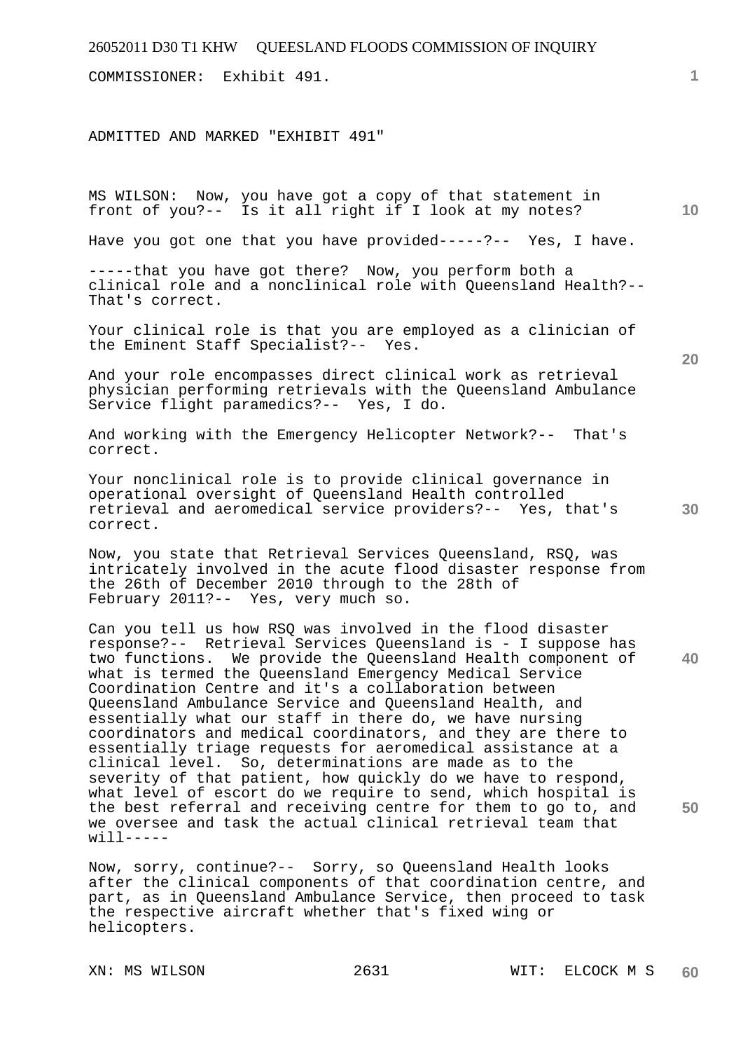COMMISSIONER: Exhibit 491.

ADMITTED AND MARKED "EXHIBIT 491"

MS WILSON: Now, you have got a copy of that statement in front of you?-- Is it all right if I look at my notes?

Have you got one that you have provided-----?-- Yes, I have.

-----that you have got there? Now, you perform both a clinical role and a nonclinical role with Queensland Health?-- That's correct.

Your clinical role is that you are employed as a clinician of the Eminent Staff Specialist?-- Yes.

And your role encompasses direct clinical work as retrieval physician performing retrievals with the Queensland Ambulance Service flight paramedics?-- Yes, I do.

And working with the Emergency Helicopter Network?-- That's correct.

Your nonclinical role is to provide clinical governance in operational oversight of Queensland Health controlled retrieval and aeromedical service providers?-- Yes, that's correct.

Now, you state that Retrieval Services Queensland, RSQ, was intricately involved in the acute flood disaster response from the 26th of December 2010 through to the 28th of February 2011?-- Yes, very much so.

Can you tell us how RSQ was involved in the flood disaster response?-- Retrieval Services Queensland is - I suppose has two functions. We provide the Queensland Health component of what is termed the Queensland Emergency Medical Service Coordination Centre and it's a collaboration between Queensland Ambulance Service and Queensland Health, and essentially what our staff in there do, we have nursing coordinators and medical coordinators, and they are there to essentially triage requests for aeromedical assistance at a clinical level. So, determinations are made as to the severity of that patient, how quickly do we have to respond, what level of escort do we require to send, which hospital is the best referral and receiving centre for them to go to, and we oversee and task the actual clinical retrieval team that will-----

Now, sorry, continue?-- Sorry, so Queensland Health looks after the clinical components of that coordination centre, and part, as in Queensland Ambulance Service, then proceed to task the respective aircraft whether that's fixed wing or helicopters.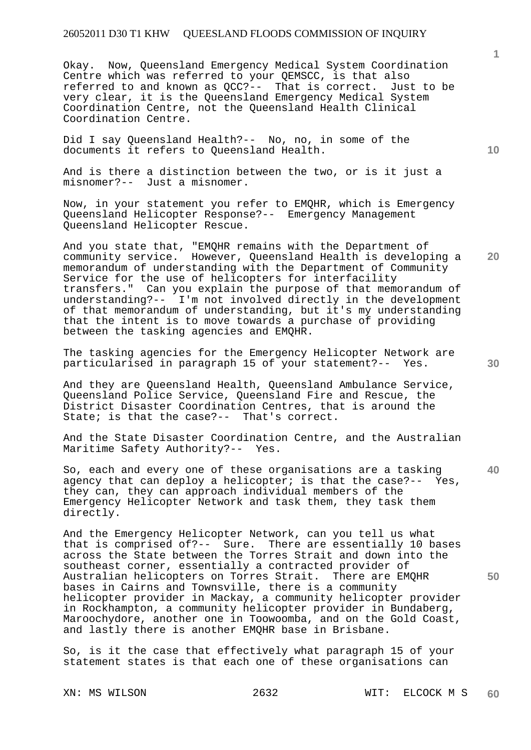Okay. Now, Queensland Emergency Medical System Coordination Centre which was referred to your QEMSCC, is that also referred to and known as QCC?-- That is correct. Just to be very clear, it is the Queensland Emergency Medical System Coordination Centre, not the Queensland Health Clinical Coordination Centre.

Did I say Queensland Health?-- No, no, in some of the documents it refers to Queensland Health.

And is there a distinction between the two, or is it just a misnomer?-- Just a misnomer.

Now, in your statement you refer to EMQHR, which is Emergency Queensland Helicopter Response?-- Emergency Management Queensland Helicopter Rescue.

And you state that, "EMQHR remains with the Department of community service. However, Queensland Health is developing a memorandum of understanding with the Department of Community Service for the use of helicopters for interfacility transfers." Can you explain the purpose of that memorandum of understanding?-- I'm not involved directly in the development of that memorandum of understanding, but it's my understanding that the intent is to move towards a purchase of providing between the tasking agencies and EMQHR.

The tasking agencies for the Emergency Helicopter Network are particularised in paragraph 15 of your statement?-- Yes.

And they are Queensland Health, Queensland Ambulance Service, Queensland Police Service, Queensland Fire and Rescue, the District Disaster Coordination Centres, that is around the State; is that the case?-- That's correct.

And the State Disaster Coordination Centre, and the Australian Maritime Safety Authority?-- Yes.

So, each and every one of these organisations are a tasking agency that can deploy a helicopter; is that the case?-- Yes, they can, they can approach individual members of the Emergency Helicopter Network and task them, they task them directly.

And the Emergency Helicopter Network, can you tell us what that is comprised of?-- Sure. There are essentially 10 bases across the State between the Torres Strait and down into the southeast corner, essentially a contracted provider of Australian helicopters on Torres Strait. There are EMQHR bases in Cairns and Townsville, there is a community helicopter provider in Mackay, a community helicopter provider in Rockhampton, a community helicopter provider in Bundaberg, Maroochydore, another one in Toowoomba, and on the Gold Coast, and lastly there is another EMQHR base in Brisbane.

So, is it the case that effectively what paragraph 15 of your statement states is that each one of these organisations can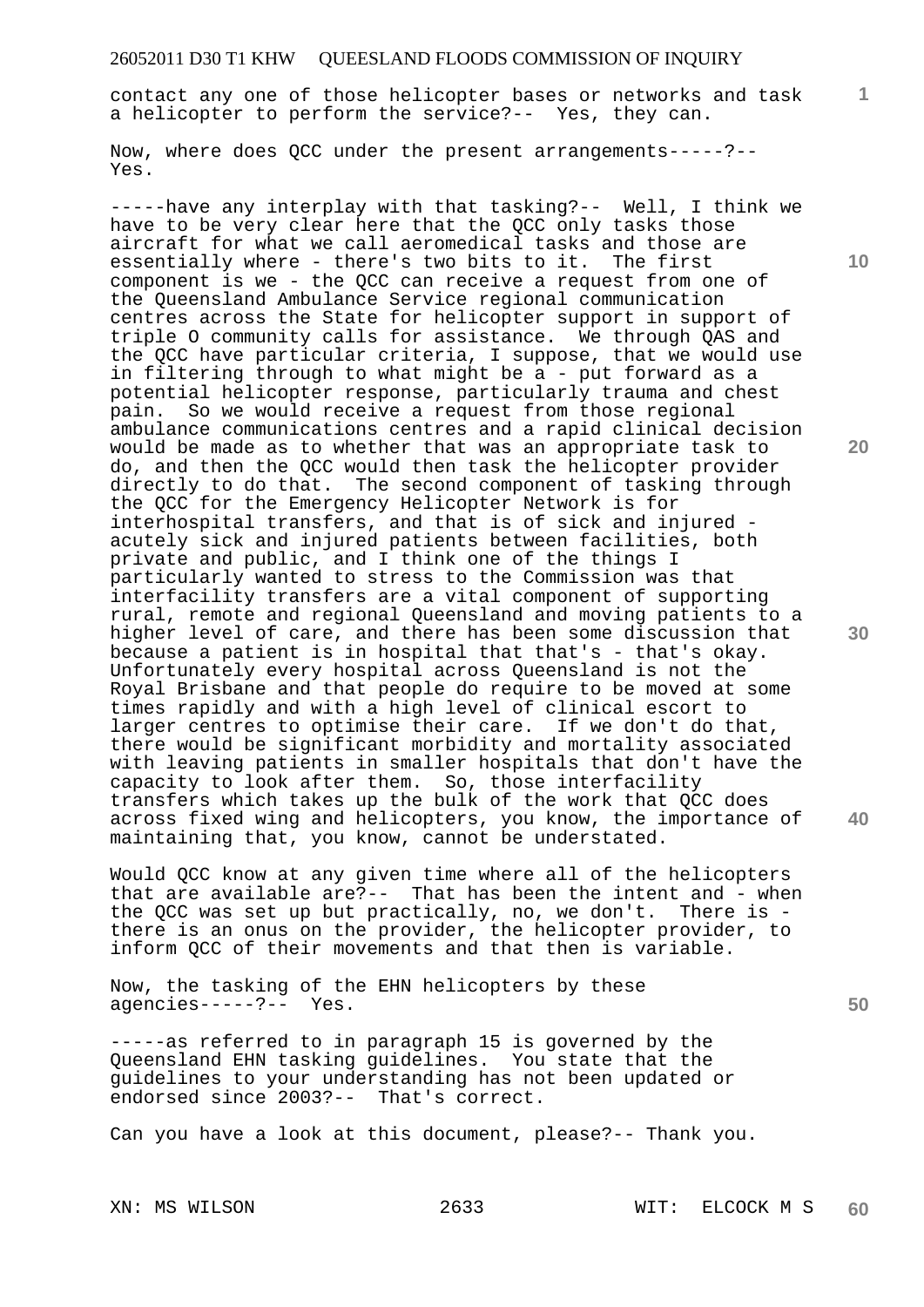contact any one of those helicopter bases or networks and task a helicopter to perform the service?-- Yes, they can.

Now, where does QCC under the present arrangements-----?-- Yes.

-----have any interplay with that tasking?-- Well, I think we have to be very clear here that the QCC only tasks those aircraft for what we call aeromedical tasks and those are essentially where - there's two bits to it. The first component is we - the QCC can receive a request from one of the Queensland Ambulance Service regional communication centres across the State for helicopter support in support of triple O community calls for assistance. We through QAS and the QCC have particular criteria, I suppose, that we would use in filtering through to what might be a - put forward as a potential helicopter response, particularly trauma and chest pain. So we would receive a request from those regional ambulance communications centres and a rapid clinical decision would be made as to whether that was an appropriate task to do, and then the QCC would then task the helicopter provider directly to do that. The second component of tasking through the QCC for the Emergency Helicopter Network is for interhospital transfers, and that is of sick and injured - acutely sick and injured patients between facilities, both private and public, and I think one of the things I particularly wanted to stress to the Commission was that interfacility transfers are a vital component of supporting rural, remote and regional Queensland and moving patients to a higher level of care, and there has been some discussion that because a patient is in hospital that that's - that's okay. Unfortunately every hospital across Queensland is not the Royal Brisbane and that people do require to be moved at some times rapidly and with a high level of clinical escort to larger centres to optimise their care. If we don't do that, there would be significant morbidity and mortality associated with leaving patients in smaller hospitals that don't have the capacity to look after them. So, those interfacility transfers which takes up the bulk of the work that QCC does across fixed wing and helicopters, you know, the importance of maintaining that, you know, cannot be understated.

Would QCC know at any given time where all of the helicopters that are available are?-- That has been the intent and - when the QCC was set up but practically, no, we don't. There is - there is an onus on the provider, the helicopter provider, to inform QCC of their movements and that then is variable.

Now, the tasking of the EHN helicopters by these agencies-----?-- Yes.

-----as referred to in paragraph 15 is governed by the Queensland EHN tasking guidelines. You state that the guidelines to your understanding has not been updated or endorsed since 2003?-- That's correct.

Can you have a look at this document, please?-- Thank you.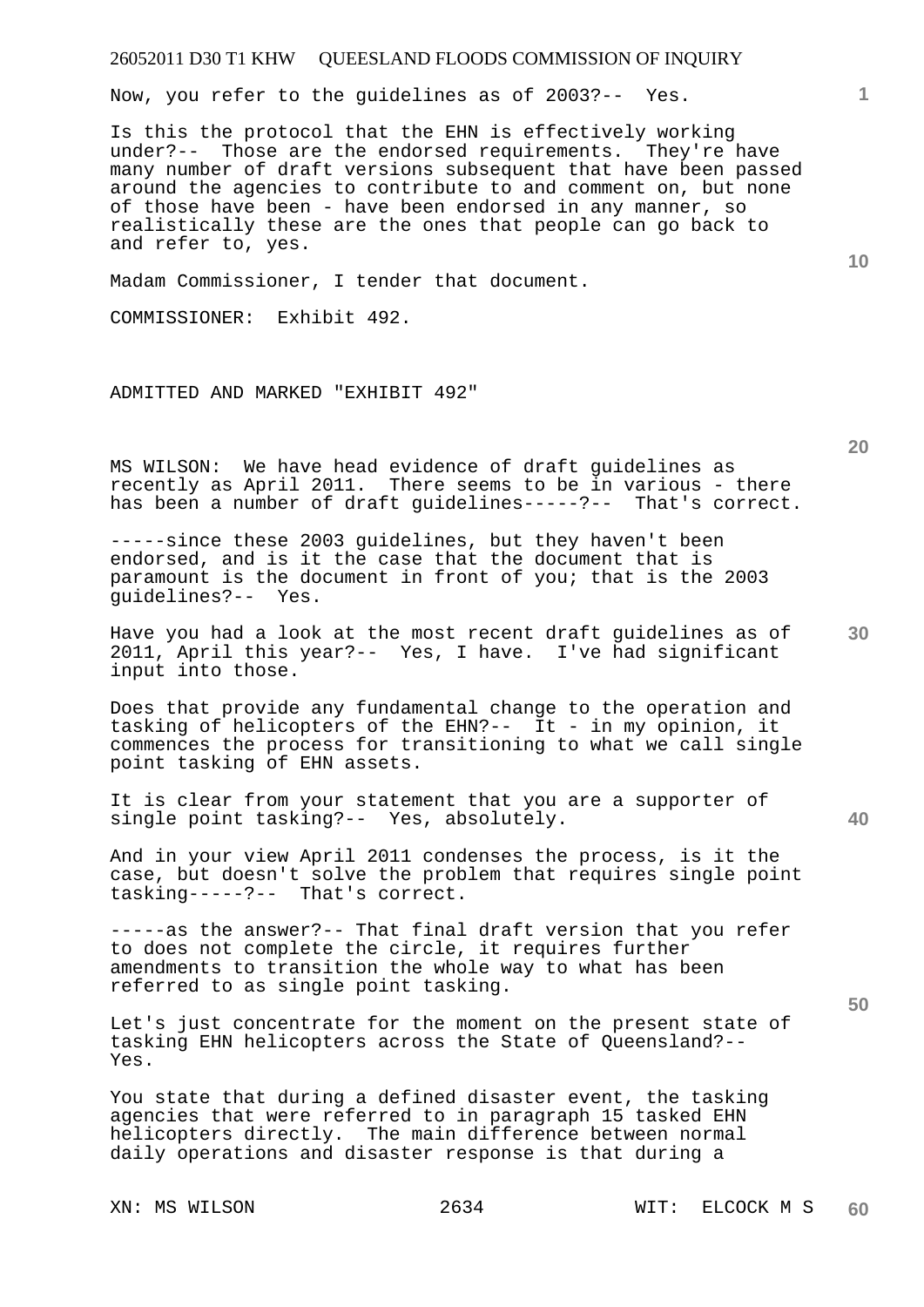Now, you refer to the guidelines as of 2003?-- Yes.

Is this the protocol that the EHN is effectively working under?-- Those are the endorsed requirements. They're have many number of draft versions subsequent that have been passed around the agencies to contribute to and comment on, but none of those have been - have been endorsed in any manner, so realistically these are the ones that people can go back to and refer to, yes.

Madam Commissioner, I tender that document.

COMMISSIONER: Exhibit 492.

ADMITTED AND MARKED "EXHIBIT 492"

MS WILSON: We have head evidence of draft guidelines as recently as April 2011. There seems to be in various - there has been a number of draft guidelines-----?-- That's correct.

-----since these 2003 guidelines, but they haven't been endorsed, and is it the case that the document that is paramount is the document in front of you; that is the 2003 guidelines?-- Yes.

Have you had a look at the most recent draft guidelines as of 2011, April this year?-- Yes, I have. I've had significant input into those.

Does that provide any fundamental change to the operation and tasking of helicopters of the EHN?-- It - in my opinion, it commences the process for transitioning to what we call single point tasking of EHN assets.

It is clear from your statement that you are a supporter of single point tasking?-- Yes, absolutely.

And in your view April 2011 condenses the process, is it the case, but doesn't solve the problem that requires single point tasking-----?-- That's correct.

-----as the answer?-- That final draft version that you refer to does not complete the circle, it requires further amendments to transition the whole way to what has been referred to as single point tasking.

Let's just concentrate for the moment on the present state of tasking EHN helicopters across the State of Queensland?-- Yes.

You state that during a defined disaster event, the tasking agencies that were referred to in paragraph 15 tasked EHN helicopters directly. The main difference between normal daily operations and disaster response is that during a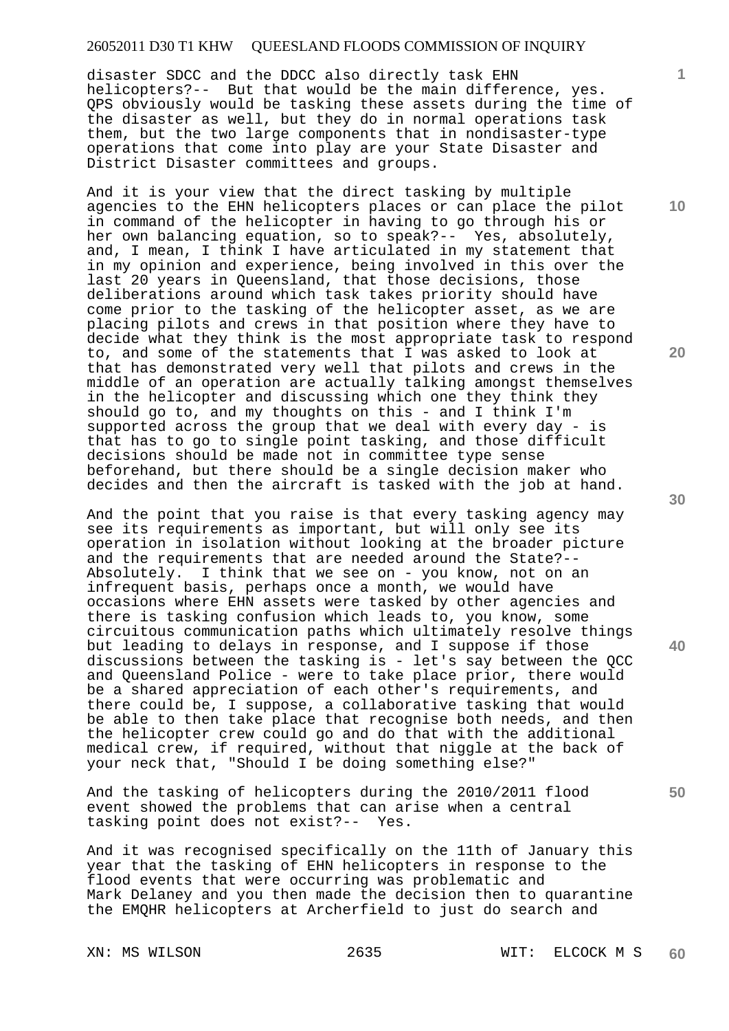disaster SDCC and the DDCC also directly task EHN helicopters?-- But that would be the main difference, yes. QPS obviously would be tasking these assets during the time of the disaster as well, but they do in normal operations task them, but the two large components that in nondisaster-type operations that come into play are your State Disaster and District Disaster committees and groups.

And it is your view that the direct tasking by multiple agencies to the EHN helicopters places or can place the pilot in command of the helicopter in having to go through his or her own balancing equation, so to speak?-- Yes, absolutely, and, I mean, I think I have articulated in my statement that in my opinion and experience, being involved in this over the last 20 years in Queensland, that those decisions, those deliberations around which task takes priority should have come prior to the tasking of the helicopter asset, as we are placing pilots and crews in that position where they have to decide what they think is the most appropriate task to respond to, and some of the statements that I was asked to look at that has demonstrated very well that pilots and crews in the middle of an operation are actually talking amongst themselves in the helicopter and discussing which one they think they should go to, and my thoughts on this - and I think I'm supported across the group that we deal with every day - is that has to go to single point tasking, and those difficult decisions should be made not in committee type sense beforehand, but there should be a single decision maker who decides and then the aircraft is tasked with the job at hand.

And the point that you raise is that every tasking agency may see its requirements as important, but will only see its operation in isolation without looking at the broader picture and the requirements that are needed around the State?-- Absolutely. I think that we see on - you know, not on an infrequent basis, perhaps once a month, we would have occasions where EHN assets were tasked by other agencies and there is tasking confusion which leads to, you know, some circuitous communication paths which ultimately resolve things but leading to delays in response, and I suppose if those discussions between the tasking is - let's say between the QCC and Queensland Police - were to take place prior, there would be a shared appreciation of each other's requirements, and there could be, I suppose, a collaborative tasking that would be able to then take place that recognise both needs, and then the helicopter crew could go and do that with the additional medical crew, if required, without that niggle at the back of your neck that, "Should I be doing something else?"

And the tasking of helicopters during the 2010/2011 flood event showed the problems that can arise when a central tasking point does not exist?-- Yes.

And it was recognised specifically on the 11th of January this year that the tasking of EHN helicopters in response to the flood events that were occurring was problematic and Mark Delaney and you then made the decision then to quarantine the EMQHR helicopters at Archerfield to just do search and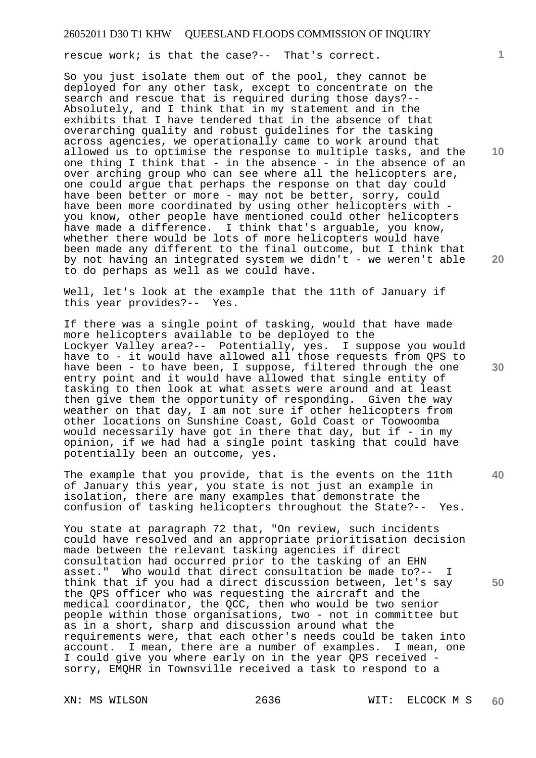rescue work; is that the case?-- That's correct.

So you just isolate them out of the pool, they cannot be deployed for any other task, except to concentrate on the search and rescue that is required during those days?-- Absolutely, and I think that in my statement and in the exhibits that I have tendered that in the absence of that overarching quality and robust guidelines for the tasking across agencies, we operationally came to work around that allowed us to optimise the response to multiple tasks, and the one thing I think that - in the absence - in the absence of an over arching group who can see where all the helicopters are, one could argue that perhaps the response on that day could have been better or more - may not be better, sorry, could have been more coordinated by using other helicopters with - you know, other people have mentioned could other helicopters have made a difference. I think that's arguable, you know, whether there would be lots of more helicopters would have been made any different to the final outcome, but I think that by not having an integrated system we didn't - we weren't able to do perhaps as well as we could have.

Well, let's look at the example that the 11th of January if this year provides?-- Yes.

If there was a single point of tasking, would that have made more helicopters available to be deployed to the Lockyer Valley area?-- Potentially, yes. I suppose you would have to - it would have allowed all those requests from QPS to have been - to have been, I suppose, filtered through the one entry point and it would have allowed that single entity of tasking to then look at what assets were around and at least then give them the opportunity of responding. Given the way weather on that day, I am not sure if other helicopters from other locations on Sunshine Coast, Gold Coast or Toowoomba would necessarily have got in there that day, but if - in my opinion, if we had had a single point tasking that could have potentially been an outcome, yes.

The example that you provide, that is the events on the 11th of January this year, you state is not just an example in isolation, there are many examples that demonstrate the confusion of tasking helicopters throughout the State?-- Yes.

You state at paragraph 72 that, "On review, such incidents could have resolved and an appropriate prioritisation decision made between the relevant tasking agencies if direct consultation had occurred prior to the tasking of an EHN asset." Who would that direct consultation be made to?-- I think that if you had a direct discussion between, let's say the QPS officer who was requesting the aircraft and the medical coordinator, the QCC, then who would be two senior people within those organisations, two - not in committee but as in a short, sharp and discussion around what the requirements were, that each other's needs could be taken into account. I mean, there are a number of examples. I mean, one I could give you where early on in the year QPS received - sorry, EMQHR in Townsville received a task to respond to a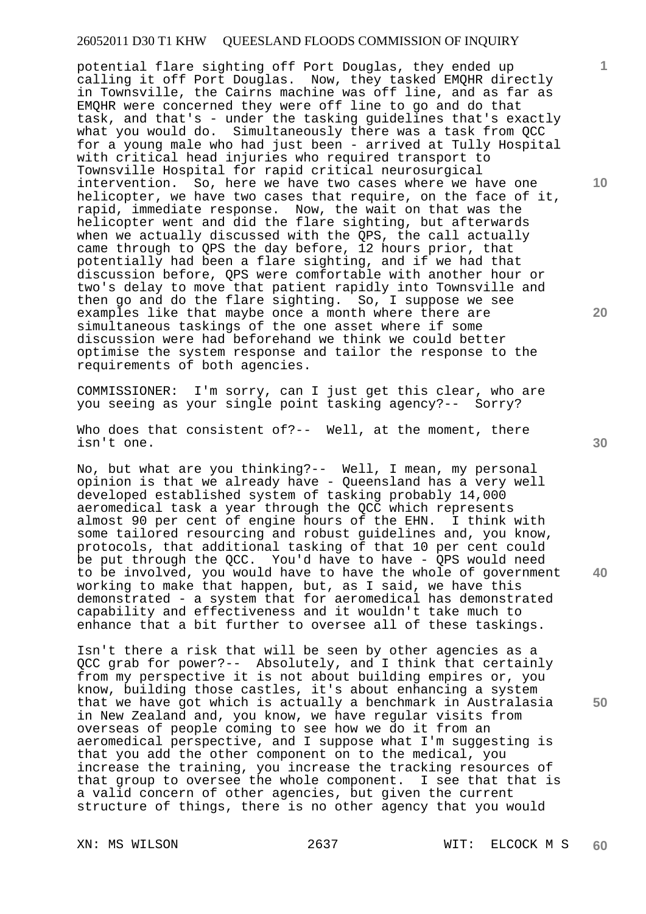potential flare sighting off Port Douglas, they ended up calling it off Port Douglas. Now, they tasked EMQHR directly in Townsville, the Cairns machine was off line, and as far as EMQHR were concerned they were off line to go and do that task, and that's - under the tasking guidelines that's exactly what you would do. Simultaneously there was a task from QCC for a young male who had just been - arrived at Tully Hospital with critical head injuries who required transport to Townsville Hospital for rapid critical neurosurgical intervention. So, here we have two cases where we have one helicopter, we have two cases that require, on the face of it, rapid, immediate response. Now, the wait on that was the helicopter went and did the flare sighting, but afterwards when we actually discussed with the QPS, the call actually came through to QPS the day before, 12 hours prior, that potentially had been a flare sighting, and if we had that discussion before, QPS were comfortable with another hour or two's delay to move that patient rapidly into Townsville and then go and do the flare sighting. So, I suppose we see examples like that maybe once a month where there are simultaneous taskings of the one asset where if some discussion were had beforehand we think we could better optimise the system response and tailor the response to the requirements of both agencies.

COMMISSIONER: I'm sorry, can I just get this clear, who are you seeing as your single point tasking agency?-- Sorry?

Who does that consistent of?-- Well, at the moment, there isn't one.

No, but what are you thinking?-- Well, I mean, my personal opinion is that we already have - Queensland has a very well developed established system of tasking probably 14,000 aeromedical task a year through the QCC which represents almost 90 per cent of engine hours of the EHN. I think with some tailored resourcing and robust guidelines and, you know, protocols, that additional tasking of that 10 per cent could be put through the QCC. You'd have to have - QPS would need to be involved, you would have to have the whole of government working to make that happen, but, as I said, we have this demonstrated - a system that for aeromedical has demonstrated capability and effectiveness and it wouldn't take much to enhance that a bit further to oversee all of these taskings.

Isn't there a risk that will be seen by other agencies as a QCC grab for power?-- Absolutely, and I think that certainly from my perspective it is not about building empires or, you know, building those castles, it's about enhancing a system that we have got which is actually a benchmark in Australasia in New Zealand and, you know, we have regular visits from overseas of people coming to see how we do it from an aeromedical perspective, and I suppose what I'm suggesting is that you add the other component on to the medical, you increase the training, you increase the tracking resources of that group to oversee the whole component. I see that that is a valid concern of other agencies, but given the current structure of things, there is no other agency that you would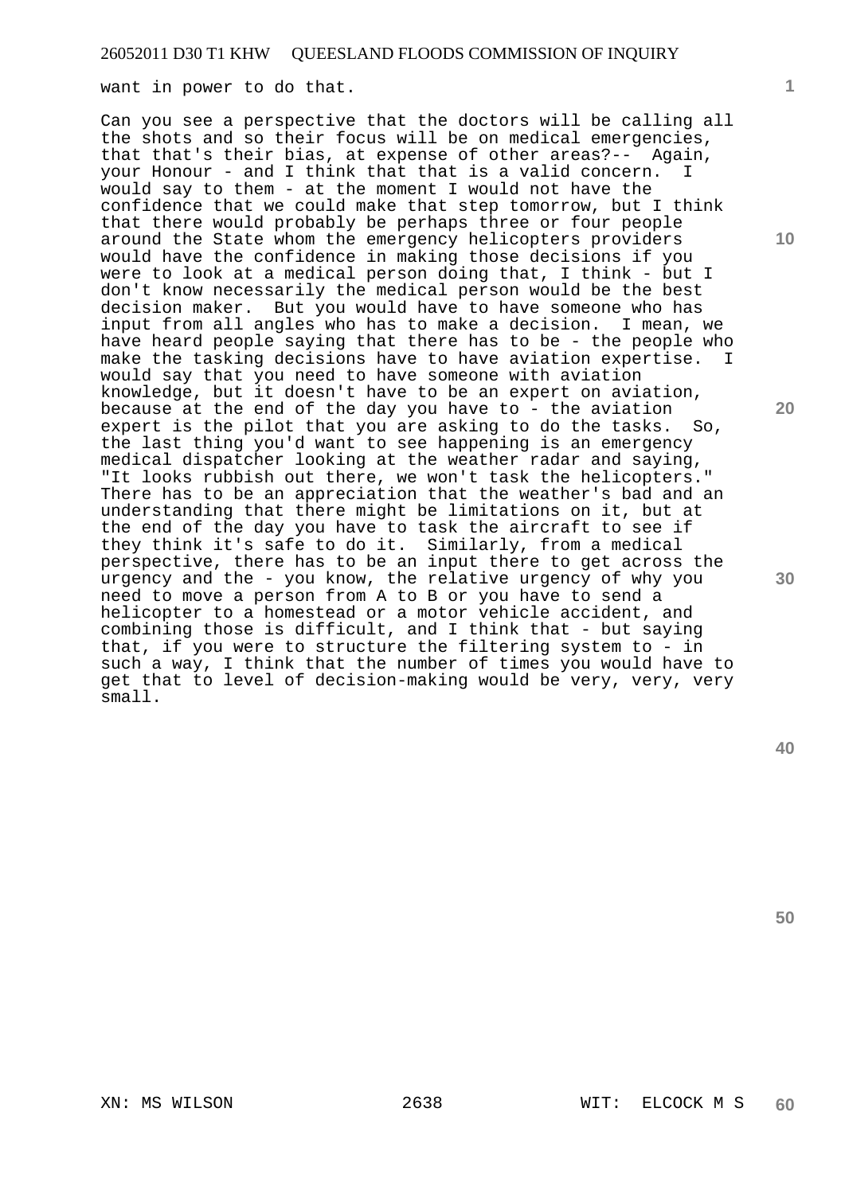want in power to do that.

Can you see a perspective that the doctors will be calling all the shots and so their focus will be on medical emergencies, that that's their bias, at expense of other areas?-- Again, your Honour - and I think that that is a valid concern. I would say to them - at the moment I would not have the confidence that we could make that step tomorrow, but I think that there would probably be perhaps three or four people around the State whom the emergency helicopters providers would have the confidence in making those decisions if you were to look at a medical person doing that, I think - but I don't know necessarily the medical person would be the best decision maker. But you would have to have someone who has input from all angles who has to make a decision. I mean, we have heard people saying that there has to be - the people who make the tasking decisions have to have aviation expertise. I would say that you need to have someone with aviation knowledge, but it doesn't have to be an expert on aviation, because at the end of the day you have to - the aviation expert is the pilot that you are asking to do the tasks. So, the last thing you'd want to see happening is an emergency medical dispatcher looking at the weather radar and saying, "It looks rubbish out there, we won't task the helicopters." There has to be an appreciation that the weather's bad and an understanding that there might be limitations on it, but at the end of the day you have to task the aircraft to see if they think it's safe to do it. Similarly, from a medical perspective, there has to be an input there to get across the urgency and the - you know, the relative urgency of why you need to move a person from A to B or you have to send a helicopter to a homestead or a motor vehicle accident, and combining those is difficult, and I think that - but saying that, if you were to structure the filtering system to - in such a way, I think that the number of times you would have to get that to level of decision-making would be very, very, very small.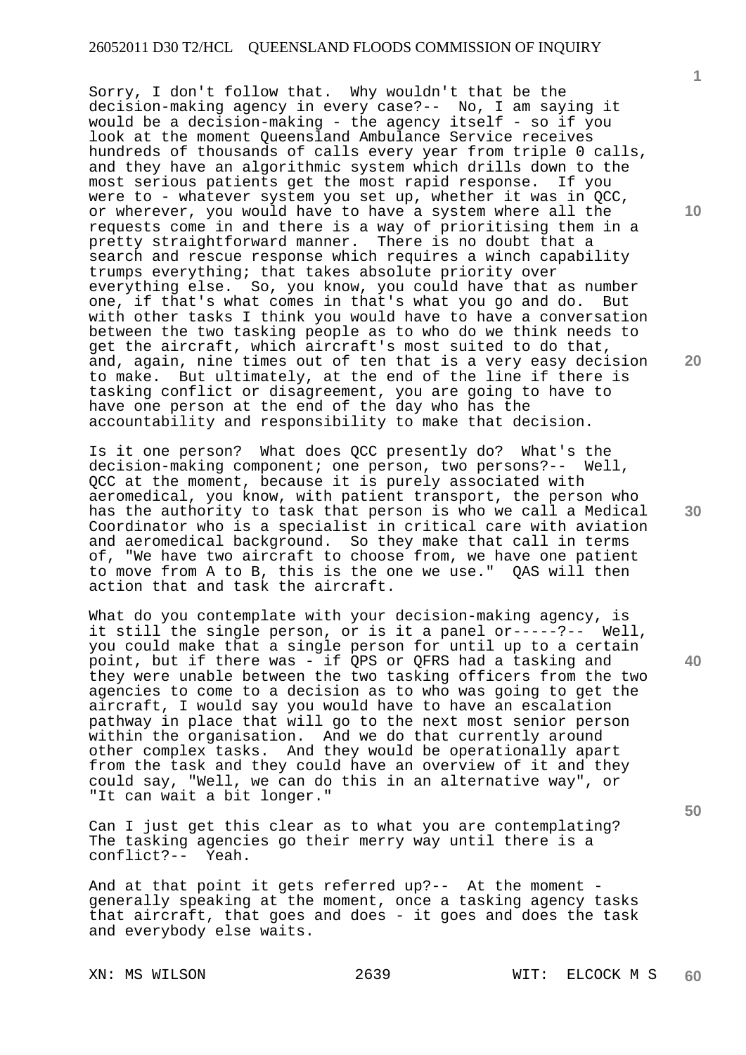Sorry, I don't follow that. Why wouldn't that be the decision-making agency in every case?-- No, I am saying it would be a decision-making - the agency itself - so if you look at the moment Queensland Ambulance Service receives hundreds of thousands of calls every year from triple 0 calls, and they have an algorithmic system which drills down to the most serious patients get the most rapid response. If you were to - whatever system you set up, whether it was in QCC, or wherever, you would have to have a system where all the requests come in and there is a way of prioritising them in a pretty straightforward manner. There is no doubt that a search and rescue response which requires a winch capability trumps everything; that takes absolute priority over everything else. So, you know, you could have that as number one, if that's what comes in that's what you go and do. But with other tasks I think you would have to have a conversation between the two tasking people as to who do we think needs to get the aircraft, which aircraft's most suited to do that, and, again, nine times out of ten that is a very easy decision to make. But ultimately, at the end of the line if there is tasking conflict or disagreement, you are going to have to have one person at the end of the day who has the accountability and responsibility to make that decision.

Is it one person? What does QCC presently do? What's the decision-making component; one person, two persons?-- Well, QCC at the moment, because it is purely associated with aeromedical, you know, with patient transport, the person who has the authority to task that person is who we call a Medical Coordinator who is a specialist in critical care with aviation and aeromedical background. So they make that call in terms of, "We have two aircraft to choose from, we have one patient to move from A to B, this is the one we use." QAS will then action that and task the aircraft.

What do you contemplate with your decision-making agency, is it still the single person, or is it a panel or-----?-- Well, you could make that a single person for until up to a certain point, but if there was - if QPS or QFRS had a tasking and they were unable between the two tasking officers from the two agencies to come to a decision as to who was going to get the aircraft, I would say you would have to have an escalation pathway in place that will go to the next most senior person within the organisation. And we do that currently around other complex tasks. And they would be operationally apart from the task and they could have an overview of it and they could say, "Well, we can do this in an alternative way", or "It can wait a bit longer."

Can I just get this clear as to what you are contemplating? The tasking agencies go their merry way until there is a conflict?-- Yeah.

And at that point it gets referred up?-- At the moment - generally speaking at the moment, once a tasking agency tasks that aircraft, that goes and does - it goes and does the task and everybody else waits.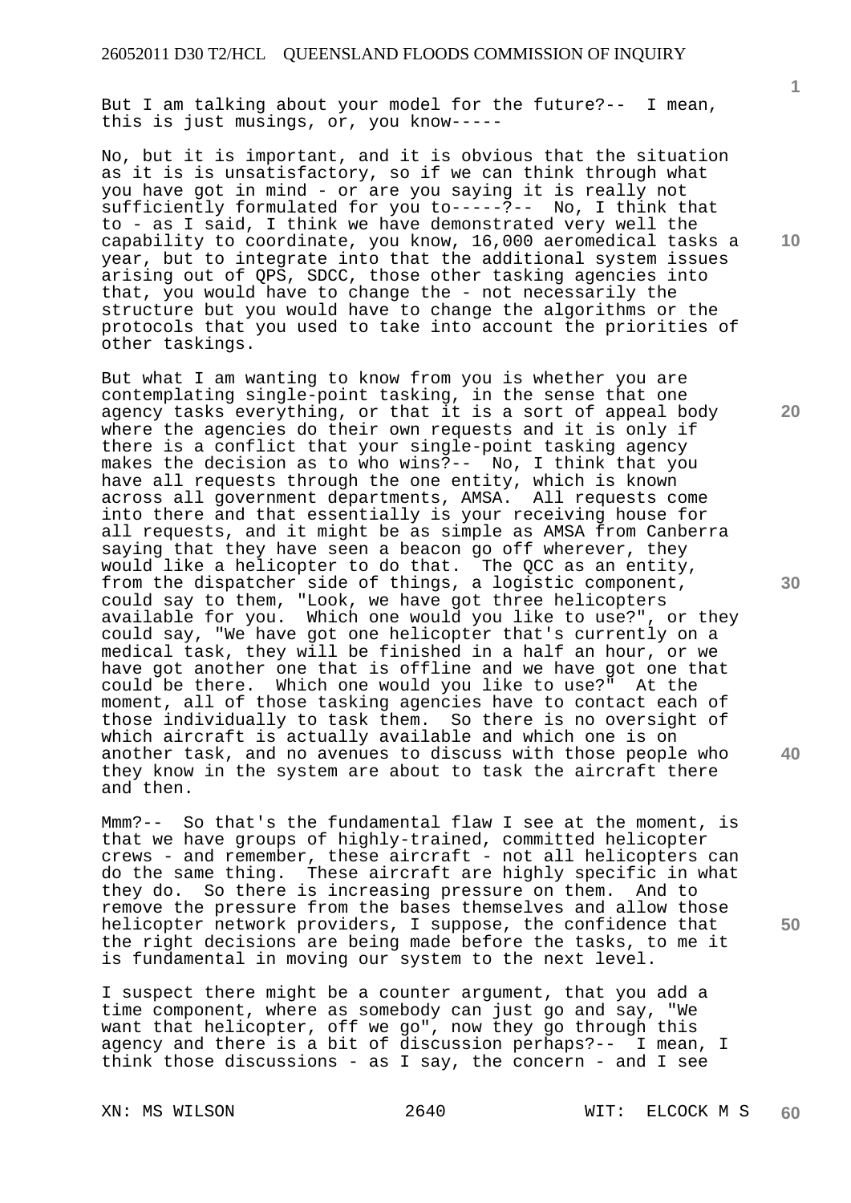But I am talking about your model for the future?-- I mean, this is just musings, or, you know-----

No, but it is important, and it is obvious that the situation as it is is unsatisfactory, so if we can think through what you have got in mind - or are you saying it is really not sufficiently formulated for you to-----?-- No, I think that to - as I said, I think we have demonstrated very well the capability to coordinate, you know, 16,000 aeromedical tasks a year, but to integrate into that the additional system issues arising out of QPS, SDCC, those other tasking agencies into that, you would have to change the - not necessarily the structure but you would have to change the algorithms or the protocols that you used to take into account the priorities of other taskings.

But what I am wanting to know from you is whether you are contemplating single-point tasking, in the sense that one agency tasks everything, or that it is a sort of appeal body where the agencies do their own requests and it is only if there is a conflict that your single-point tasking agency makes the decision as to who wins?-- No, I think that you have all requests through the one entity, which is known across all government departments, AMSA. All requests come into there and that essentially is your receiving house for all requests, and it might be as simple as AMSA from Canberra saying that they have seen a beacon go off wherever, they would like a helicopter to do that. The QCC as an entity, from the dispatcher side of things, a logistic component, could say to them, "Look, we have got three helicopters available for you. Which one would you like to use?", or they could say, "We have got one helicopter that's currently on a medical task, they will be finished in a half an hour, or we have got another one that is offline and we have got one that could be there. Which one would you like to use?" At the moment, all of those tasking agencies have to contact each of those individually to task them. So there is no oversight of which aircraft is actually available and which one is on another task, and no avenues to discuss with those people who they know in the system are about to task the aircraft there and then.

Mmm?-- So that's the fundamental flaw I see at the moment, is that we have groups of highly-trained, committed helicopter crews - and remember, these aircraft - not all helicopters can do the same thing. These aircraft are highly specific in what they do. So there is increasing pressure on them. And to remove the pressure from the bases themselves and allow those helicopter network providers, I suppose, the confidence that the right decisions are being made before the tasks, to me it is fundamental in moving our system to the next level.

I suspect there might be a counter argument, that you add a time component, where as somebody can just go and say, "We want that helicopter, off we go", now they go through this agency and there is a bit of discussion perhaps?-- I mean, I think those discussions - as I say, the concern - and I see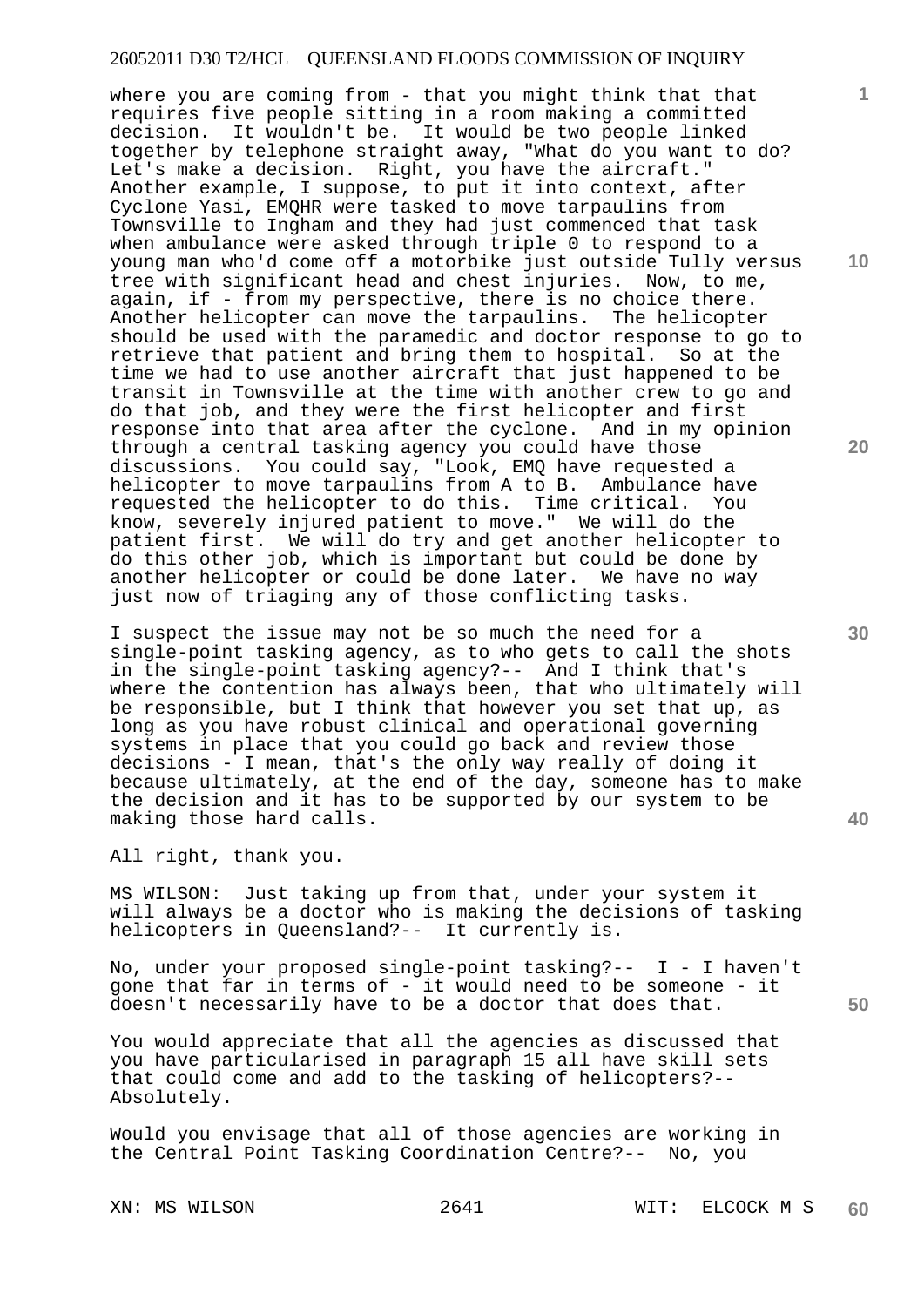where you are coming from - that you might think that that requires five people sitting in a room making a committed decision. It wouldn't be. It would be two people linked together by telephone straight away, "What do you want to do? Let's make a decision. Right, you have the aircraft." Another example, I suppose, to put it into context, after Cyclone Yasi, EMQHR were tasked to move tarpaulins from Townsville to Ingham and they had just commenced that task when ambulance were asked through triple 0 to respond to a young man who'd come off a motorbike just outside Tully versus tree with significant head and chest injuries. Now, to me, again, if - from my perspective, there is no choice there. Another helicopter can move the tarpaulins. The helicopter should be used with the paramedic and doctor response to go to retrieve that patient and bring them to hospital. So at the time we had to use another aircraft that just happened to be transit in Townsville at the time with another crew to go and do that job, and they were the first helicopter and first response into that area after the cyclone. And in my opinion through a central tasking agency you could have those discussions. You could say, "Look, EMQ have requested a helicopter to move tarpaulins from A to B. Ambulance have requested the helicopter to do this. Time critical. You know, severely injured patient to move." We will do the patient first. We will do try and get another helicopter to do this other job, which is important but could be done by another helicopter or could be done later. We have no way just now of triaging any of those conflicting tasks.

I suspect the issue may not be so much the need for a single-point tasking agency, as to who gets to call the shots in the single-point tasking agency?-- And I think that's where the contention has always been, that who ultimately will be responsible, but I think that however you set that up, as long as you have robust clinical and operational governing systems in place that you could go back and review those decisions - I mean, that's the only way really of doing it because ultimately, at the end of the day, someone has to make the decision and it has to be supported by our system to be making those hard calls.

All right, thank you.

MS WILSON: Just taking up from that, under your system it will always be a doctor who is making the decisions of tasking helicopters in Queensland?-- It currently is.

No, under your proposed single-point tasking?-- I - I haven't gone that far in terms of - it would need to be someone - it doesn't necessarily have to be a doctor that does that.

You would appreciate that all the agencies as discussed that you have particularised in paragraph 15 all have skill sets that could come and add to the tasking of helicopters?-- Absolutely.

Would you envisage that all of those agencies are working in the Central Point Tasking Coordination Centre?-- No, you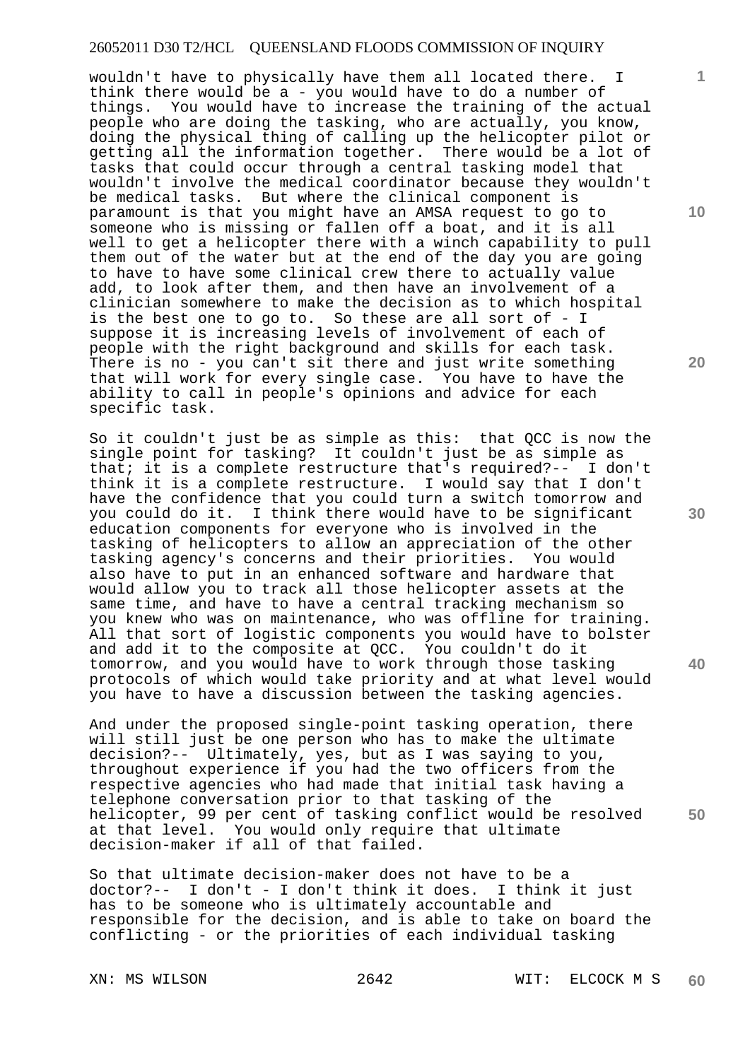wouldn't have to physically have them all located there. I think there would be a - you would have to do a number of things. You would have to increase the training of the actual people who are doing the tasking, who are actually, you know, doing the physical thing of calling up the helicopter pilot or getting all the information together. There would be a lot of tasks that could occur through a central tasking model that wouldn't involve the medical coordinator because they wouldn't be medical tasks. But where the clinical component is paramount is that you might have an AMSA request to go to someone who is missing or fallen off a boat, and it is all well to get a helicopter there with a winch capability to pull them out of the water but at the end of the day you are going to have to have some clinical crew there to actually value add, to look after them, and then have an involvement of a clinician somewhere to make the decision as to which hospital is the best one to go to. So these are all sort of - I suppose it is increasing levels of involvement of each of people with the right background and skills for each task. There is no - you can't sit there and just write something that will work for every single case. You have to have the ability to call in people's opinions and advice for each specific task.

So it couldn't just be as simple as this: that QCC is now the single point for tasking? It couldn't just be as simple as that; it is a complete restructure that's required?-- I don't think it is a complete restructure. I would say that I don't have the confidence that you could turn a switch tomorrow and you could do it. I think there would have to be significant education components for everyone who is involved in the tasking of helicopters to allow an appreciation of the other tasking agency's concerns and their priorities. You would also have to put in an enhanced software and hardware that would allow you to track all those helicopter assets at the same time, and have to have a central tracking mechanism so you knew who was on maintenance, who was offline for training. All that sort of logistic components you would have to bolster and add it to the composite at QCC. You couldn't do it tomorrow, and you would have to work through those tasking protocols of which would take priority and at what level would you have to have a discussion between the tasking agencies.

And under the proposed single-point tasking operation, there will still just be one person who has to make the ultimate decision?-- Ultimately, yes, but as I was saying to you, throughout experience if you had the two officers from the respective agencies who had made that initial task having a telephone conversation prior to that tasking of the helicopter, 99 per cent of tasking conflict would be resolved at that level. You would only require that ultimate decision-maker if all of that failed.

So that ultimate decision-maker does not have to be a doctor?-- I don't - I don't think it does. I think it just has to be someone who is ultimately accountable and responsible for the decision, and is able to take on board the conflicting - or the priorities of each individual tasking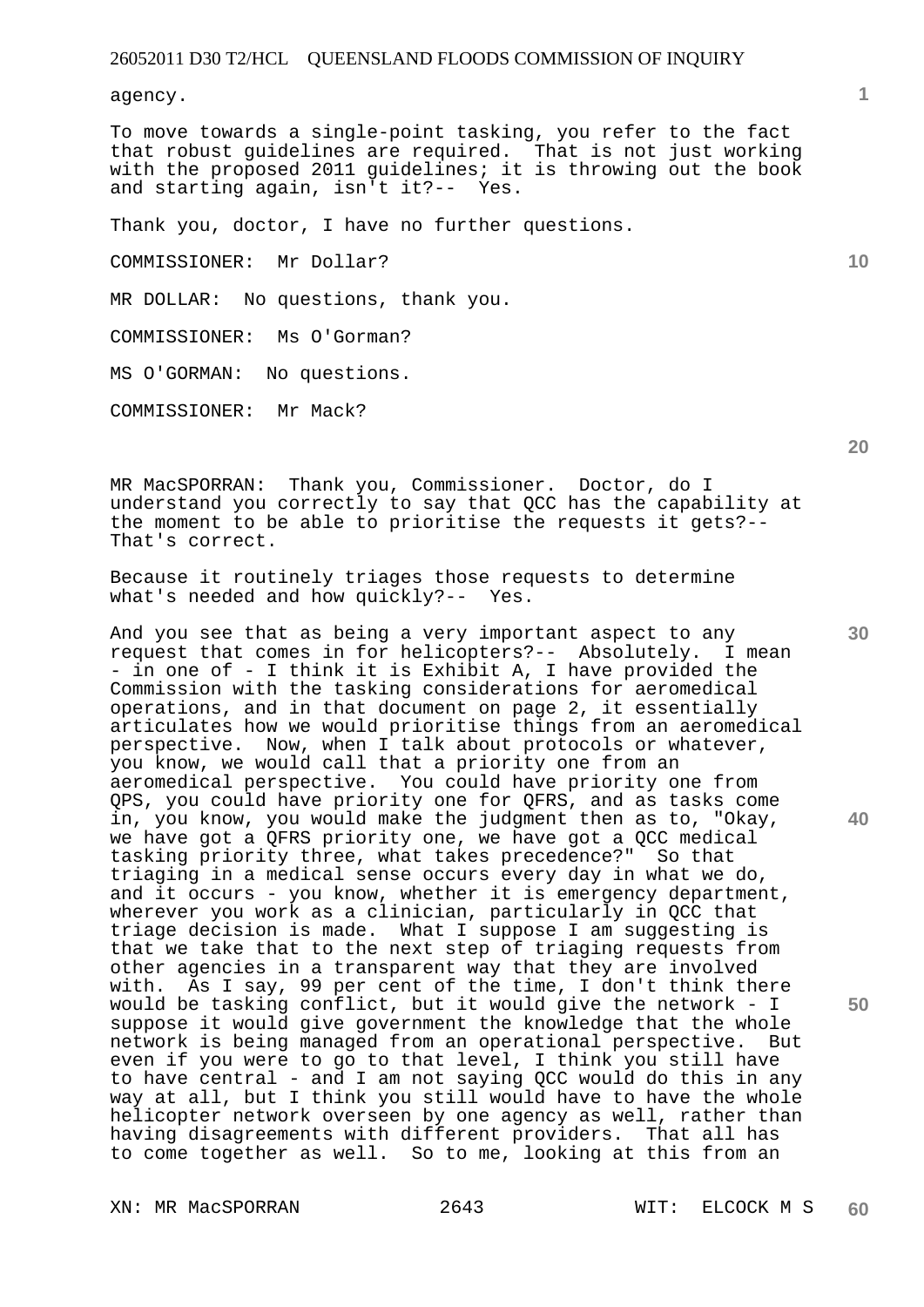agency.

To move towards a single-point tasking, you refer to the fact that robust guidelines are required. That is not just working with the proposed 2011 guidelines; it is throwing out the book and starting again, isn't it?-- Yes.

Thank you, doctor, I have no further questions.

COMMISSIONER: Mr Dollar?

MR DOLLAR: No questions, thank you.

COMMISSIONER: Ms O'Gorman?

MS O'GORMAN: No questions.

COMMISSIONER: Mr Mack?

MR MacSPORRAN: Thank you, Commissioner. Doctor, do I understand you correctly to say that QCC has the capability at the moment to be able to prioritise the requests it gets?-- That's correct.

Because it routinely triages those requests to determine what's needed and how quickly?-- Yes.

And you see that as being a very important aspect to any request that comes in for helicopters?-- Absolutely. I mean - in one of - I think it is Exhibit A, I have provided the Commission with the tasking considerations for aeromedical operations, and in that document on page 2, it essentially articulates how we would prioritise things from an aeromedical perspective. Now, when I talk about protocols or whatever, you know, we would call that a priority one from an aeromedical perspective. You could have priority one from QPS, you could have priority one for QFRS, and as tasks come in, you know, you would make the judgment then as to, "Okay, we have got a QFRS priority one, we have got a QCC medical tasking priority three, what takes precedence?" So that triaging in a medical sense occurs every day in what we do, and it occurs - you know, whether it is emergency department, wherever you work as a clinician, particularly in QCC that triage decision is made. What I suppose I am suggesting is that we take that to the next step of triaging requests from other agencies in a transparent way that they are involved with. As I say, 99 per cent of the time, I don't think there would be tasking conflict, but it would give the network - I suppose it would give government the knowledge that the whole network is being managed from an operational perspective. But even if you were to go to that level, I think you still have to have central - and I am not saying QCC would do this in any way at all, but I think you still would have to have the whole helicopter network overseen by one agency as well, rather than having disagreements with different providers. That all has to come together as well. So to me, looking at this from an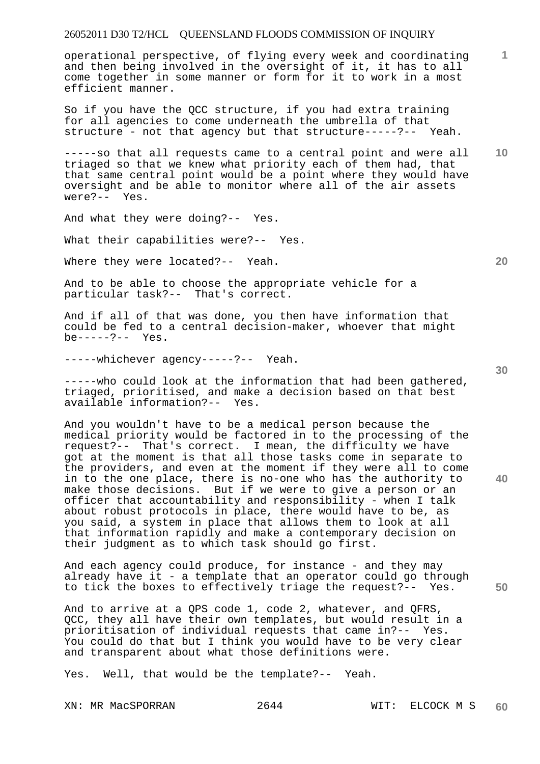operational perspective, of flying every week and coordinating and then being involved in the oversight of it, it has to all come together in some manner or form for it to work in a most efficient manner.

So if you have the QCC structure, if you had extra training for all agencies to come underneath the umbrella of that structure - not that agency but that structure-----?-- Yeah.

-----so that all requests came to a central point and were all triaged so that we knew what priority each of them had, that that same central point would be a point where they would have oversight and be able to monitor where all of the air assets were?-- Yes.

And what they were doing?-- Yes.

What their capabilities were?-- Yes.

Where they were located?-- Yeah.

And to be able to choose the appropriate vehicle for a particular task?-- That's correct.

And if all of that was done, you then have information that could be fed to a central decision-maker, whoever that might be-----?-- Yes.

-----whichever agency-----?-- Yeah.

-----who could look at the information that had been gathered, triaged, prioritised, and make a decision based on that best available information?-- Yes.

And you wouldn't have to be a medical person because the medical priority would be factored in to the processing of the request?-- That's correct. I mean, the difficulty we have got at the moment is that all those tasks come in separate to the providers, and even at the moment if they were all to come in to the one place, there is no-one who has the authority to make those decisions. But if we were to give a person or an officer that accountability and responsibility - when I talk about robust protocols in place, there would have to be, as you said, a system in place that allows them to look at all that information rapidly and make a contemporary decision on their judgment as to which task should go first.

And each agency could produce, for instance - and they may already have it - a template that an operator could go through to tick the boxes to effectively triage the request?-- Yes.

And to arrive at a QPS code 1, code 2, whatever, and QFRS, QCC, they all have their own templates, but would result in a prioritisation of individual requests that came in?-- Yes. You could do that but I think you would have to be very clear and transparent about what those definitions were.

Yes. Well, that would be the template?-- Yeah.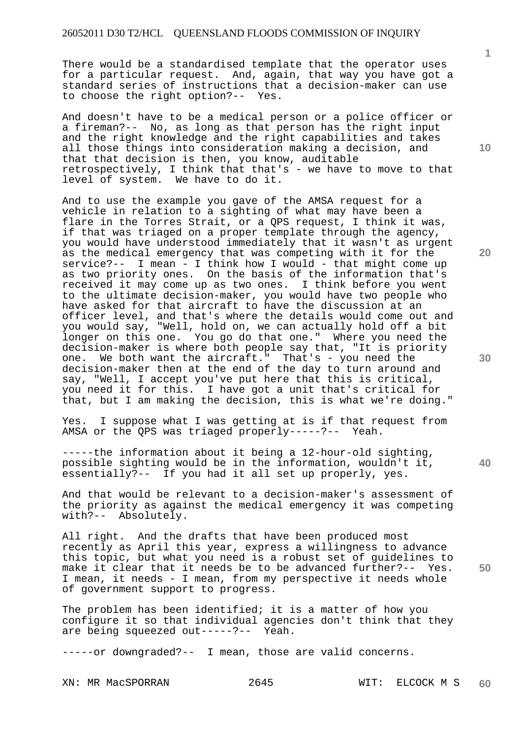There would be a standardised template that the operator uses for a particular request. And, again, that way you have got a standard series of instructions that a decision-maker can use to choose the right option?-- Yes.

And doesn't have to be a medical person or a police officer or a fireman?-- No, as long as that person has the right input and the right knowledge and the right capabilities and takes all those things into consideration making a decision, and that that decision is then, you know, auditable retrospectively, I think that that's - we have to move to that level of system. We have to do it.

And to use the example you gave of the AMSA request for a vehicle in relation to a sighting of what may have been a flare in the Torres Strait, or a QPS request, I think it was, if that was triaged on a proper template through the agency, you would have understood immediately that it wasn't as urgent as the medical emergency that was competing with it for the service?-- I mean - I think how I would - that might come up as two priority ones. On the basis of the information that's received it may come up as two ones. I think before you went to the ultimate decision-maker, you would have two people who have asked for that aircraft to have the discussion at an officer level, and that's where the details would come out and you would say, "Well, hold on, we can actually hold off a bit longer on this one. You go do that one." Where you need the decision-maker is where both people say that, "It is priority one. We both want the aircraft." That's - you need the decision-maker then at the end of the day to turn around and say, "Well, I accept you've put here that this is critical, you need it for this. I have got a unit that's critical for that, but I am making the decision, this is what we're doing."

Yes. I suppose what I was getting at is if that request from AMSA or the QPS was triaged properly-----?-- Yeah.

-----the information about it being a 12-hour-old sighting, possible sighting would be in the information, wouldn't it, essentially?-- If you had it all set up properly, yes.

And that would be relevant to a decision-maker's assessment of the priority as against the medical emergency it was competing with?-- Absolutely.

All right. And the drafts that have been produced most recently as April this year, express a willingness to advance this topic, but what you need is a robust set of guidelines to make it clear that it needs be to be advanced further?-- Yes. I mean, it needs - I mean, from my perspective it needs whole of government support to progress.

The problem has been identified; it is a matter of how you configure it so that individual agencies don't think that they are being squeezed out-----?-- Yeah.

-----or downgraded?-- I mean, those are valid concerns.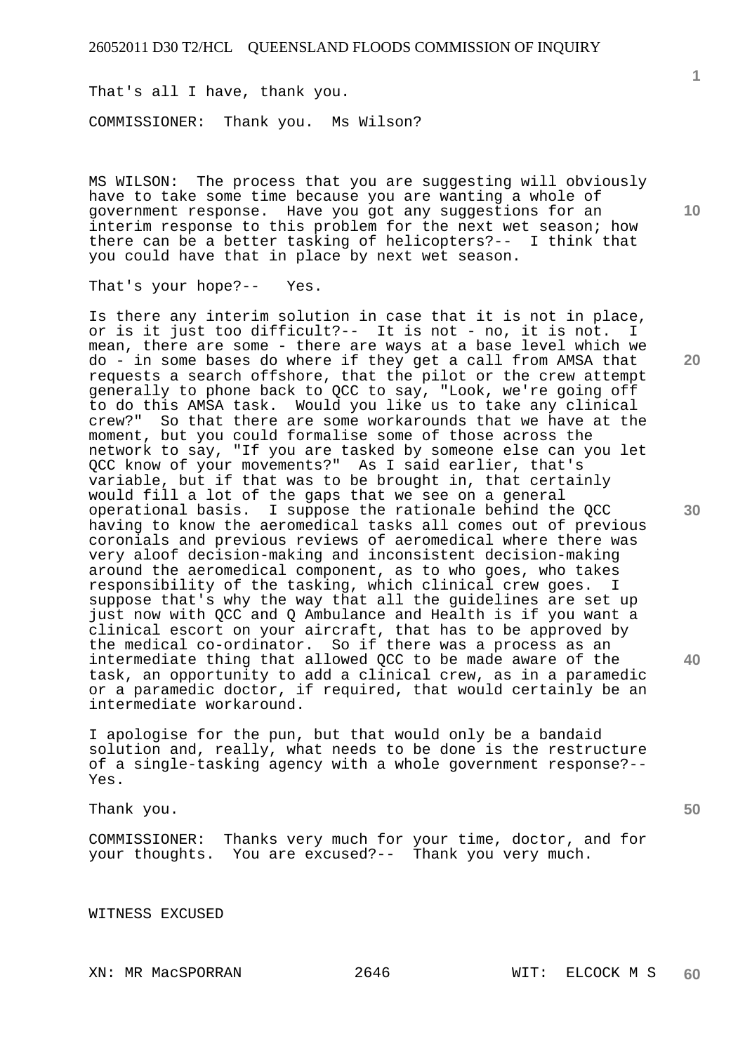That's all I have, thank you.

COMMISSIONER: Thank you. Ms Wilson?

MS WILSON: The process that you are suggesting will obviously have to take some time because you are wanting a whole of government response. Have you got any suggestions for an interim response to this problem for the next wet season; how there can be a better tasking of helicopters?-- I think that you could have that in place by next wet season.

That's your hope?-- Yes.

Is there any interim solution in case that it is not in place, or is it just too difficult?-- It is not - no, it is not. I mean, there are some - there are ways at a base level which we do - in some bases do where if they get a call from AMSA that requests a search offshore, that the pilot or the crew attempt generally to phone back to QCC to say, "Look, we're going off to do this AMSA task. Would you like us to take any clinical crew?" So that there are some workarounds that we have at the moment, but you could formalise some of those across the network to say, "If you are tasked by someone else can you let QCC know of your movements?" As I said earlier, that's variable, but if that was to be brought in, that certainly would fill a lot of the gaps that we see on a general operational basis. I suppose the rationale behind the QCC having to know the aeromedical tasks all comes out of previous coronials and previous reviews of aeromedical where there was very aloof decision-making and inconsistent decision-making around the aeromedical component, as to who goes, who takes responsibility of the tasking, which clinical crew goes. I suppose that's why the way that all the guidelines are set up just now with QCC and Q Ambulance and Health is if you want a clinical escort on your aircraft, that has to be approved by the medical co-ordinator. So if there was a process as an intermediate thing that allowed QCC to be made aware of the task, an opportunity to add a clinical crew, as in a paramedic or a paramedic doctor, if required, that would certainly be an intermediate workaround.

I apologise for the pun, but that would only be a bandaid solution and, really, what needs to be done is the restructure of a single-tasking agency with a whole government response?-- Yes.

Thank you.

COMMISSIONER: Thanks very much for your time, doctor, and for your thoughts. You are excused?-- Thank you very much.

WITNESS EXCUSED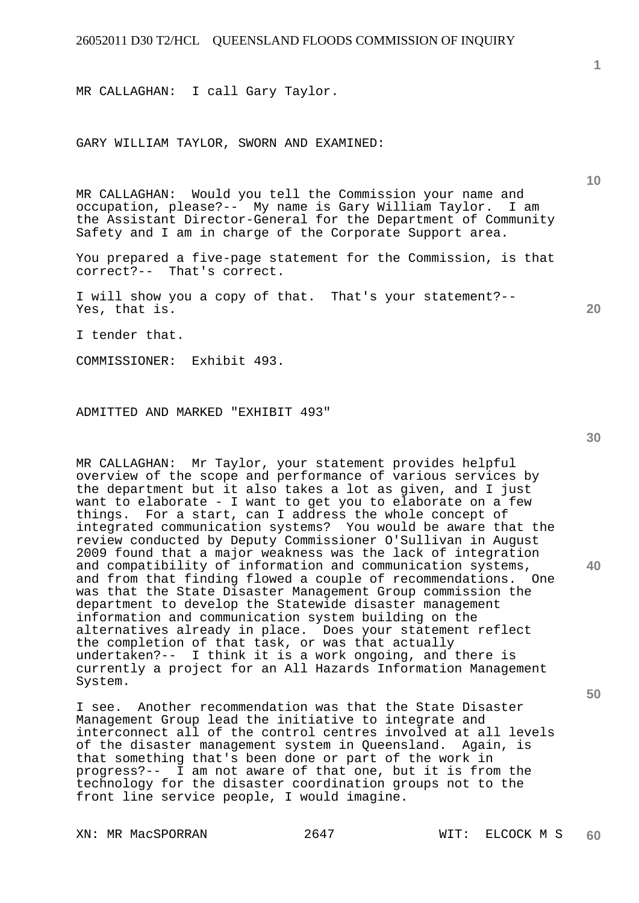MR CALLAGHAN: I call Gary Taylor.

GARY WILLIAM TAYLOR, SWORN AND EXAMINED:

MR CALLAGHAN: Would you tell the Commission your name and occupation, please?-- My name is Gary William Taylor. I am the Assistant Director-General for the Department of Community Safety and I am in charge of the Corporate Support area.

You prepared a five-page statement for the Commission, is that correct?-- That's correct.

I will show you a copy of that. That's your statement?-- Yes, that is.

I tender that.

COMMISSIONER: Exhibit 493.

ADMITTED AND MARKED "EXHIBIT 493"

MR CALLAGHAN: Mr Taylor, your statement provides helpful overview of the scope and performance of various services by the department but it also takes a lot as given, and I just want to elaborate - I want to get you to elaborate on a few things. For a start, can I address the whole concept of integrated communication systems? You would be aware that the review conducted by Deputy Commissioner O'Sullivan in August 2009 found that a major weakness was the lack of integration and compatibility of information and communication systems, and from that finding flowed a couple of recommendations. One was that the State Disaster Management Group commission the department to develop the Statewide disaster management information and communication system building on the alternatives already in place. Does your statement reflect the completion of that task, or was that actually undertaken?-- I think it is a work ongoing, and there is currently a project for an All Hazards Information Management System.

I see. Another recommendation was that the State Disaster Management Group lead the initiative to integrate and interconnect all of the control centres involved at all levels of the disaster management system in Queensland. Again, is that something that's been done or part of the work in progress?-- I am not aware of that one, but it is from the technology for the disaster coordination groups not to the front line service people, I would imagine.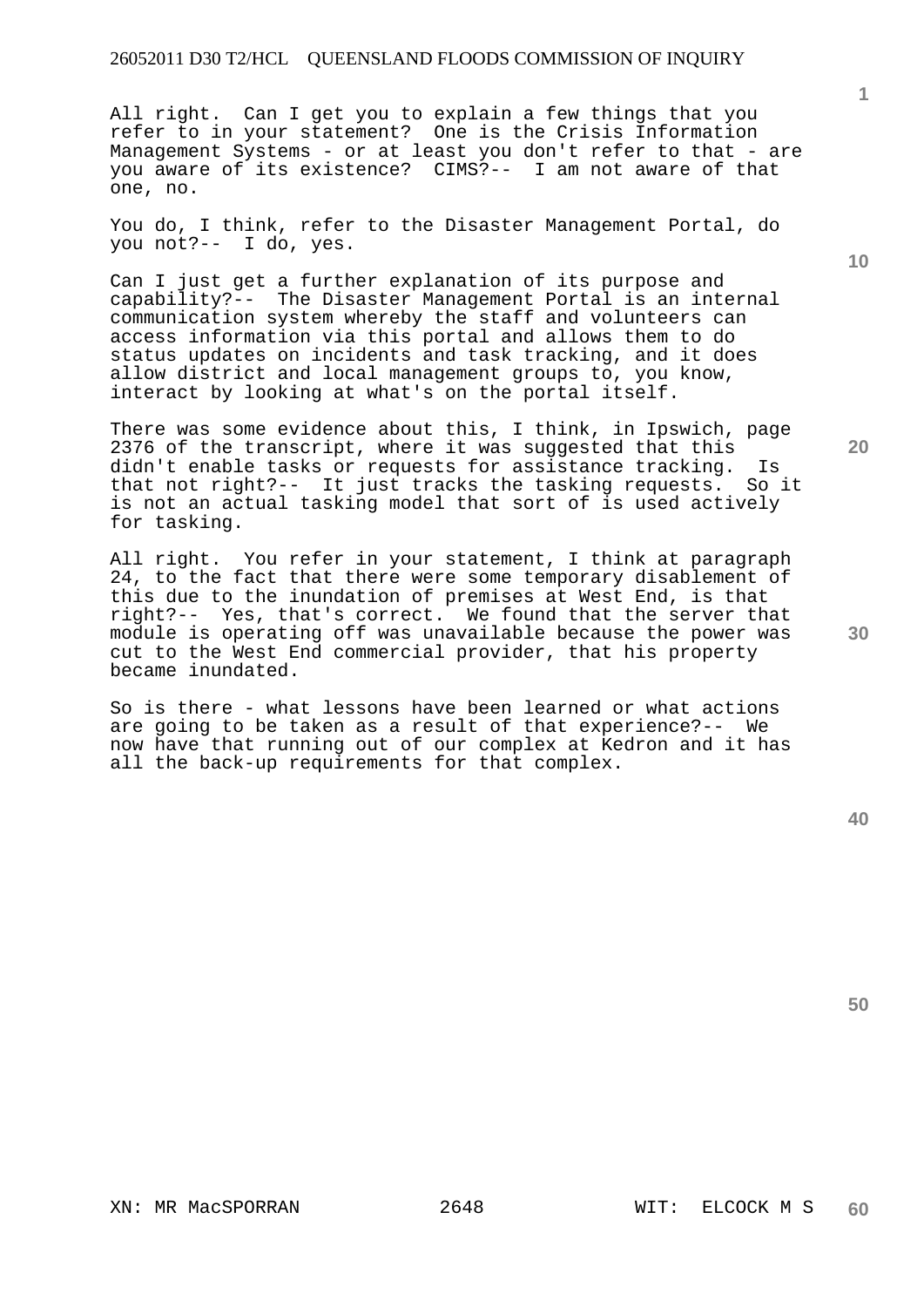All right. Can I get you to explain a few things that you refer to in your statement? One is the Crisis Information Management Systems - or at least you don't refer to that - are you aware of its existence? CIMS?-- I am not aware of that one, no.

You do, I think, refer to the Disaster Management Portal, do you not?-- I do, yes.

Can I just get a further explanation of its purpose and capability?-- The Disaster Management Portal is an internal communication system whereby the staff and volunteers can access information via this portal and allows them to do status updates on incidents and task tracking, and it does allow district and local management groups to, you know, interact by looking at what's on the portal itself.

There was some evidence about this, I think, in Ipswich, page 2376 of the transcript, where it was suggested that this didn't enable tasks or requests for assistance tracking. Is that not right?-- It just tracks the tasking requests. So it is not an actual tasking model that sort of is used actively for tasking.

All right. You refer in your statement, I think at paragraph 24, to the fact that there were some temporary disablement of this due to the inundation of premises at West End, is that right?-- Yes, that's correct. We found that the server that module is operating off was unavailable because the power was cut to the West End commercial provider, that his property became inundated.

So is there - what lessons have been learned or what actions are going to be taken as a result of that experience?-- We now have that running out of our complex at Kedron and it has all the back-up requirements for that complex.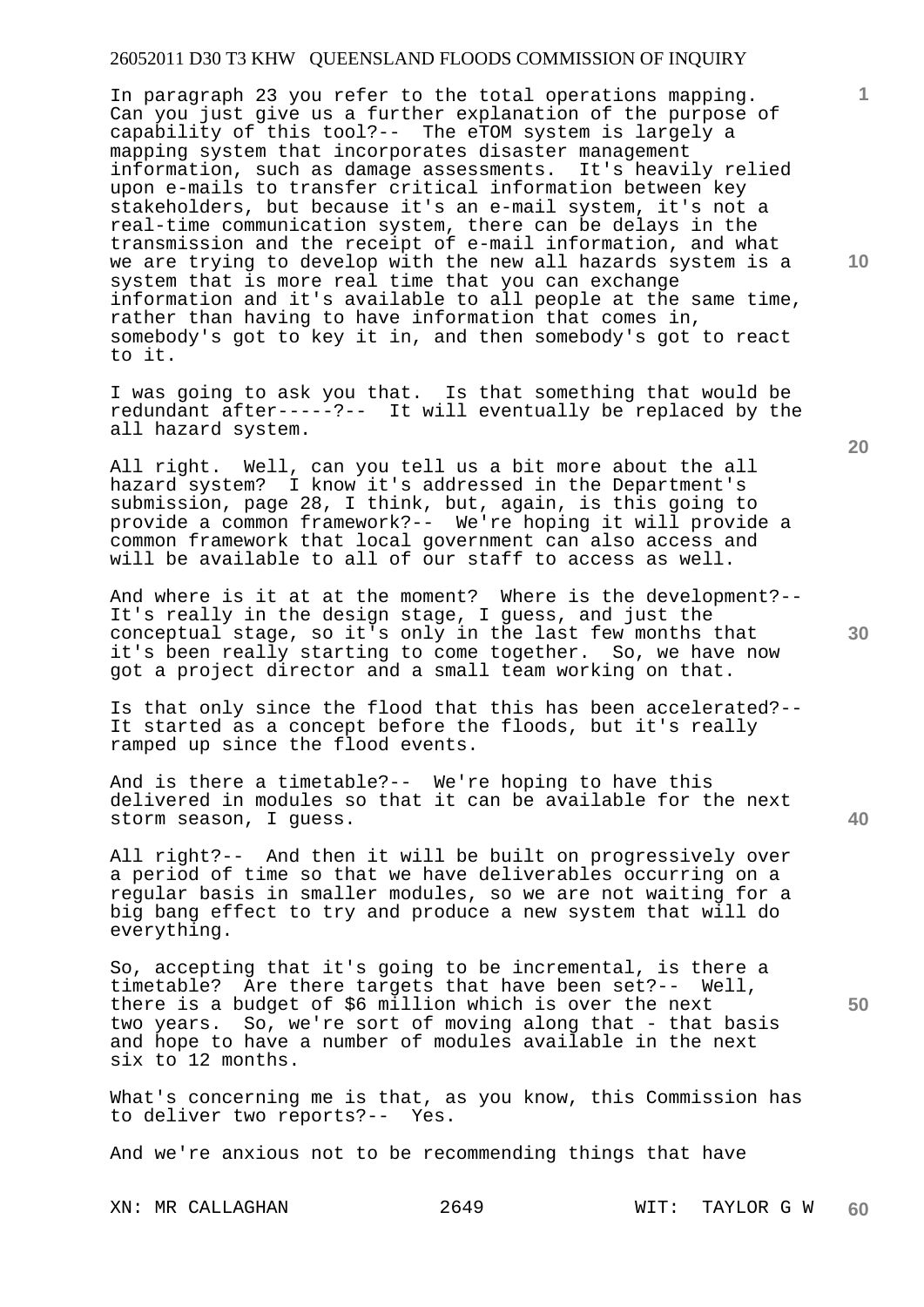In paragraph 23 you refer to the total operations mapping. Can you just give us a further explanation of the purpose of capability of this tool?-- The eTOM system is largely a mapping system that incorporates disaster management information, such as damage assessments. It's heavily relied upon e-mails to transfer critical information between key stakeholders, but because it's an e-mail system, it's not a real-time communication system, there can be delays in the transmission and the receipt of e-mail information, and what we are trying to develop with the new all hazards system is a system that is more real time that you can exchange information and it's available to all people at the same time, rather than having to have information that comes in, somebody's got to key it in, and then somebody's got to react to it.

I was going to ask you that. Is that something that would be redundant after-----?-- It will eventually be replaced by the all hazard system.

All right. Well, can you tell us a bit more about the all hazard system? I know it's addressed in the Department's submission, page 28, I think, but, again, is this going to provide a common framework?-- We're hoping it will provide a common framework that local government can also access and will be available to all of our staff to access as well.

And where is it at at the moment? Where is the development?-- It's really in the design stage, I guess, and just the conceptual stage, so it's only in the last few months that it's been really starting to come together. So, we have now got a project director and a small team working on that.

Is that only since the flood that this has been accelerated?-- It started as a concept before the floods, but it's really ramped up since the flood events.

And is there a timetable?-- We're hoping to have this delivered in modules so that it can be available for the next storm season, I guess.

All right?-- And then it will be built on progressively over a period of time so that we have deliverables occurring on a regular basis in smaller modules, so we are not waiting for a big bang effect to try and produce a new system that will do everything.

So, accepting that it's going to be incremental, is there a timetable? Are there targets that have been set?-- Well, there is a budget of $6 million which is over the next two years. So, we're sort of moving along that - that basis and hope to have a number of modules available in the next six to 12 months.

What's concerning me is that, as you know, this Commission has to deliver two reports?-- Yes.

And we're anxious not to be recommending things that have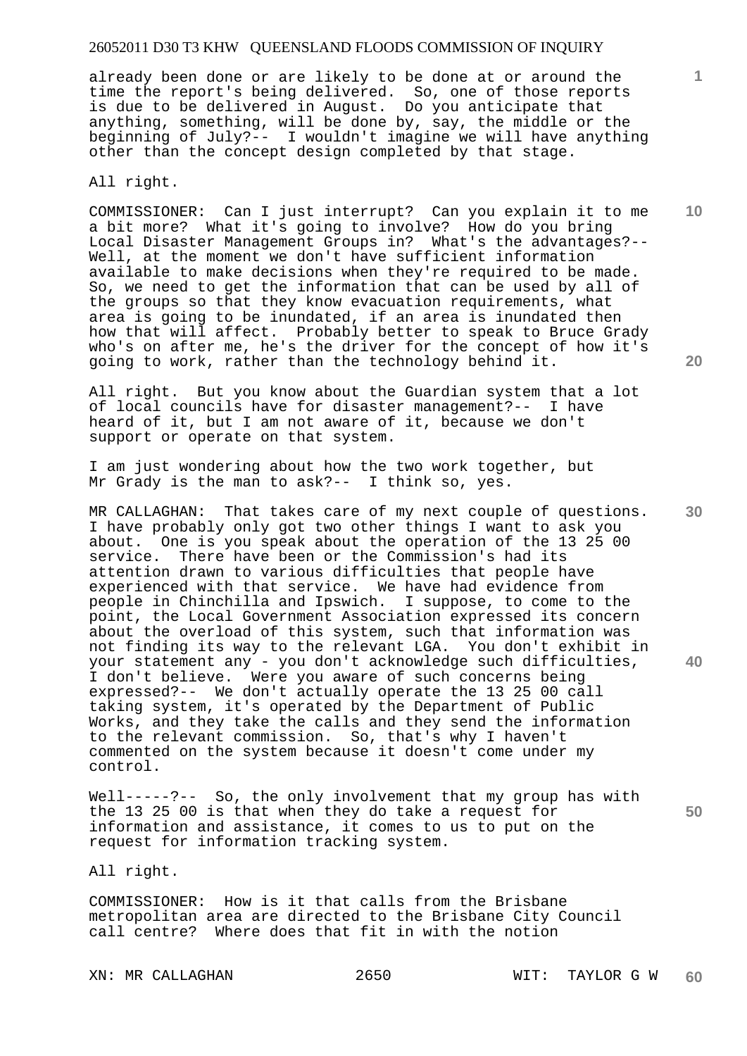already been done or are likely to be done at or around the time the report's being delivered. So, one of those reports is due to be delivered in August. Do you anticipate that anything, something, will be done by, say, the middle or the beginning of July?-- I wouldn't imagine we will have anything other than the concept design completed by that stage.

All right.

COMMISSIONER: Can I just interrupt? Can you explain it to me a bit more? What it's going to involve? How do you bring Local Disaster Management Groups in? What's the advantages?-- Well, at the moment we don't have sufficient information available to make decisions when they're required to be made. So, we need to get the information that can be used by all of the groups so that they know evacuation requirements, what area is going to be inundated, if an area is inundated then how that will affect. Probably better to speak to Bruce Grady who's on after me, he's the driver for the concept of how it's going to work, rather than the technology behind it.

All right. But you know about the Guardian system that a lot of local councils have for disaster management?-- I have heard of it, but I am not aware of it, because we don't support or operate on that system.

I am just wondering about how the two work together, but Mr Grady is the man to ask?-- I think so, yes.

MR CALLAGHAN: That takes care of my next couple of questions. I have probably only got two other things I want to ask you about. One is you speak about the operation of the 13 25 00 service. There have been or the Commission's had its attention drawn to various difficulties that people have experienced with that service. We have had evidence from people in Chinchilla and Ipswich. I suppose, to come to the point, the Local Government Association expressed its concern about the overload of this system, such that information was not finding its way to the relevant LGA. You don't exhibit in your statement any - you don't acknowledge such difficulties, I don't believe. Were you aware of such concerns being expressed?-- We don't actually operate the 13 25 00 call taking system, it's operated by the Department of Public Works, and they take the calls and they send the information to the relevant commission. So, that's why I haven't commented on the system because it doesn't come under my control.

Well-----?-- So, the only involvement that my group has with the 13 25 00 is that when they do take a request for information and assistance, it comes to us to put on the request for information tracking system.

All right.

COMMISSIONER: How is it that calls from the Brisbane metropolitan area are directed to the Brisbane City Council call centre? Where does that fit in with the notion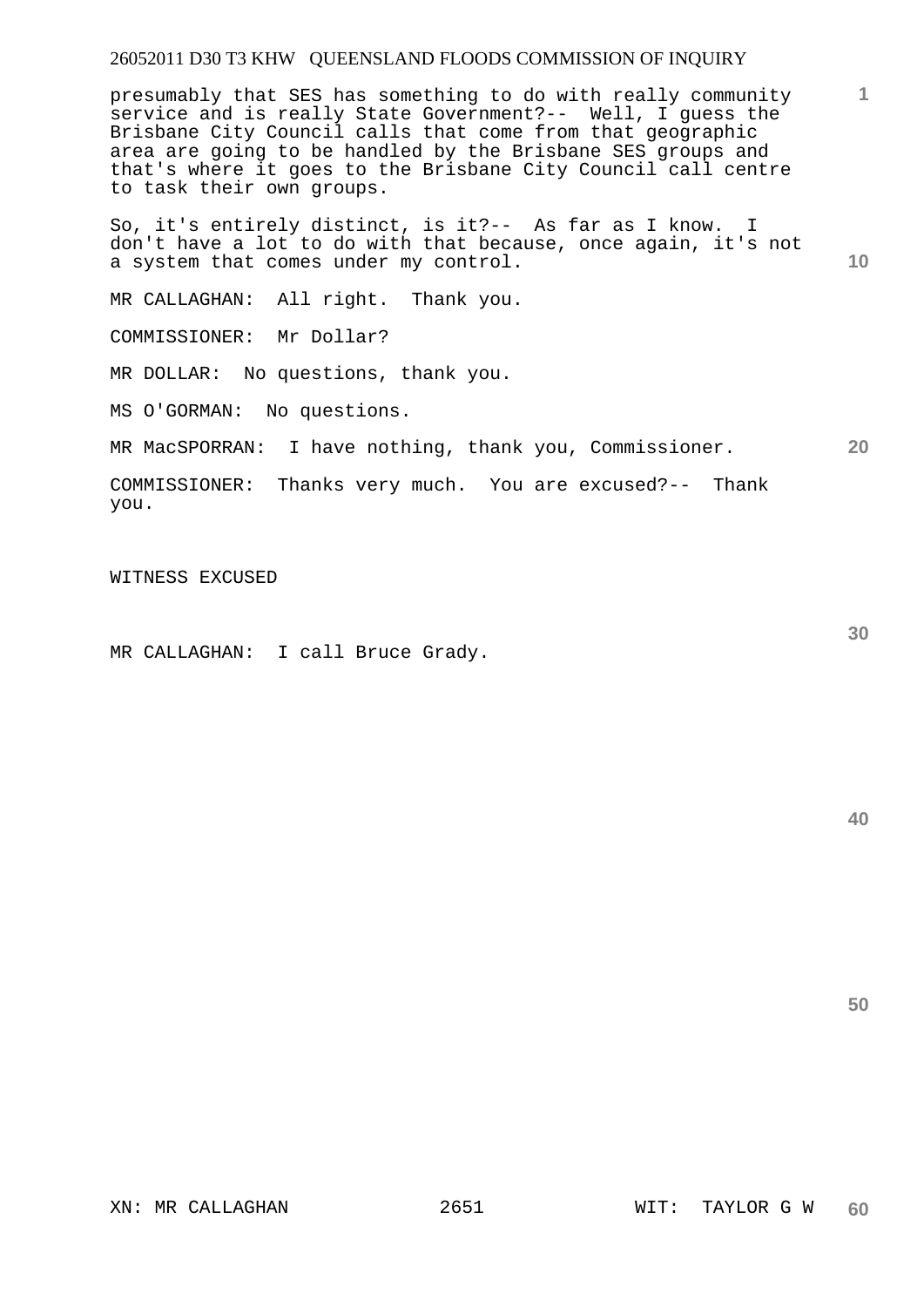presumably that SES has something to do with really community service and is really State Government?-- Well, I guess the Brisbane City Council calls that come from that geographic area are going to be handled by the Brisbane SES groups and that's where it goes to the Brisbane City Council call centre to task their own groups.

So, it's entirely distinct, is it?-- As far as I know. I don't have a lot to do with that because, once again, it's not a system that comes under my control.

MR CALLAGHAN: All right. Thank you.

COMMISSIONER: Mr Dollar?

MR DOLLAR: No questions, thank you.

MS O'GORMAN: No questions.

MR MacSPORRAN: I have nothing, thank you, Commissioner.

COMMISSIONER: Thanks very much. You are excused?-- Thank you.

WITNESS EXCUSED

MR CALLAGHAN: I call Bruce Grady.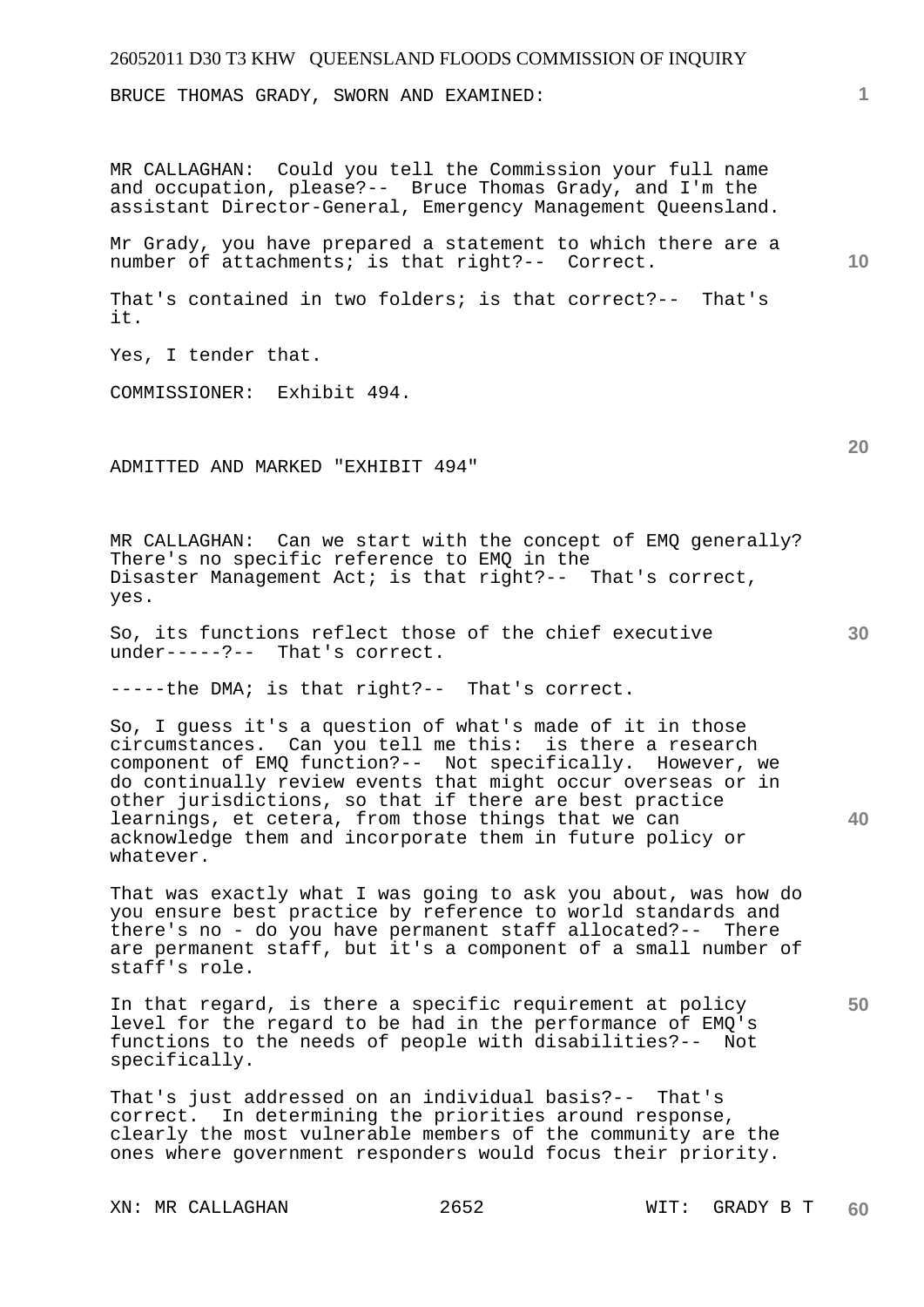BRUCE THOMAS GRADY, SWORN AND EXAMINED:

MR CALLAGHAN: Could you tell the Commission your full name and occupation, please?-- Bruce Thomas Grady, and I'm the assistant Director-General, Emergency Management Queensland.

Mr Grady, you have prepared a statement to which there are a number of attachments; is that right?-- Correct.

That's contained in two folders; is that correct?-- That's it.

Yes, I tender that.

COMMISSIONER: Exhibit 494.

ADMITTED AND MARKED "EXHIBIT 494"

MR CALLAGHAN: Can we start with the concept of EMQ generally? There's no specific reference to EMQ in the Disaster Management Act; is that right?-- That's correct, yes.

So, its functions reflect those of the chief executive under-----?-- That's correct.

-----the DMA; is that right?-- That's correct.

So, I guess it's a question of what's made of it in those circumstances. Can you tell me this: is there a research component of EMQ function?-- Not specifically. However, we do continually review events that might occur overseas or in other jurisdictions, so that if there are best practice learnings, et cetera, from those things that we can acknowledge them and incorporate them in future policy or whatever.

That was exactly what I was going to ask you about, was how do you ensure best practice by reference to world standards and there's no - do you have permanent staff allocated?-- There are permanent staff, but it's a component of a small number of staff's role.

In that regard, is there a specific requirement at policy level for the regard to be had in the performance of EMQ's functions to the needs of people with disabilities?-- Not specifically.

That's just addressed on an individual basis?-- That's correct. In determining the priorities around response, clearly the most vulnerable members of the community are the ones where government responders would focus their priority.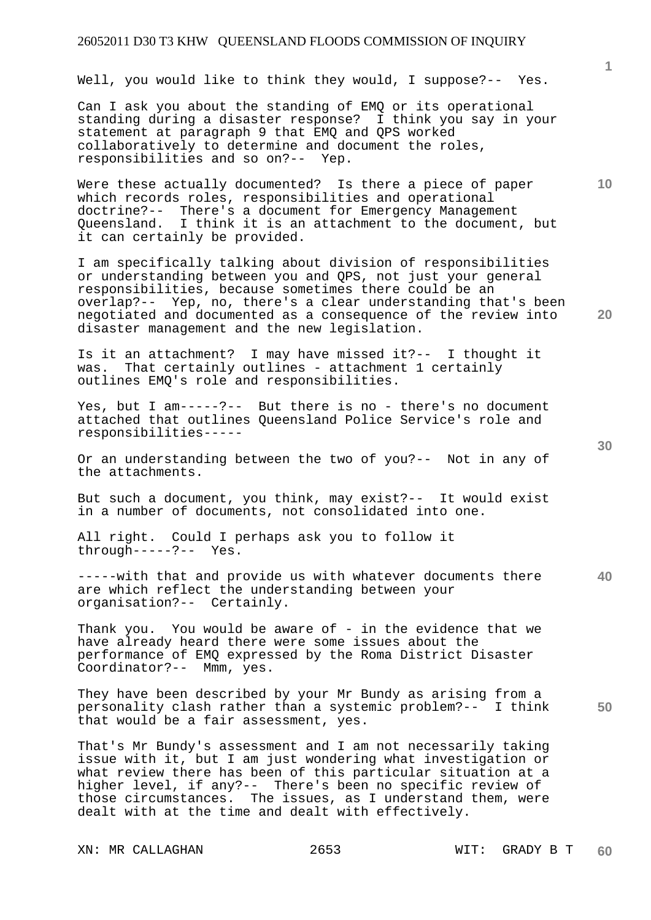Well, you would like to think they would, I suppose?-- Yes.

Can I ask you about the standing of EMQ or its operational standing during a disaster response? I think you say in your statement at paragraph 9 that EMQ and QPS worked collaboratively to determine and document the roles, responsibilities and so on?-- Yep.

Were these actually documented? Is there a piece of paper which records roles, responsibilities and operational doctrine?-- There's a document for Emergency Management Queensland. I think it is an attachment to the document, but it can certainly be provided.

I am specifically talking about division of responsibilities or understanding between you and QPS, not just your general responsibilities, because sometimes there could be an overlap?-- Yep, no, there's a clear understanding that's been negotiated and documented as a consequence of the review into disaster management and the new legislation.

Is it an attachment? I may have missed it?-- I thought it was. That certainly outlines - attachment 1 certainly outlines EMQ's role and responsibilities.

Yes, but I am-----?-- But there is no - there's no document attached that outlines Queensland Police Service's role and responsibilities-----

Or an understanding between the two of you?-- Not in any of the attachments.

But such a document, you think, may exist?-- It would exist in a number of documents, not consolidated into one.

All right. Could I perhaps ask you to follow it through-----?-- Yes.

-----with that and provide us with whatever documents there are which reflect the understanding between your organisation?-- Certainly.

Thank you. You would be aware of - in the evidence that we have already heard there were some issues about the performance of EMQ expressed by the Roma District Disaster Coordinator?-- Mmm, yes.

They have been described by your Mr Bundy as arising from a personality clash rather than a systemic problem?-- I think that would be a fair assessment, yes.

That's Mr Bundy's assessment and I am not necessarily taking issue with it, but I am just wondering what investigation or what review there has been of this particular situation at a higher level, if any?-- There's been no specific review of those circumstances. The issues, as I understand them, were dealt with at the time and dealt with effectively.

XN: MR CALLAGHAN WIT: GRADY B T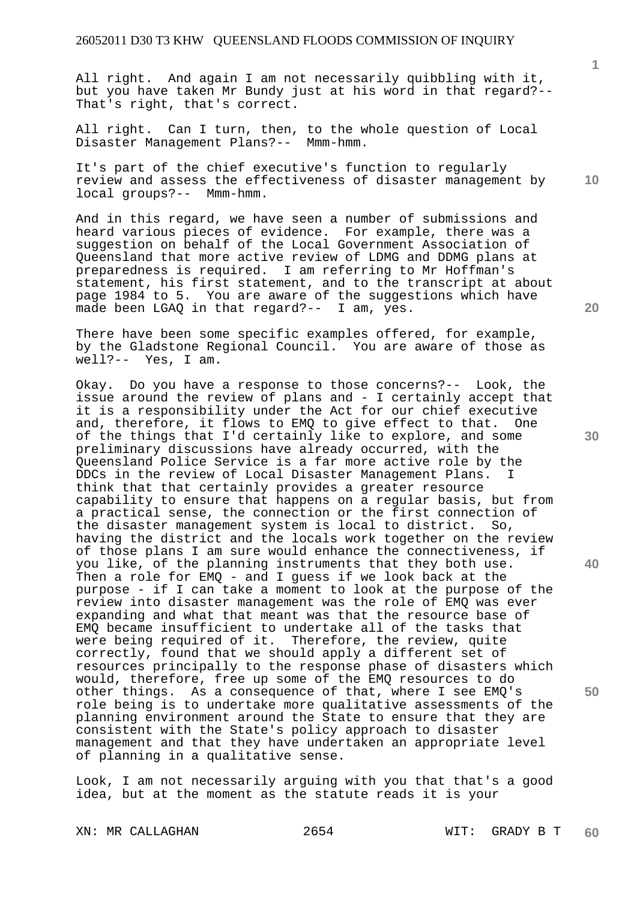All right. And again I am not necessarily quibbling with it, but you have taken Mr Bundy just at his word in that regard?-- That's right, that's correct.

All right. Can I turn, then, to the whole question of Local Disaster Management Plans?-- Mmm-hmm.

It's part of the chief executive's function to regularly review and assess the effectiveness of disaster management by local groups?-- Mmm-hmm.

And in this regard, we have seen a number of submissions and heard various pieces of evidence. For example, there was a suggestion on behalf of the Local Government Association of Queensland that more active review of LDMG and DDMG plans at preparedness is required. I am referring to Mr Hoffman's statement, his first statement, and to the transcript at about page 1984 to 5. You are aware of the suggestions which have made been LGAQ in that regard?-- I am, yes.

There have been some specific examples offered, for example, by the Gladstone Regional Council. You are aware of those as well?-- Yes, I am.

Okay. Do you have a response to those concerns?-- Look, the issue around the review of plans and - I certainly accept that it is a responsibility under the Act for our chief executive and, therefore, it flows to EMQ to give effect to that. One of the things that I'd certainly like to explore, and some preliminary discussions have already occurred, with the Queensland Police Service is a far more active role by the DDCs in the review of Local Disaster Management Plans. I think that that certainly provides a greater resource capability to ensure that happens on a regular basis, but from a practical sense, the connection or the first connection of the disaster management system is local to district. So, having the district and the locals work together on the review of those plans I am sure would enhance the connectiveness, if you like, of the planning instruments that they both use. Then a role for EMQ - and I guess if we look back at the purpose - if I can take a moment to look at the purpose of the review into disaster management was the role of EMQ was ever expanding and what that meant was that the resource base of EMQ became insufficient to undertake all of the tasks that were being required of it. Therefore, the review, quite correctly, found that we should apply a different set of resources principally to the response phase of disasters which would, therefore, free up some of the EMQ resources to do other things. As a consequence of that, where I see EMQ's role being is to undertake more qualitative assessments of the planning environment around the State to ensure that they are consistent with the State's policy approach to disaster management and that they have undertaken an appropriate level of planning in a qualitative sense.

Look, I am not necessarily arguing with you that that's a good idea, but at the moment as the statute reads it is your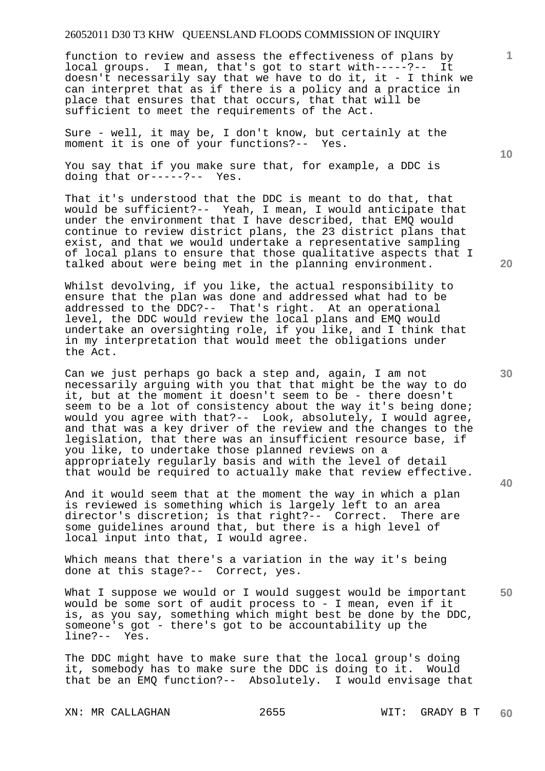function to review and assess the effectiveness of plans by local groups. I mean, that's got to start with-----?-- It doesn't necessarily say that we have to do it, it - I think we can interpret that as if there is a policy and a practice in place that ensures that that occurs, that that will be sufficient to meet the requirements of the Act.

Sure - well, it may be, I don't know, but certainly at the moment it is one of your functions?-- Yes.

You say that if you make sure that, for example, a DDC is doing that or-----?-- Yes.

That it's understood that the DDC is meant to do that, that would be sufficient?-- Yeah, I mean, I would anticipate that under the environment that I have described, that EMQ would continue to review district plans, the 23 district plans that exist, and that we would undertake a representative sampling of local plans to ensure that those qualitative aspects that I talked about were being met in the planning environment.

Whilst devolving, if you like, the actual responsibility to ensure that the plan was done and addressed what had to be addressed to the DDC?-- That's right. At an operational level, the DDC would review the local plans and EMQ would undertake an oversighting role, if you like, and I think that in my interpretation that would meet the obligations under the Act.

Can we just perhaps go back a step and, again, I am not necessarily arguing with you that that might be the way to do it, but at the moment it doesn't seem to be - there doesn't seem to be a lot of consistency about the way it's being done; would you agree with that?-- Look, absolutely, I would agree, and that was a key driver of the review and the changes to the legislation, that there was an insufficient resource base, if you like, to undertake those planned reviews on a appropriately regularly basis and with the level of detail that would be required to actually make that review effective.

And it would seem that at the moment the way in which a plan is reviewed is something which is largely left to an area director's discretion; is that right?-- Correct. There are some guidelines around that, but there is a high level of local input into that, I would agree.

Which means that there's a variation in the way it's being done at this stage?-- Correct, yes.

What I suppose we would or I would suggest would be important would be some sort of audit process to - I mean, even if it is, as you say, something which might best be done by the DDC, someone's got - there's got to be accountability up the line?-- Yes.

The DDC might have to make sure that the local group's doing it, somebody has to make sure the DDC is doing to it. Would that be an EMQ function?-- Absolutely. I would envisage that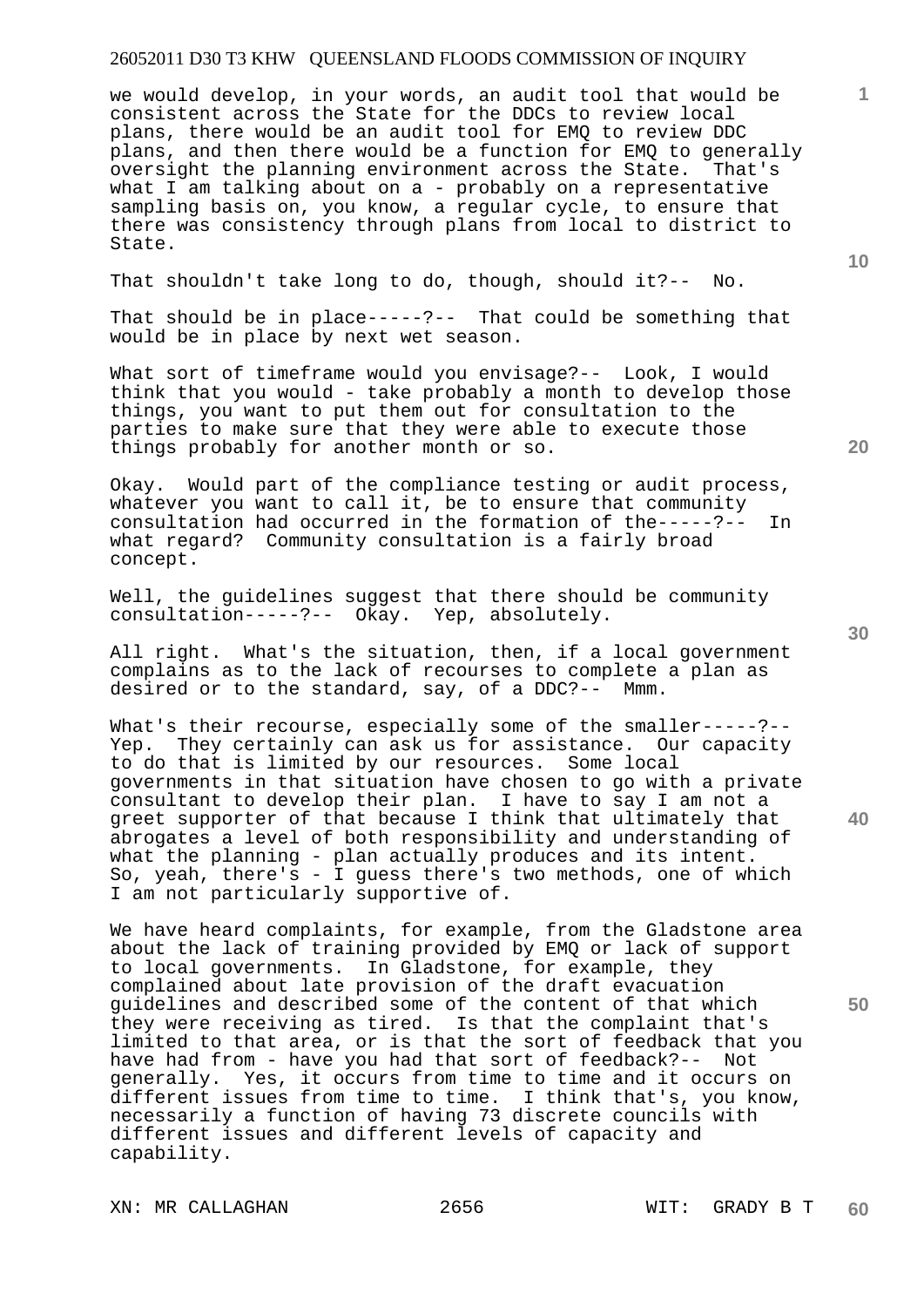we would develop, in your words, an audit tool that would be consistent across the State for the DDCs to review local plans, there would be an audit tool for EMQ to review DDC plans, and then there would be a function for EMQ to generally oversight the planning environment across the State. That's what I am talking about on a - probably on a representative sampling basis on, you know, a regular cycle, to ensure that there was consistency through plans from local to district to State.

That shouldn't take long to do, though, should it?-- No.

That should be in place-----?-- That could be something that would be in place by next wet season.

What sort of timeframe would you envisage?-- Look, I would think that you would - take probably a month to develop those things, you want to put them out for consultation to the parties to make sure that they were able to execute those things probably for another month or so.

Okay. Would part of the compliance testing or audit process, whatever you want to call it, be to ensure that community consultation had occurred in the formation of the-----?-- In what regard? Community consultation is a fairly broad concept.

Well, the guidelines suggest that there should be community consultation-----?-- Okay. Yep, absolutely.

All right. What's the situation, then, if a local government complains as to the lack of recourses to complete a plan as desired or to the standard, say, of a DDC?-- Mmm.

What's their recourse, especially some of the smaller-----?-- Yep. They certainly can ask us for assistance. Our capacity to do that is limited by our resources. Some local governments in that situation have chosen to go with a private consultant to develop their plan. I have to say I am not a greet supporter of that because I think that ultimately that abrogates a level of both responsibility and understanding of what the planning - plan actually produces and its intent. So, yeah, there's - I guess there's two methods, one of which I am not particularly supportive of.

We have heard complaints, for example, from the Gladstone area about the lack of training provided by EMQ or lack of support to local governments. In Gladstone, for example, they complained about late provision of the draft evacuation guidelines and described some of the content of that which they were receiving as tired. Is that the complaint that's limited to that area, or is that the sort of feedback that you have had from - have you had that sort of feedback?-- Not generally. Yes, it occurs from time to time and it occurs on different issues from time to time. I think that's, you know, necessarily a function of having 73 discrete councils with different issues and different levels of capacity and capability.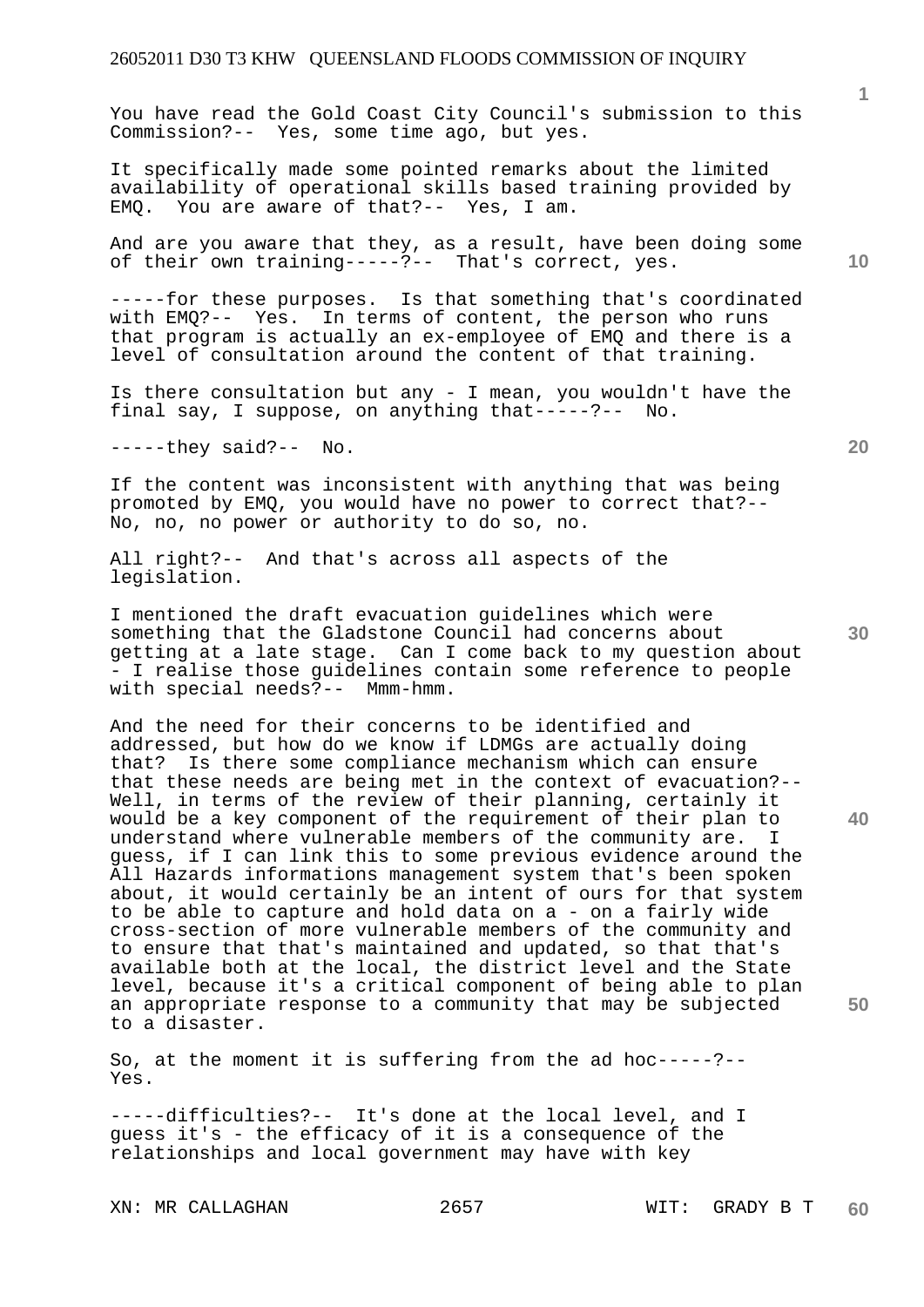You have read the Gold Coast City Council's submission to this Commission?-- Yes, some time ago, but yes.

It specifically made some pointed remarks about the limited availability of operational skills based training provided by EMQ. You are aware of that?-- Yes, I am.

And are you aware that they, as a result, have been doing some of their own training-----?-- That's correct, yes.

-----for these purposes. Is that something that's coordinated with EMQ?-- Yes. In terms of content, the person who runs that program is actually an ex-employee of EMQ and there is a level of consultation around the content of that training.

Is there consultation but any - I mean, you wouldn't have the final say, I suppose, on anything that-----?-- No.

-----they said?-- No.

If the content was inconsistent with anything that was being promoted by EMQ, you would have no power to correct that?-- No, no, no power or authority to do so, no.

All right?-- And that's across all aspects of the legislation.

I mentioned the draft evacuation guidelines which were something that the Gladstone Council had concerns about getting at a late stage. Can I come back to my question about - I realise those guidelines contain some reference to people with special needs?-- Mmm-hmm.

And the need for their concerns to be identified and addressed, but how do we know if LDMGs are actually doing that? Is there some compliance mechanism which can ensure that these needs are being met in the context of evacuation?-- Well, in terms of the review of their planning, certainly it would be a key component of the requirement of their plan to understand where vulnerable members of the community are. I guess, if I can link this to some previous evidence around the All Hazards informations management system that's been spoken about, it would certainly be an intent of ours for that system to be able to capture and hold data on a - on a fairly wide cross-section of more vulnerable members of the community and to ensure that that's maintained and updated, so that that's available both at the local, the district level and the State level, because it's a critical component of being able to plan an appropriate response to a community that may be subjected to a disaster.

So, at the moment it is suffering from the ad hoc-----?-- Yes.

-----difficulties?-- It's done at the local level, and I guess it's - the efficacy of it is a consequence of the relationships and local government may have with key

XN: MR CALLAGHAN WIT: GRADY B T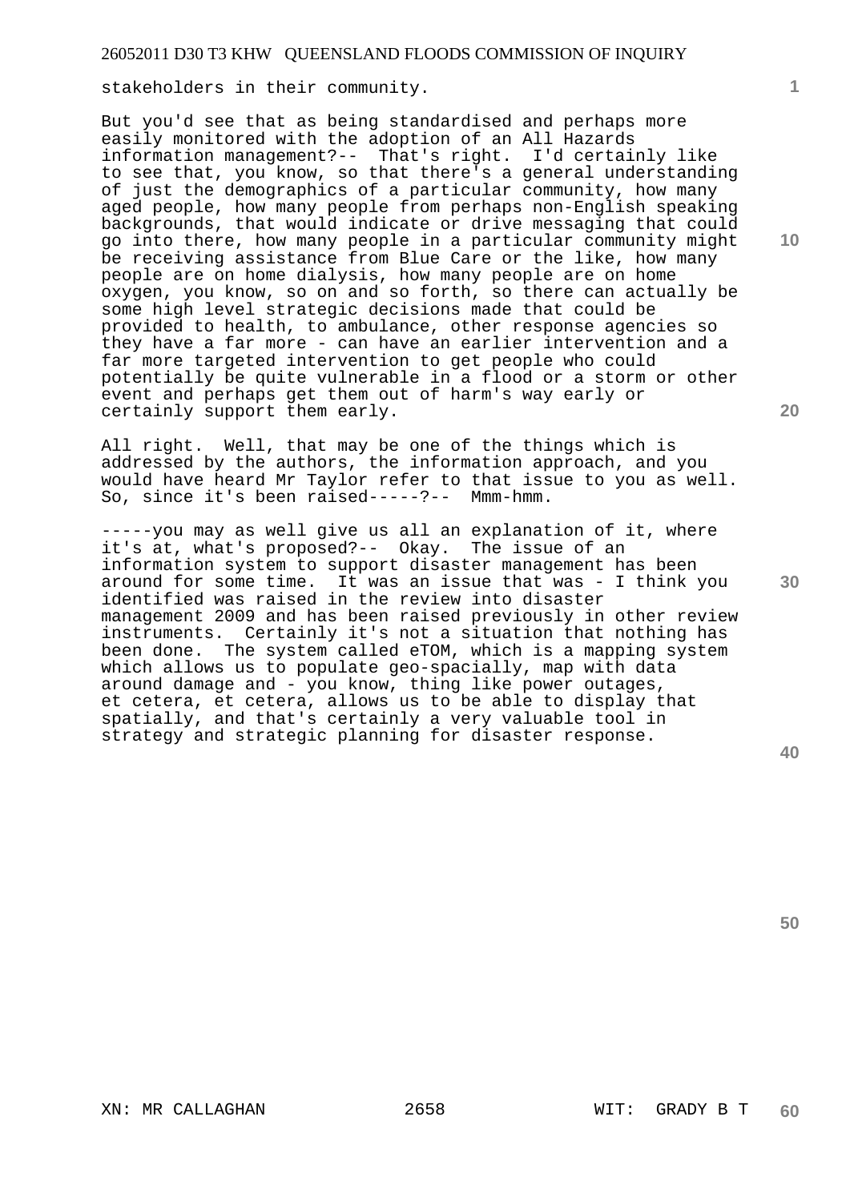stakeholders in their community.

But you'd see that as being standardised and perhaps more easily monitored with the adoption of an All Hazards information management?-- That's right. I'd certainly like to see that, you know, so that there's a general understanding of just the demographics of a particular community, how many aged people, how many people from perhaps non-English speaking backgrounds, that would indicate or drive messaging that could go into there, how many people in a particular community might be receiving assistance from Blue Care or the like, how many people are on home dialysis, how many people are on home oxygen, you know, so on and so forth, so there can actually be some high level strategic decisions made that could be provided to health, to ambulance, other response agencies so they have a far more - can have an earlier intervention and a far more targeted intervention to get people who could potentially be quite vulnerable in a flood or a storm or other event and perhaps get them out of harm's way early or certainly support them early.

All right. Well, that may be one of the things which is addressed by the authors, the information approach, and you would have heard Mr Taylor refer to that issue to you as well. So, since it's been raised-----?-- Mmm-hmm.

-----you may as well give us all an explanation of it, where it's at, what's proposed?-- Okay. The issue of an information system to support disaster management has been around for some time. It was an issue that was - I think you identified was raised in the review into disaster management 2009 and has been raised previously in other review instruments. Certainly it's not a situation that nothing has been done. The system called eTOM, which is a mapping system which allows us to populate geo-spacially, map with data around damage and - you know, thing like power outages, et cetera, et cetera, allows us to be able to display that spatially, and that's certainly a very valuable tool in strategy and strategic planning for disaster response.

XN: MR CALLAGHAN WIT: GRADY B T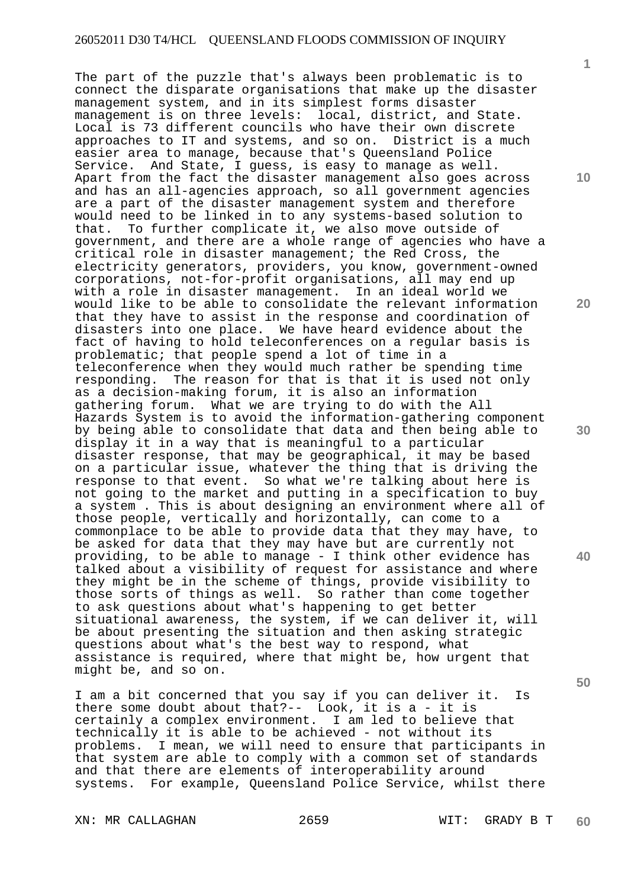The part of the puzzle that's always been problematic is to connect the disparate organisations that make up the disaster management system, and in its simplest forms disaster management is on three levels: local, district, and State. Local is 73 different councils who have their own discrete approaches to IT and systems, and so on. District is a much easier area to manage, because that's Queensland Police Service. And State, I guess, is easy to manage as well. Apart from the fact the disaster management also goes across and has an all-agencies approach, so all government agencies are a part of the disaster management system and therefore would need to be linked in to any systems-based solution to that. To further complicate it, we also move outside of government, and there are a whole range of agencies who have a critical role in disaster management; the Red Cross, the electricity generators, providers, you know, government-owned corporations, not-for-profit organisations, all may end up with a role in disaster management. In an ideal world we would like to be able to consolidate the relevant information that they have to assist in the response and coordination of disasters into one place. We have heard evidence about the fact of having to hold teleconferences on a regular basis is problematic; that people spend a lot of time in a teleconference when they would much rather be spending time responding. The reason for that is that it is used not only as a decision-making forum, it is also an information gathering forum. What we are trying to do with the All Hazards System is to avoid the information-gathering component by being able to consolidate that data and then being able to display it in a way that is meaningful to a particular disaster response, that may be geographical, it may be based on a particular issue, whatever the thing that is driving the response to that event. So what we're talking about here is not going to the market and putting in a specification to buy a system . This is about designing an environment where all of those people, vertically and horizontally, can come to a commonplace to be able to provide data that they may have, to be asked for data that they may have but are currently not providing, to be able to manage - I think other evidence has talked about a visibility of request for assistance and where they might be in the scheme of things, provide visibility to those sorts of things as well. So rather than come together to ask questions about what's happening to get better situational awareness, the system, if we can deliver it, will be about presenting the situation and then asking strategic questions about what's the best way to respond, what assistance is required, where that might be, how urgent that might be, and so on.

I am a bit concerned that you say if you can deliver it. Is there some doubt about that?-- Look, it is a - it is certainly a complex environment. I am led to believe that technically it is able to be achieved - not without its problems. I mean, we will need to ensure that participants in that system are able to comply with a common set of standards and that there are elements of interoperability around systems. For example, Queensland Police Service, whilst there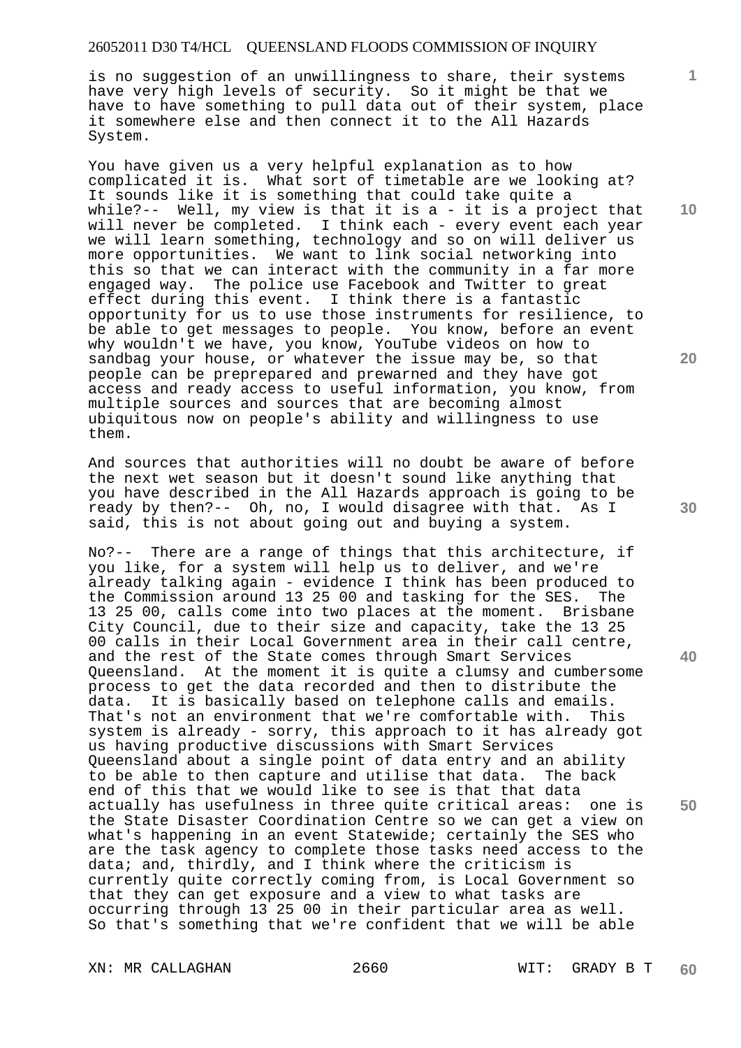is no suggestion of an unwillingness to share, their systems have very high levels of security. So it might be that we have to have something to pull data out of their system, place it somewhere else and then connect it to the All Hazards System.

You have given us a very helpful explanation as to how complicated it is. What sort of timetable are we looking at? It sounds like it is something that could take quite a while?-- Well, my view is that it is a - it is a project that will never be completed. I think each - every event each year we will learn something, technology and so on will deliver us more opportunities. We want to link social networking into this so that we can interact with the community in a far more engaged way. The police use Facebook and Twitter to great effect during this event. I think there is a fantastic opportunity for us to use those instruments for resilience, to be able to get messages to people. You know, before an event why wouldn't we have, you know, YouTube videos on how to sandbag your house, or whatever the issue may be, so that people can be preprepared and prewarned and they have got access and ready access to useful information, you know, from multiple sources and sources that are becoming almost ubiquitous now on people's ability and willingness to use them.

And sources that authorities will no doubt be aware of before the next wet season but it doesn't sound like anything that you have described in the All Hazards approach is going to be ready by then?-- Oh, no, I would disagree with that. As I said, this is not about going out and buying a system.

No?-- There are a range of things that this architecture, if you like, for a system will help us to deliver, and we're already talking again - evidence I think has been produced to the Commission around 13 25 00 and tasking for the SES. The 13 25 00, calls come into two places at the moment. Brisbane City Council, due to their size and capacity, take the 13 25 00 calls in their Local Government area in their call centre, and the rest of the State comes through Smart Services Queensland. At the moment it is quite a clumsy and cumbersome process to get the data recorded and then to distribute the data. It is basically based on telephone calls and emails. That's not an environment that we're comfortable with. This system is already - sorry, this approach to it has already got us having productive discussions with Smart Services Queensland about a single point of data entry and an ability to be able to then capture and utilise that data. The back end of this that we would like to see is that that data actually has usefulness in three quite critical areas: one is the State Disaster Coordination Centre so we can get a view on what's happening in an event Statewide; certainly the SES who are the task agency to complete those tasks need access to the data; and, thirdly, and I think where the criticism is currently quite correctly coming from, is Local Government so that they can get exposure and a view to what tasks are occurring through 13 25 00 in their particular area as well. So that's something that we're confident that we will be able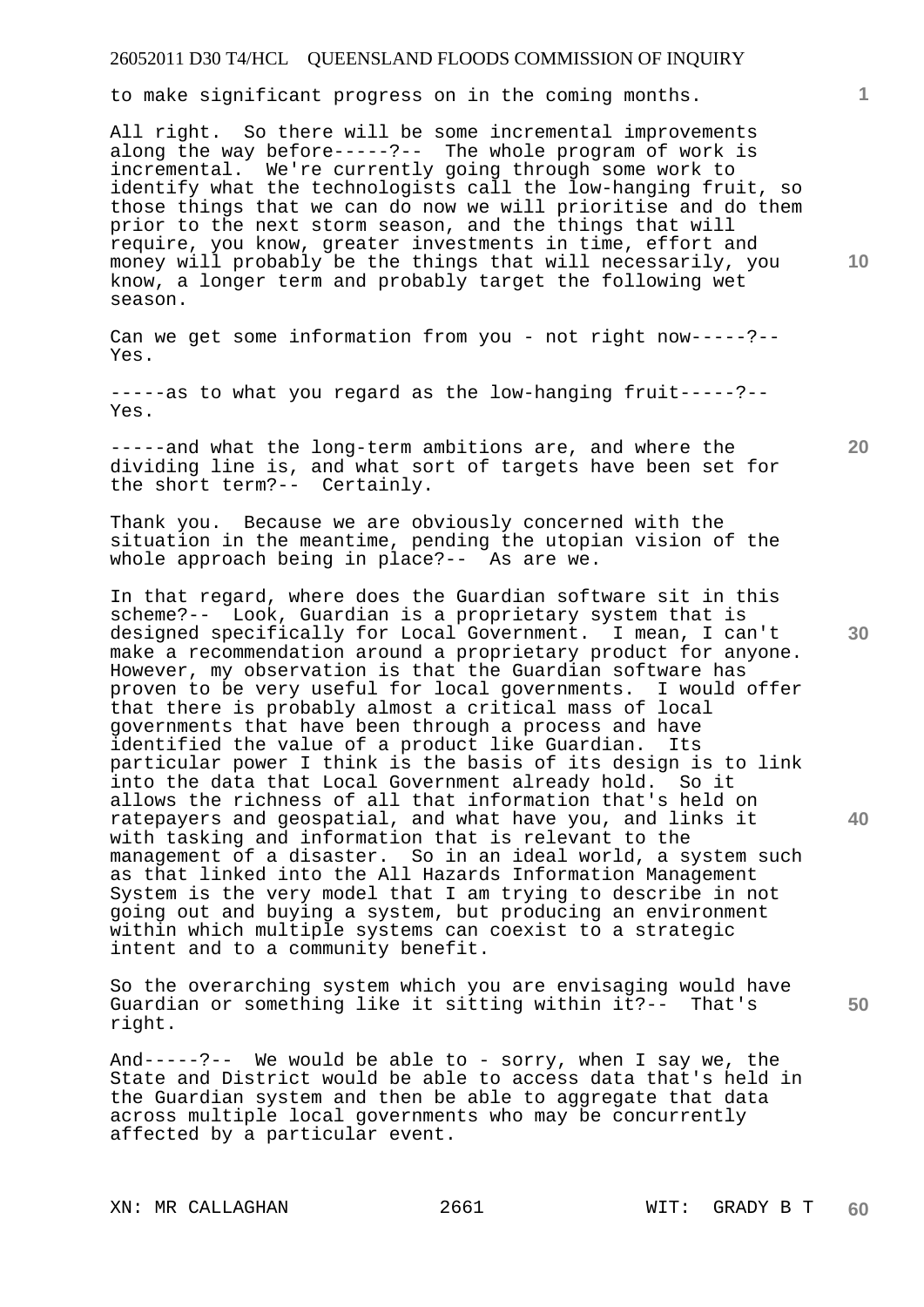to make significant progress on in the coming months.

All right. So there will be some incremental improvements along the way before-----?-- The whole program of work is incremental. We're currently going through some work to identify what the technologists call the low-hanging fruit, so those things that we can do now we will prioritise and do them prior to the next storm season, and the things that will require, you know, greater investments in time, effort and money will probably be the things that will necessarily, you know, a longer term and probably target the following wet season.

Can we get some information from you - not right now-----?-- Yes.

-----as to what you regard as the low-hanging fruit-----?-- Yes.

-----and what the long-term ambitions are, and where the dividing line is, and what sort of targets have been set for the short term?-- Certainly.

Thank you. Because we are obviously concerned with the situation in the meantime, pending the utopian vision of the whole approach being in place?-- As are we.

In that regard, where does the Guardian software sit in this scheme?-- Look, Guardian is a proprietary system that is designed specifically for Local Government. I mean, I can't make a recommendation around a proprietary product for anyone. However, my observation is that the Guardian software has proven to be very useful for local governments. I would offer that there is probably almost a critical mass of local governments that have been through a process and have identified the value of a product like Guardian. Its particular power I think is the basis of its design is to link into the data that Local Government already hold. So it allows the richness of all that information that's held on ratepayers and geospatial, and what have you, and links it with tasking and information that is relevant to the management of a disaster. So in an ideal world, a system such as that linked into the All Hazards Information Management System is the very model that I am trying to describe in not going out and buying a system, but producing an environment within which multiple systems can coexist to a strategic intent and to a community benefit.

So the overarching system which you are envisaging would have Guardian or something like it sitting within it?-- That's right.

And-----?-- We would be able to - sorry, when I say we, the State and District would be able to access data that's held in the Guardian system and then be able to aggregate that data across multiple local governments who may be concurrently affected by a particular event.

XN: MR CALLAGHAN WIT: GRADY B T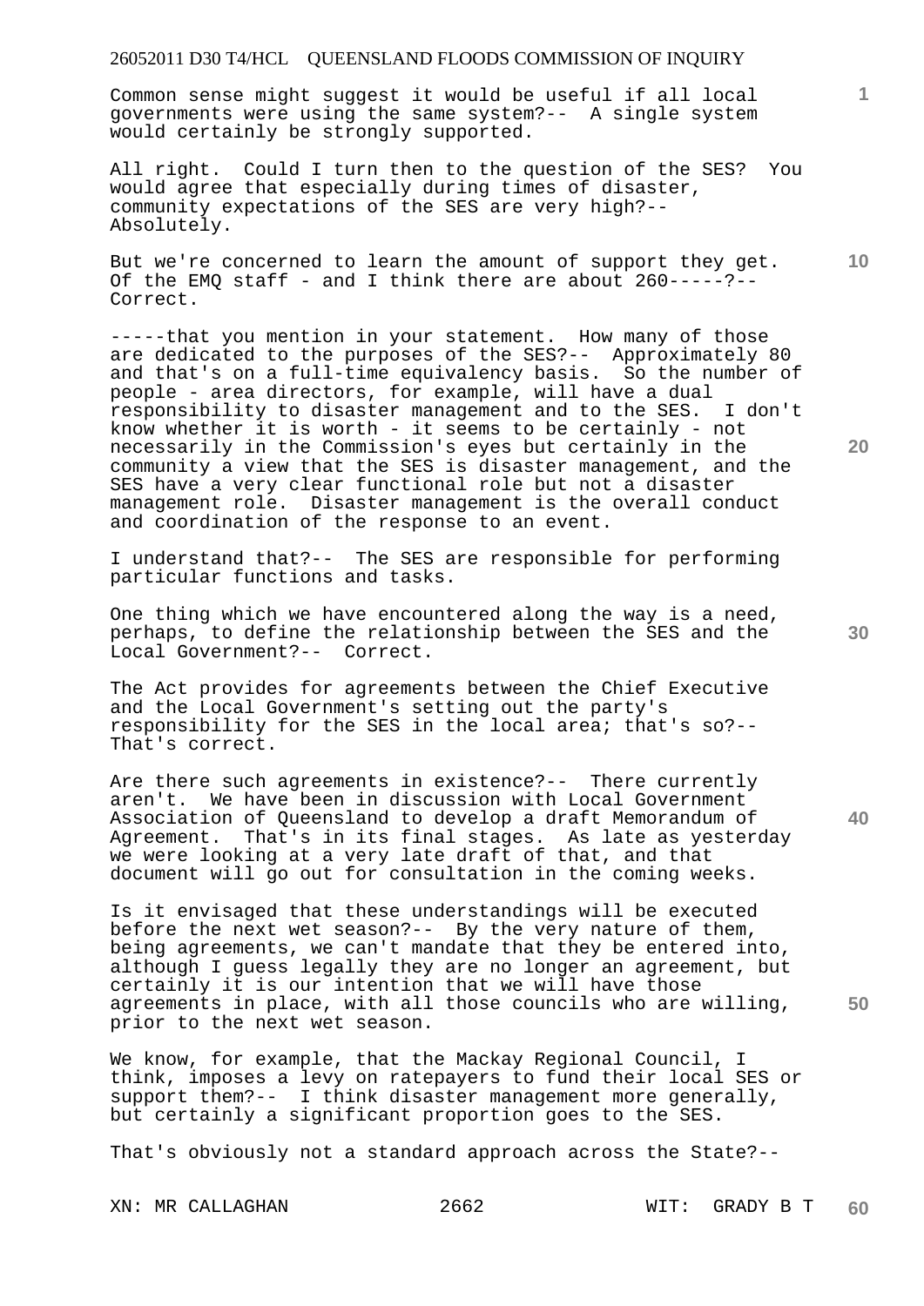Common sense might suggest it would be useful if all local governments were using the same system?-- A single system would certainly be strongly supported.

All right. Could I turn then to the question of the SES? You would agree that especially during times of disaster, community expectations of the SES are very high?-- Absolutely.

But we're concerned to learn the amount of support they get. Of the EMQ staff - and I think there are about 260-----?-- Correct.

-----that you mention in your statement. How many of those are dedicated to the purposes of the SES?-- Approximately 80 and that's on a full-time equivalency basis. So the number of people - area directors, for example, will have a dual responsibility to disaster management and to the SES. I don't know whether it is worth - it seems to be certainly - not necessarily in the Commission's eyes but certainly in the community a view that the SES is disaster management, and the SES have a very clear functional role but not a disaster management role. Disaster management is the overall conduct and coordination of the response to an event.

I understand that?-- The SES are responsible for performing particular functions and tasks.

One thing which we have encountered along the way is a need, perhaps, to define the relationship between the SES and the Local Government?-- Correct.

The Act provides for agreements between the Chief Executive and the Local Government's setting out the party's responsibility for the SES in the local area; that's so?-- That's correct.

Are there such agreements in existence?-- There currently aren't. We have been in discussion with Local Government Association of Queensland to develop a draft Memorandum of Agreement. That's in its final stages. As late as yesterday we were looking at a very late draft of that, and that document will go out for consultation in the coming weeks.

Is it envisaged that these understandings will be executed before the next wet season?-- By the very nature of them, being agreements, we can't mandate that they be entered into, although I guess legally they are no longer an agreement, but certainly it is our intention that we will have those agreements in place, with all those councils who are willing, prior to the next wet season.

We know, for example, that the Mackay Regional Council, I think, imposes a levy on ratepayers to fund their local SES or support them?-- I think disaster management more generally, but certainly a significant proportion goes to the SES.

That's obviously not a standard approach across the State?--

XN: MR CALLAGHAN WIT: GRADY B T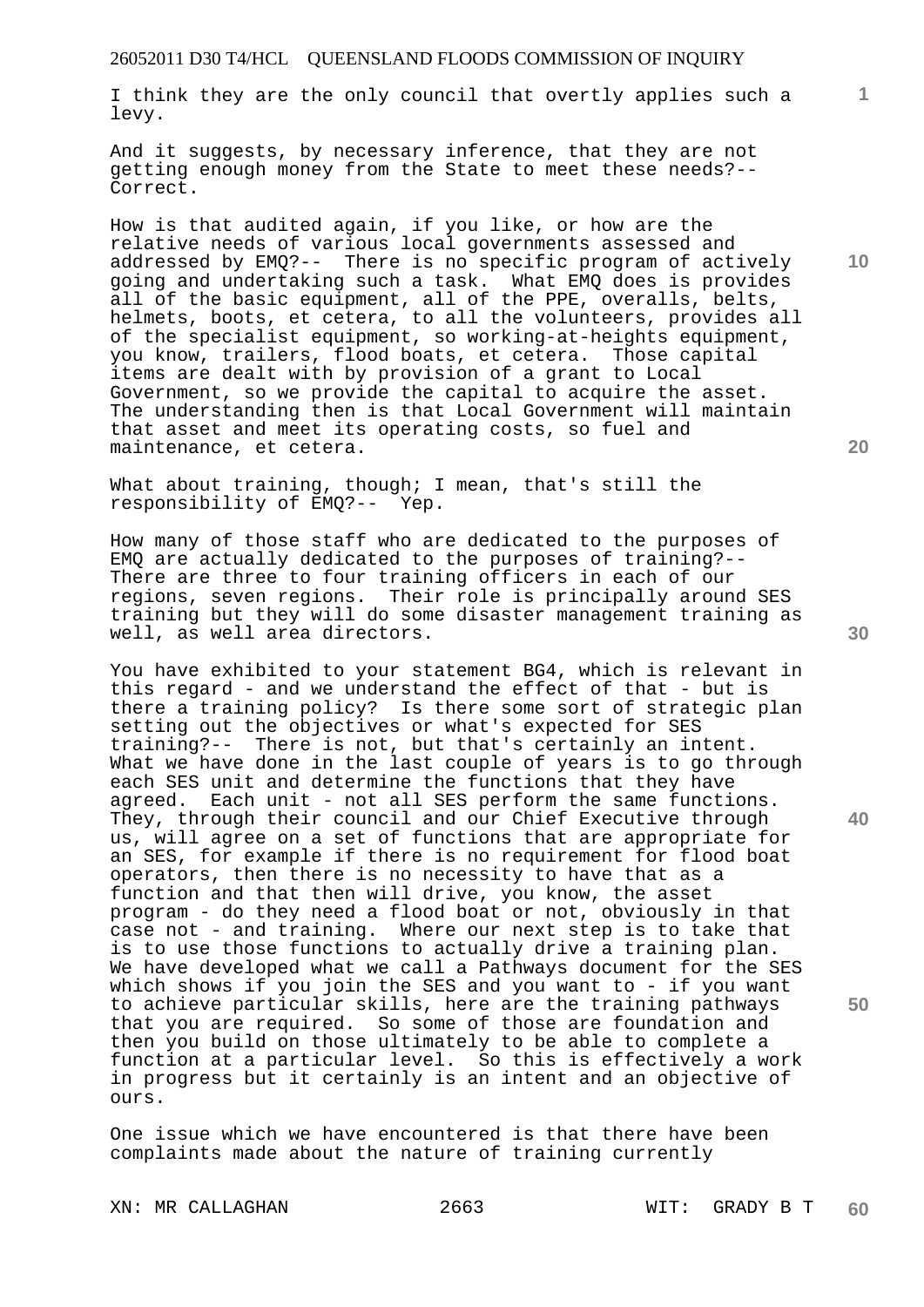I think they are the only council that overtly applies such a levy.

And it suggests, by necessary inference, that they are not getting enough money from the State to meet these needs?-- Correct.

How is that audited again, if you like, or how are the relative needs of various local governments assessed and addressed by EMQ?-- There is no specific program of actively going and undertaking such a task. What EMQ does is provides all of the basic equipment, all of the PPE, overalls, belts, helmets, boots, et cetera, to all the volunteers, provides all of the specialist equipment, so working-at-heights equipment, you know, trailers, flood boats, et cetera. Those capital items are dealt with by provision of a grant to Local Government, so we provide the capital to acquire the asset. The understanding then is that Local Government will maintain that asset and meet its operating costs, so fuel and maintenance, et cetera.

What about training, though; I mean, that's still the responsibility of EMQ?-- Yep.

How many of those staff who are dedicated to the purposes of EMQ are actually dedicated to the purposes of training?-- There are three to four training officers in each of our regions, seven regions. Their role is principally around SES training but they will do some disaster management training as well, as well area directors.

You have exhibited to your statement BG4, which is relevant in this regard - and we understand the effect of that - but is there a training policy? Is there some sort of strategic plan setting out the objectives or what's expected for SES training?-- There is not, but that's certainly an intent. What we have done in the last couple of years is to go through each SES unit and determine the functions that they have agreed. Each unit - not all SES perform the same functions. They, through their council and our Chief Executive through us, will agree on a set of functions that are appropriate for an SES, for example if there is no requirement for flood boat operators, then there is no necessity to have that as a function and that then will drive, you know, the asset program - do they need a flood boat or not, obviously in that case not - and training. Where our next step is to take that is to use those functions to actually drive a training plan. We have developed what we call a Pathways document for the SES which shows if you join the SES and you want to - if you want to achieve particular skills, here are the training pathways that you are required. So some of those are foundation and then you build on those ultimately to be able to complete a function at a particular level. So this is effectively a work in progress but it certainly is an intent and an objective of ours.

One issue which we have encountered is that there have been complaints made about the nature of training currently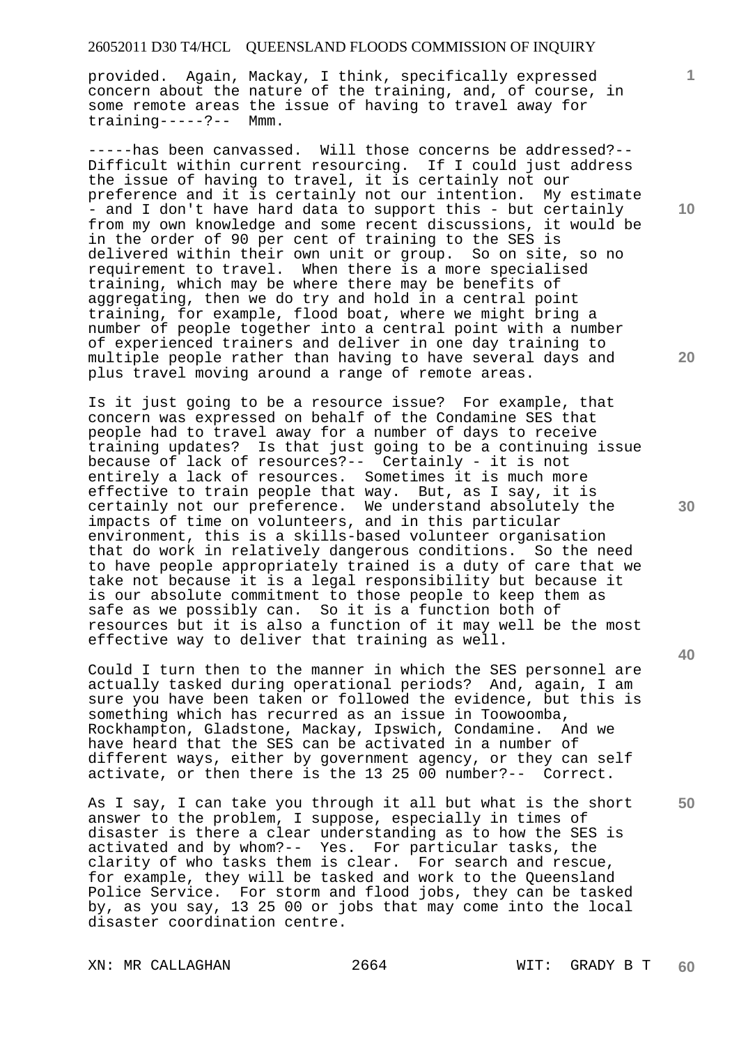provided. Again, Mackay, I think, specifically expressed concern about the nature of the training, and, of course, in some remote areas the issue of having to travel away for training-----?-- Mmm.

-----has been canvassed. Will those concerns be addressed?-- Difficult within current resourcing. If I could just address the issue of having to travel, it is certainly not our preference and it is certainly not our intention. My estimate - and I don't have hard data to support this - but certainly from my own knowledge and some recent discussions, it would be in the order of 90 per cent of training to the SES is delivered within their own unit or group. So on site, so no requirement to travel. When there is a more specialised training, which may be where there may be benefits of aggregating, then we do try and hold in a central point training, for example, flood boat, where we might bring a number of people together into a central point with a number of experienced trainers and deliver in one day training to multiple people rather than having to have several days and plus travel moving around a range of remote areas.

Is it just going to be a resource issue? For example, that concern was expressed on behalf of the Condamine SES that people had to travel away for a number of days to receive training updates? Is that just going to be a continuing issue because of lack of resources?-- Certainly - it is not entirely a lack of resources. Sometimes it is much more effective to train people that way. But, as I say, it is certainly not our preference. We understand absolutely the impacts of time on volunteers, and in this particular environment, this is a skills-based volunteer organisation that do work in relatively dangerous conditions. So the need to have people appropriately trained is a duty of care that we take not because it is a legal responsibility but because it is our absolute commitment to those people to keep them as safe as we possibly can. So it is a function both of resources but it is also a function of it may well be the most effective way to deliver that training as well.

Could I turn then to the manner in which the SES personnel are actually tasked during operational periods? And, again, I am sure you have been taken or followed the evidence, but this is something which has recurred as an issue in Toowoomba, Rockhampton, Gladstone, Mackay, Ipswich, Condamine. And we have heard that the SES can be activated in a number of different ways, either by government agency, or they can self activate, or then there is the 13 25 00 number?-- Correct.

As I say, I can take you through it all but what is the short answer to the problem, I suppose, especially in times of disaster is there a clear understanding as to how the SES is activated and by whom?-- Yes. For particular tasks, the clarity of who tasks them is clear. For search and rescue, for example, they will be tasked and work to the Queensland Police Service. For storm and flood jobs, they can be tasked by, as you say, 13 25 00 or jobs that may come into the local disaster coordination centre.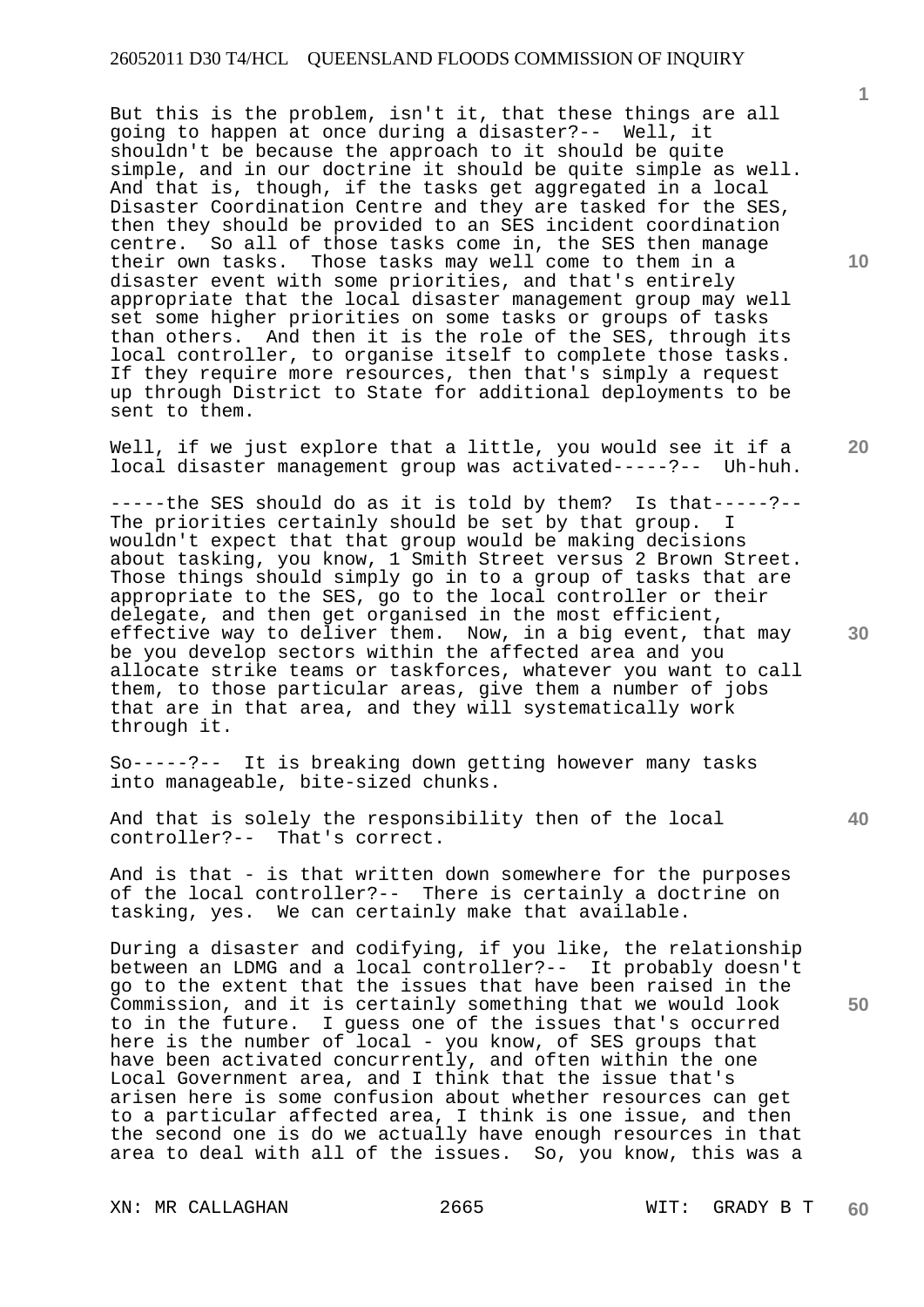But this is the problem, isn't it, that these things are all going to happen at once during a disaster?-- Well, it shouldn't be because the approach to it should be quite simple, and in our doctrine it should be quite simple as well. And that is, though, if the tasks get aggregated in a local Disaster Coordination Centre and they are tasked for the SES, then they should be provided to an SES incident coordination centre. So all of those tasks come in, the SES then manage their own tasks. Those tasks may well come to them in a disaster event with some priorities, and that's entirely appropriate that the local disaster management group may well set some higher priorities on some tasks or groups of tasks than others. And then it is the role of the SES, through its local controller, to organise itself to complete those tasks. If they require more resources, then that's simply a request up through District to State for additional deployments to be sent to them.

Well, if we just explore that a little, you would see it if a local disaster management group was activated-----?-- Uh-huh.

-----the SES should do as it is told by them? Is that-----?-- The priorities certainly should be set by that group. I wouldn't expect that that group would be making decisions about tasking, you know, 1 Smith Street versus 2 Brown Street. Those things should simply go in to a group of tasks that are appropriate to the SES, go to the local controller or their delegate, and then get organised in the most efficient, effective way to deliver them. Now, in a big event, that may be you develop sectors within the affected area and you allocate strike teams or taskforces, whatever you want to call them, to those particular areas, give them a number of jobs that are in that area, and they will systematically work through it.

So-----?-- It is breaking down getting however many tasks into manageable, bite-sized chunks.

And that is solely the responsibility then of the local controller?-- That's correct.

And is that - is that written down somewhere for the purposes of the local controller?-- There is certainly a doctrine on tasking, yes. We can certainly make that available.

During a disaster and codifying, if you like, the relationship between an LDMG and a local controller?-- It probably doesn't go to the extent that the issues that have been raised in the Commission, and it is certainly something that we would look to in the future. I guess one of the issues that's occurred here is the number of local - you know, of SES groups that have been activated concurrently, and often within the one Local Government area, and I think that the issue that's arisen here is some confusion about whether resources can get to a particular affected area, I think is one issue, and then the second one is do we actually have enough resources in that area to deal with all of the issues. So, you know, this was a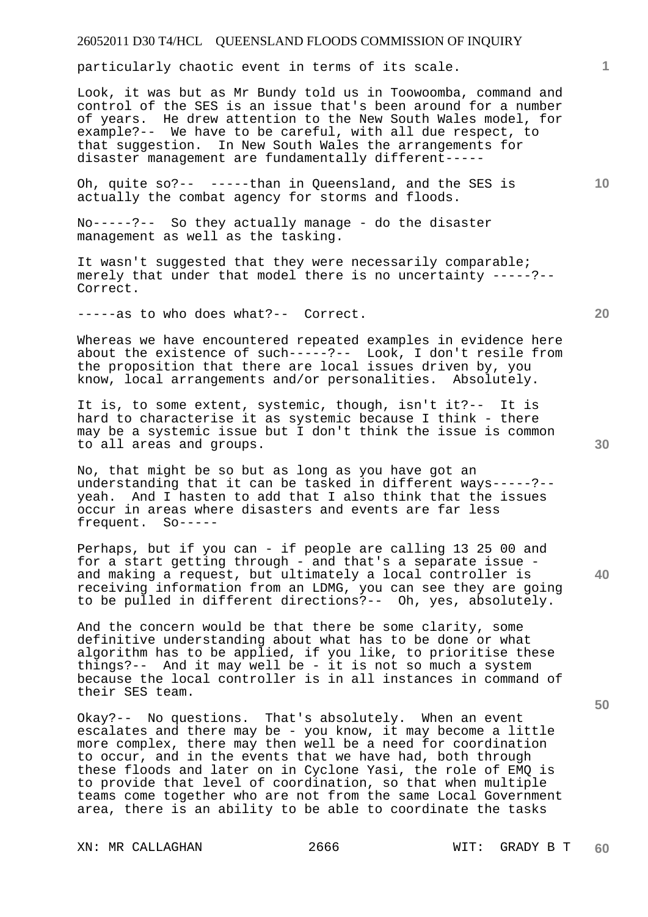particularly chaotic event in terms of its scale.

Look, it was but as Mr Bundy told us in Toowoomba, command and control of the SES is an issue that's been around for a number of years. He drew attention to the New South Wales model, for example?-- We have to be careful, with all due respect, to that suggestion. In New South Wales the arrangements for disaster management are fundamentally different-----

Oh, quite so?-- -----than in Queensland, and the SES is actually the combat agency for storms and floods.

No-----?-- So they actually manage - do the disaster management as well as the tasking.

It wasn't suggested that they were necessarily comparable; merely that under that model there is no uncertainty -----?-- Correct.

-----as to who does what?-- Correct.

Whereas we have encountered repeated examples in evidence here about the existence of such-----?-- Look, I don't resile from the proposition that there are local issues driven by, you know, local arrangements and/or personalities. Absolutely.

It is, to some extent, systemic, though, isn't it?-- It is hard to characterise it as systemic because I think - there may be a systemic issue but I don't think the issue is common to all areas and groups.

No, that might be so but as long as you have got an understanding that it can be tasked in different ways-----?-- yeah. And I hasten to add that I also think that the issues occur in areas where disasters and events are far less frequent. So-----

Perhaps, but if you can - if people are calling 13 25 00 and for a start getting through - and that's a separate issue - and making a request, but ultimately a local controller is receiving information from an LDMG, you can see they are going to be pulled in different directions?-- Oh, yes, absolutely.

And the concern would be that there be some clarity, some definitive understanding about what has to be done or what algorithm has to be applied, if you like, to prioritise these things?-- And it may well be - it is not so much a system because the local controller is in all instances in command of their SES team.

Okay?-- No questions. That's absolutely. When an event escalates and there may be - you know, it may become a little more complex, there may then well be a need for coordination to occur, and in the events that we have had, both through these floods and later on in Cyclone Yasi, the role of EMQ is to provide that level of coordination, so that when multiple teams come together who are not from the same Local Government area, there is an ability to be able to coordinate the tasks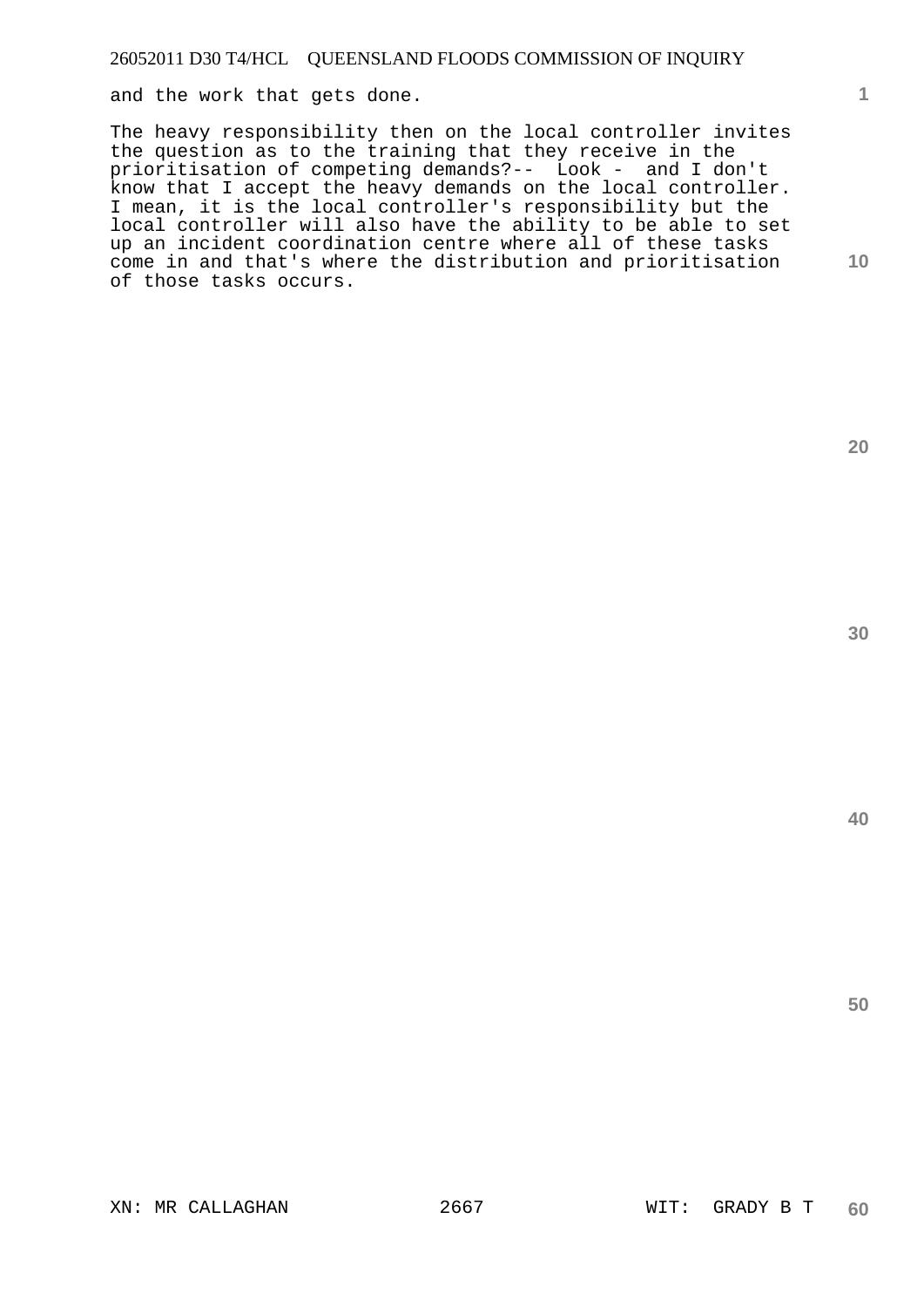and the work that gets done.

The heavy responsibility then on the local controller invites the question as to the training that they receive in the prioritisation of competing demands?-- Look - and I don't know that I accept the heavy demands on the local controller. I mean, it is the local controller's responsibility but the local controller will also have the ability to be able to set up an incident coordination centre where all of these tasks come in and that's where the distribution and prioritisation of those tasks occurs.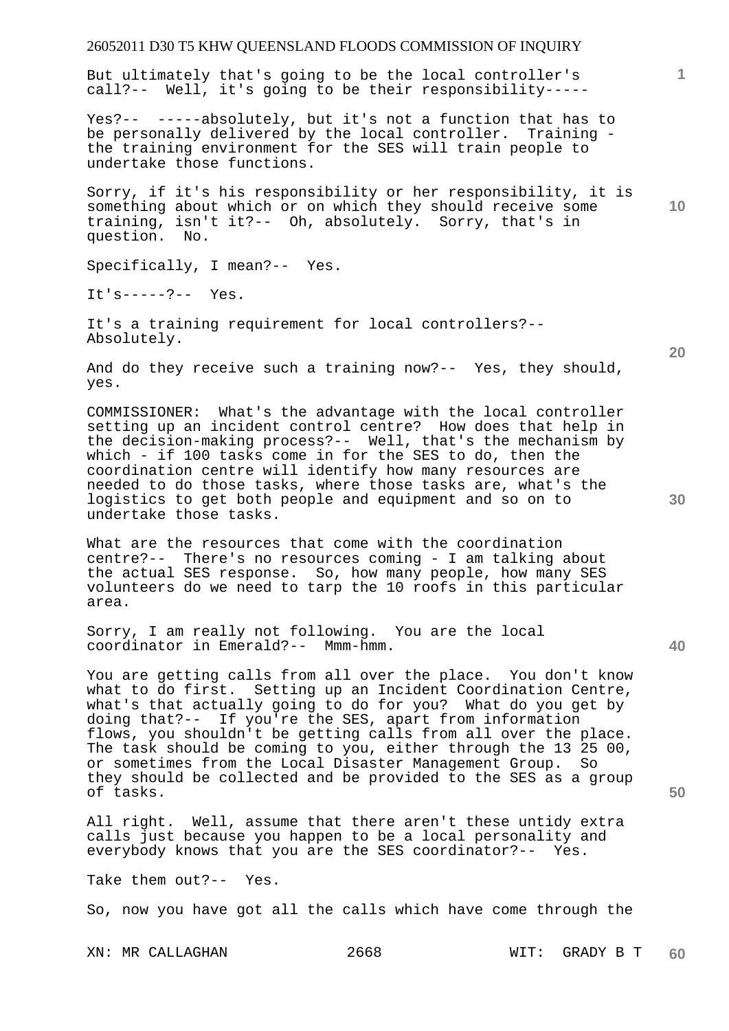But ultimately that's going to be the local controller's call?-- Well, it's going to be their responsibility-----

Yes?-- -----absolutely, but it's not a function that has to be personally delivered by the local controller. Training - the training environment for the SES will train people to undertake those functions.

Sorry, if it's his responsibility or her responsibility, it is something about which or on which they should receive some training, isn't it?-- Oh, absolutely. Sorry, that's in question. No.

Specifically, I mean?-- Yes.

It's-----?-- Yes.

It's a training requirement for local controllers?-- Absolutely.

And do they receive such a training now?-- Yes, they should, yes.

COMMISSIONER: What's the advantage with the local controller setting up an incident control centre? How does that help in the decision-making process?-- Well, that's the mechanism by which - if 100 tasks come in for the SES to do, then the coordination centre will identify how many resources are needed to do those tasks, where those tasks are, what's the logistics to get both people and equipment and so on to undertake those tasks.

What are the resources that come with the coordination centre?-- There's no resources coming - I am talking about the actual SES response. So, how many people, how many SES volunteers do we need to tarp the 10 roofs in this particular area.

Sorry, I am really not following. You are the local coordinator in Emerald?-- Mmm-hmm.

You are getting calls from all over the place. You don't know what to do first. Setting up an Incident Coordination Centre, what's that actually going to do for you? What do you get by doing that?-- If you're the SES, apart from information flows, you shouldn't be getting calls from all over the place. The task should be coming to you, either through the 13 25 00, or sometimes from the Local Disaster Management Group. So they should be collected and be provided to the SES as a group of tasks.

All right. Well, assume that there aren't these untidy extra calls just because you happen to be a local personality and everybody knows that you are the SES coordinator?-- Yes.

Take them out?-- Yes.

So, now you have got all the calls which have come through the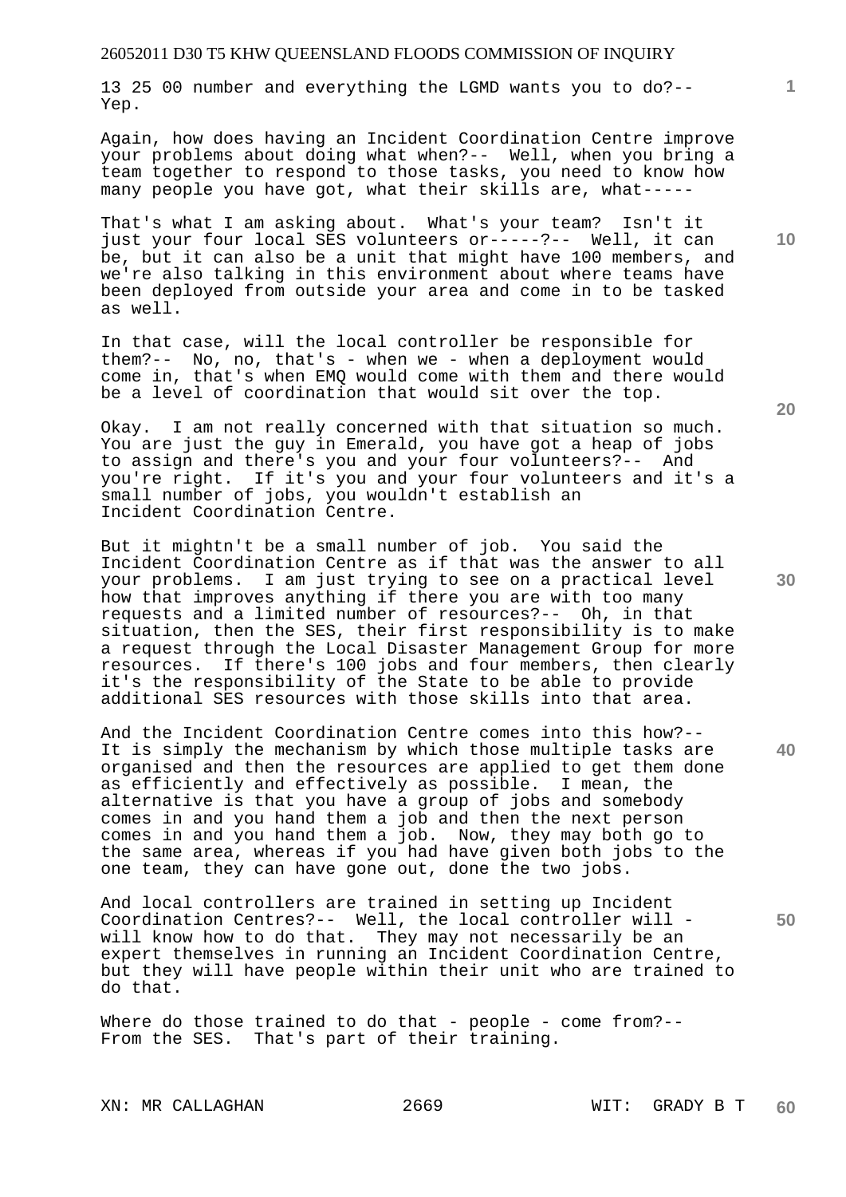13 25 00 number and everything the LGMD wants you to do?-- Yep.

Again, how does having an Incident Coordination Centre improve your problems about doing what when?-- Well, when you bring a team together to respond to those tasks, you need to know how many people you have got, what their skills are, what-----

That's what I am asking about. What's your team? Isn't it just your four local SES volunteers or-----?-- Well, it can be, but it can also be a unit that might have 100 members, and we're also talking in this environment about where teams have been deployed from outside your area and come in to be tasked as well.

In that case, will the local controller be responsible for them?-- No, no, that's - when we - when a deployment would come in, that's when EMQ would come with them and there would be a level of coordination that would sit over the top.

Okay. I am not really concerned with that situation so much. You are just the guy in Emerald, you have got a heap of jobs to assign and there's you and your four volunteers?-- And you're right. If it's you and your four volunteers and it's a small number of jobs, you wouldn't establish an Incident Coordination Centre.

But it mightn't be a small number of job. You said the Incident Coordination Centre as if that was the answer to all your problems. I am just trying to see on a practical level how that improves anything if there you are with too many requests and a limited number of resources?-- Oh, in that situation, then the SES, their first responsibility is to make a request through the Local Disaster Management Group for more resources. If there's 100 jobs and four members, then clearly it's the responsibility of the State to be able to provide additional SES resources with those skills into that area.

And the Incident Coordination Centre comes into this how?-- It is simply the mechanism by which those multiple tasks are organised and then the resources are applied to get them done as efficiently and effectively as possible. I mean, the alternative is that you have a group of jobs and somebody comes in and you hand them a job and then the next person comes in and you hand them a job. Now, they may both go to the same area, whereas if you had have given both jobs to the one team, they can have gone out, done the two jobs.

And local controllers are trained in setting up Incident Coordination Centres?-- Well, the local controller will - will know how to do that. They may not necessarily be an expert themselves in running an Incident Coordination Centre, but they will have people within their unit who are trained to do that.

Where do those trained to do that - people - come from?-- From the SES. That's part of their training.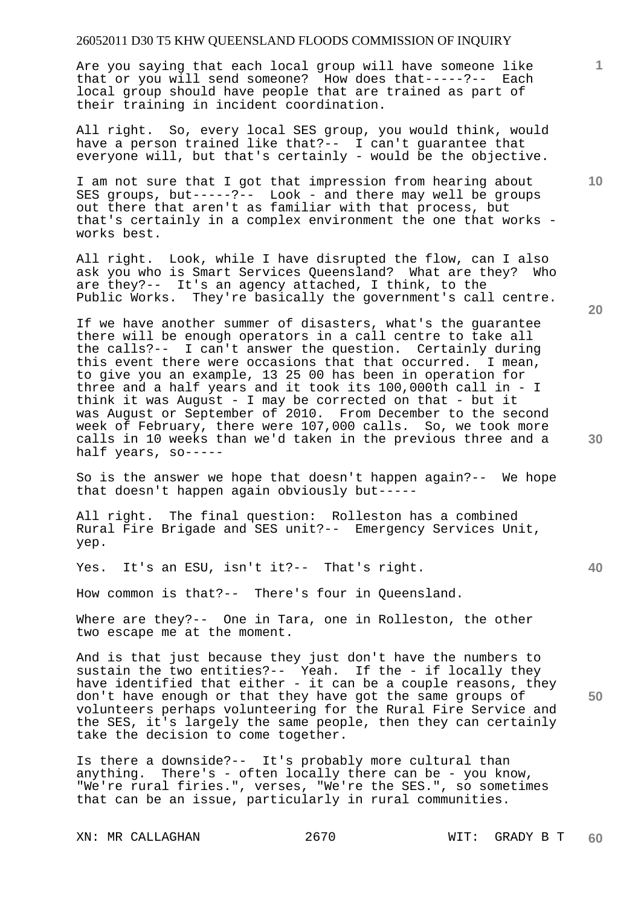Are you saying that each local group will have someone like that or you will send someone? How does that-----?-- Each local group should have people that are trained as part of their training in incident coordination.

All right. So, every local SES group, you would think, would have a person trained like that?-- I can't guarantee that everyone will, but that's certainly - would be the objective.

I am not sure that I got that impression from hearing about SES groups, but-----?-- Look - and there may well be groups out there that aren't as familiar with that process, but that's certainly in a complex environment the one that works - works best.

All right. Look, while I have disrupted the flow, can I also ask you who is Smart Services Queensland? What are they? Who are they?-- It's an agency attached, I think, to the Public Works. They're basically the government's call centre.

If we have another summer of disasters, what's the guarantee there will be enough operators in a call centre to take all the calls?-- I can't answer the question. Certainly during this event there were occasions that that occurred. I mean, to give you an example, 13 25 00 has been in operation for three and a half years and it took its 100,000th call in - I think it was August - I may be corrected on that - but it was August or September of 2010. From December to the second week of February, there were 107,000 calls. So, we took more calls in 10 weeks than we'd taken in the previous three and a half years, so-----

So is the answer we hope that doesn't happen again?-- We hope that doesn't happen again obviously but-----

All right. The final question: Rolleston has a combined Rural Fire Brigade and SES unit?-- Emergency Services Unit, yep.

Yes. It's an ESU, isn't it?-- That's right.

How common is that?-- There's four in Queensland.

Where are they?-- One in Tara, one in Rolleston, the other two escape me at the moment.

And is that just because they just don't have the numbers to sustain the two entities?-- Yeah. If the - if locally they have identified that either - it can be a couple reasons, they don't have enough or that they have got the same groups of volunteers perhaps volunteering for the Rural Fire Service and the SES, it's largely the same people, then they can certainly take the decision to come together.

Is there a downside?-- It's probably more cultural than anything. There's - often locally there can be - you know, "We're rural firies.", verses, "We're the SES.", so sometimes that can be an issue, particularly in rural communities.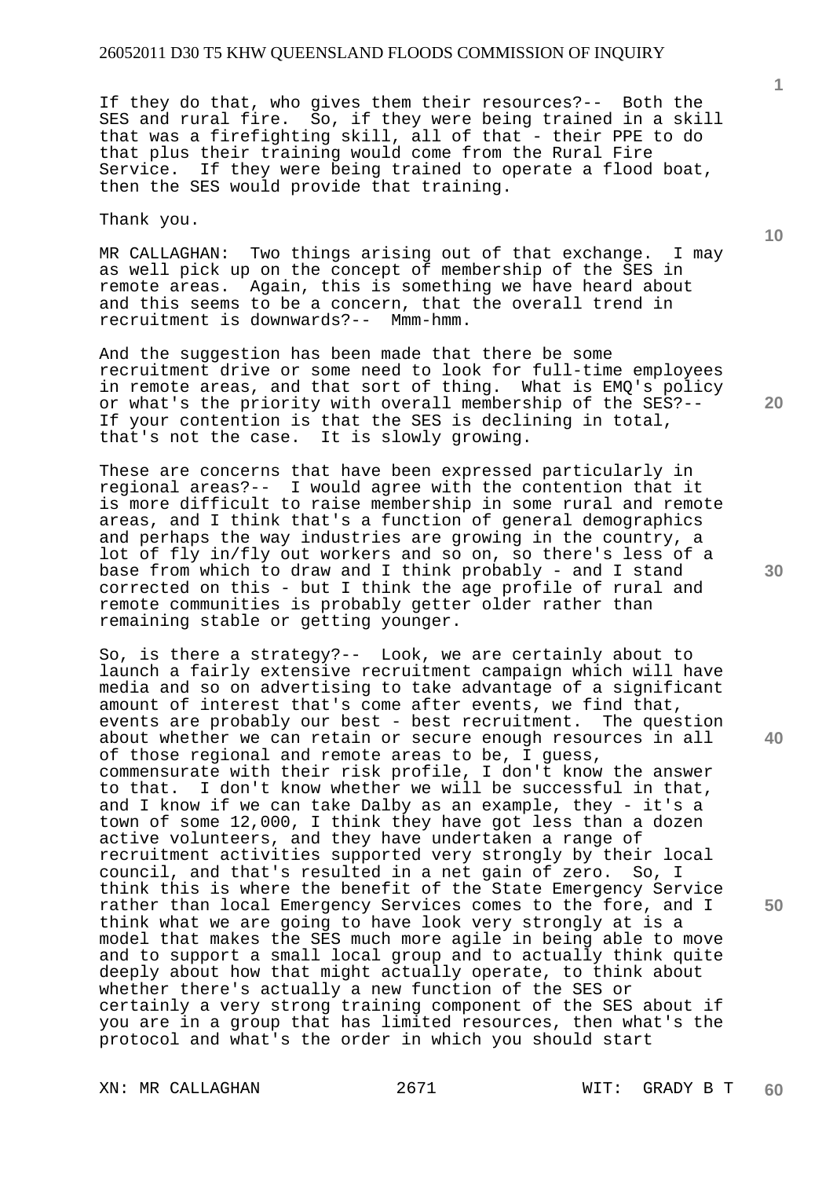If they do that, who gives them their resources?-- Both the SES and rural fire. So, if they were being trained in a skill that was a firefighting skill, all of that - their PPE to do that plus their training would come from the Rural Fire Service. If they were being trained to operate a flood boat, then the SES would provide that training.

Thank you.

MR CALLAGHAN: Two things arising out of that exchange. I may as well pick up on the concept of membership of the SES in remote areas. Again, this is something we have heard about and this seems to be a concern, that the overall trend in recruitment is downwards?-- Mmm-hmm.

And the suggestion has been made that there be some recruitment drive or some need to look for full-time employees in remote areas, and that sort of thing. What is EMQ's policy or what's the priority with overall membership of the SES?-- If your contention is that the SES is declining in total, that's not the case. It is slowly growing.

These are concerns that have been expressed particularly in regional areas?-- I would agree with the contention that it is more difficult to raise membership in some rural and remote areas, and I think that's a function of general demographics and perhaps the way industries are growing in the country, a lot of fly in/fly out workers and so on, so there's less of a base from which to draw and I think probably - and I stand corrected on this - but I think the age profile of rural and remote communities is probably getter older rather than remaining stable or getting younger.

So, is there a strategy?-- Look, we are certainly about to launch a fairly extensive recruitment campaign which will have media and so on advertising to take advantage of a significant amount of interest that's come after events, we find that, events are probably our best - best recruitment. The question about whether we can retain or secure enough resources in all of those regional and remote areas to be, I guess, commensurate with their risk profile, I don't know the answer to that. I don't know whether we will be successful in that, and I know if we can take Dalby as an example, they - it's a town of some 12,000, I think they have got less than a dozen active volunteers, and they have undertaken a range of recruitment activities supported very strongly by their local council, and that's resulted in a net gain of zero. So, I think this is where the benefit of the State Emergency Service rather than local Emergency Services comes to the fore, and I think what we are going to have look very strongly at is a model that makes the SES much more agile in being able to move and to support a small local group and to actually think quite deeply about how that might actually operate, to think about whether there's actually a new function of the SES or certainly a very strong training component of the SES about if you are in a group that has limited resources, then what's the protocol and what's the order in which you should start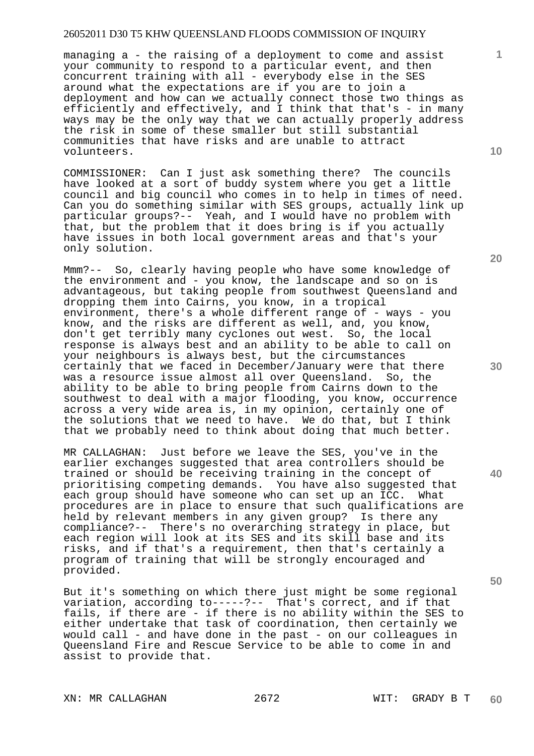managing a - the raising of a deployment to come and assist your community to respond to a particular event, and then concurrent training with all - everybody else in the SES around what the expectations are if you are to join a deployment and how can we actually connect those two things as efficiently and effectively, and I think that that's - in many ways may be the only way that we can actually properly address the risk in some of these smaller but still substantial communities that have risks and are unable to attract volunteers.

COMMISSIONER: Can I just ask something there? The councils have looked at a sort of buddy system where you get a little council and big council who comes in to help in times of need. Can you do something similar with SES groups, actually link up particular groups?-- Yeah, and I would have no problem with that, but the problem that it does bring is if you actually have issues in both local government areas and that's your only solution.

Mmm?-- So, clearly having people who have some knowledge of the environment and - you know, the landscape and so on is advantageous, but taking people from southwest Queensland and dropping them into Cairns, you know, in a tropical environment, there's a whole different range of - ways - you know, and the risks are different as well, and, you know, don't get terribly many cyclones out west. So, the local response is always best and an ability to be able to call on your neighbours is always best, but the circumstances certainly that we faced in December/January were that there was a resource issue almost all over Queensland. So, the ability to be able to bring people from Cairns down to the southwest to deal with a major flooding, you know, occurrence across a very wide area is, in my opinion, certainly one of the solutions that we need to have. We do that, but I think that we probably need to think about doing that much better.

MR CALLAGHAN: Just before we leave the SES, you've in the earlier exchanges suggested that area controllers should be trained or should be receiving training in the concept of prioritising competing demands. You have also suggested that each group should have someone who can set up an ICC. What procedures are in place to ensure that such qualifications are held by relevant members in any given group? Is there any compliance?-- There's no overarching strategy in place, but each region will look at its SES and its skill base and its risks, and if that's a requirement, then that's certainly a program of training that will be strongly encouraged and provided.

But it's something on which there just might be some regional variation, according to-----?-- That's correct, and if that fails, if there are - if there is no ability within the SES to either undertake that task of coordination, then certainly we would call - and have done in the past - on our colleagues in Queensland Fire and Rescue Service to be able to come in and assist to provide that.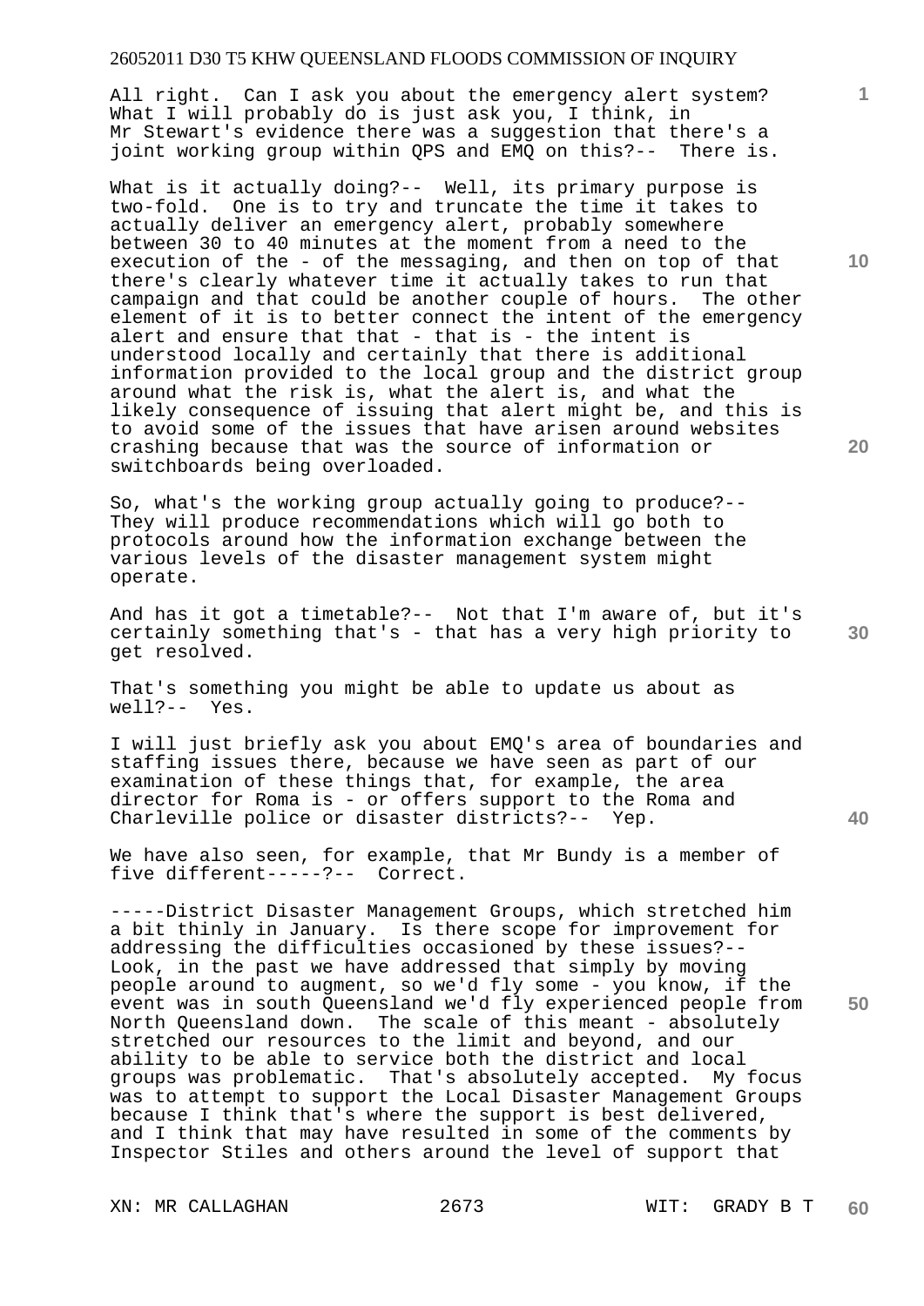All right. Can I ask you about the emergency alert system? What I will probably do is just ask you, I think, in Mr Stewart's evidence there was a suggestion that there's a joint working group within QPS and EMQ on this?-- There is.

What is it actually doing?-- Well, its primary purpose is two-fold. One is to try and truncate the time it takes to actually deliver an emergency alert, probably somewhere between 30 to 40 minutes at the moment from a need to the execution of the - of the messaging, and then on top of that there's clearly whatever time it actually takes to run that campaign and that could be another couple of hours. The other element of it is to better connect the intent of the emergency alert and ensure that that - that is - the intent is understood locally and certainly that there is additional information provided to the local group and the district group around what the risk is, what the alert is, and what the likely consequence of issuing that alert might be, and this is to avoid some of the issues that have arisen around websites crashing because that was the source of information or switchboards being overloaded.

So, what's the working group actually going to produce?-- They will produce recommendations which will go both to protocols around how the information exchange between the various levels of the disaster management system might operate.

And has it got a timetable?-- Not that I'm aware of, but it's certainly something that's - that has a very high priority to get resolved.

That's something you might be able to update us about as well?-- Yes.

I will just briefly ask you about EMQ's area of boundaries and staffing issues there, because we have seen as part of our examination of these things that, for example, the area director for Roma is - or offers support to the Roma and Charleville police or disaster districts?-- Yep.

We have also seen, for example, that Mr Bundy is a member of five different-----?-- Correct.

-----District Disaster Management Groups, which stretched him a bit thinly in January. Is there scope for improvement for addressing the difficulties occasioned by these issues?-- Look, in the past we have addressed that simply by moving people around to augment, so we'd fly some - you know, if the event was in south Queensland we'd fly experienced people from North Queensland down. The scale of this meant - absolutely stretched our resources to the limit and beyond, and our ability to be able to service both the district and local groups was problematic. That's absolutely accepted. My focus was to attempt to support the Local Disaster Management Groups because I think that's where the support is best delivered, and I think that may have resulted in some of the comments by Inspector Stiles and others around the level of support that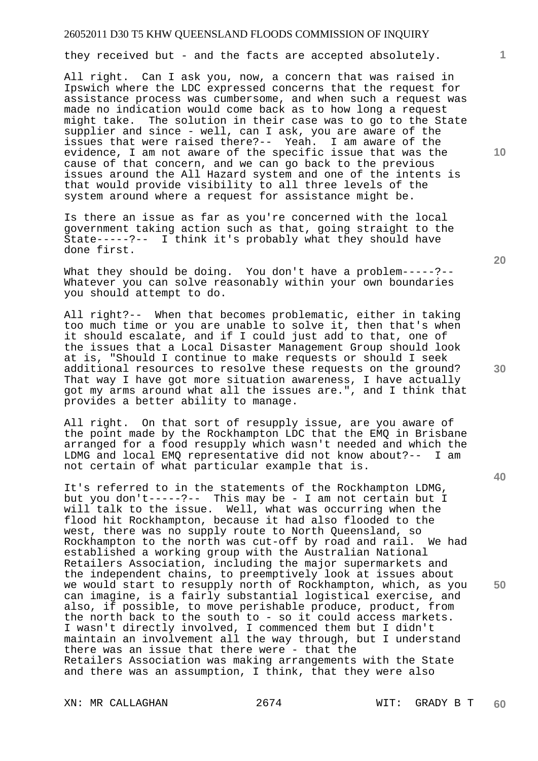they received but - and the facts are accepted absolutely.

All right. Can I ask you, now, a concern that was raised in Ipswich where the LDC expressed concerns that the request for assistance process was cumbersome, and when such a request was made no indication would come back as to how long a request might take. The solution in their case was to go to the State supplier and since - well, can I ask, you are aware of the issues that were raised there?-- Yeah. I am aware of the evidence, I am not aware of the specific issue that was the cause of that concern, and we can go back to the previous issues around the All Hazard system and one of the intents is that would provide visibility to all three levels of the system around where a request for assistance might be.

Is there an issue as far as you're concerned with the local government taking action such as that, going straight to the State-----?-- I think it's probably what they should have done first.

What they should be doing. You don't have a problem-----?-- Whatever you can solve reasonably within your own boundaries you should attempt to do.

All right?-- When that becomes problematic, either in taking too much time or you are unable to solve it, then that's when it should escalate, and if I could just add to that, one of the issues that a Local Disaster Management Group should look at is, "Should I continue to make requests or should I seek additional resources to resolve these requests on the ground? That way I have got more situation awareness, I have actually got my arms around what all the issues are.", and I think that provides a better ability to manage.

All right. On that sort of resupply issue, are you aware of the point made by the Rockhampton LDC that the EMQ in Brisbane arranged for a food resupply which wasn't needed and which the LDMG and local EMQ representative did not know about?-- I am not certain of what particular example that is.

It's referred to in the statements of the Rockhampton LDMG, but you don't-----?-- This may be - I am not certain but I will talk to the issue. Well, what was occurring when the flood hit Rockhampton, because it had also flooded to the west, there was no supply route to North Queensland, so Rockhampton to the north was cut-off by road and rail. We had established a working group with the Australian National Retailers Association, including the major supermarkets and the independent chains, to preemptively look at issues about we would start to resupply north of Rockhampton, which, as you can imagine, is a fairly substantial logistical exercise, and also, if possible, to move perishable produce, product, from the north back to the south to - so it could access markets. I wasn't directly involved, I commenced them but I didn't maintain an involvement all the way through, but I understand there was an issue that there were - that the Retailers Association was making arrangements with the State and there was an assumption, I think, that they were also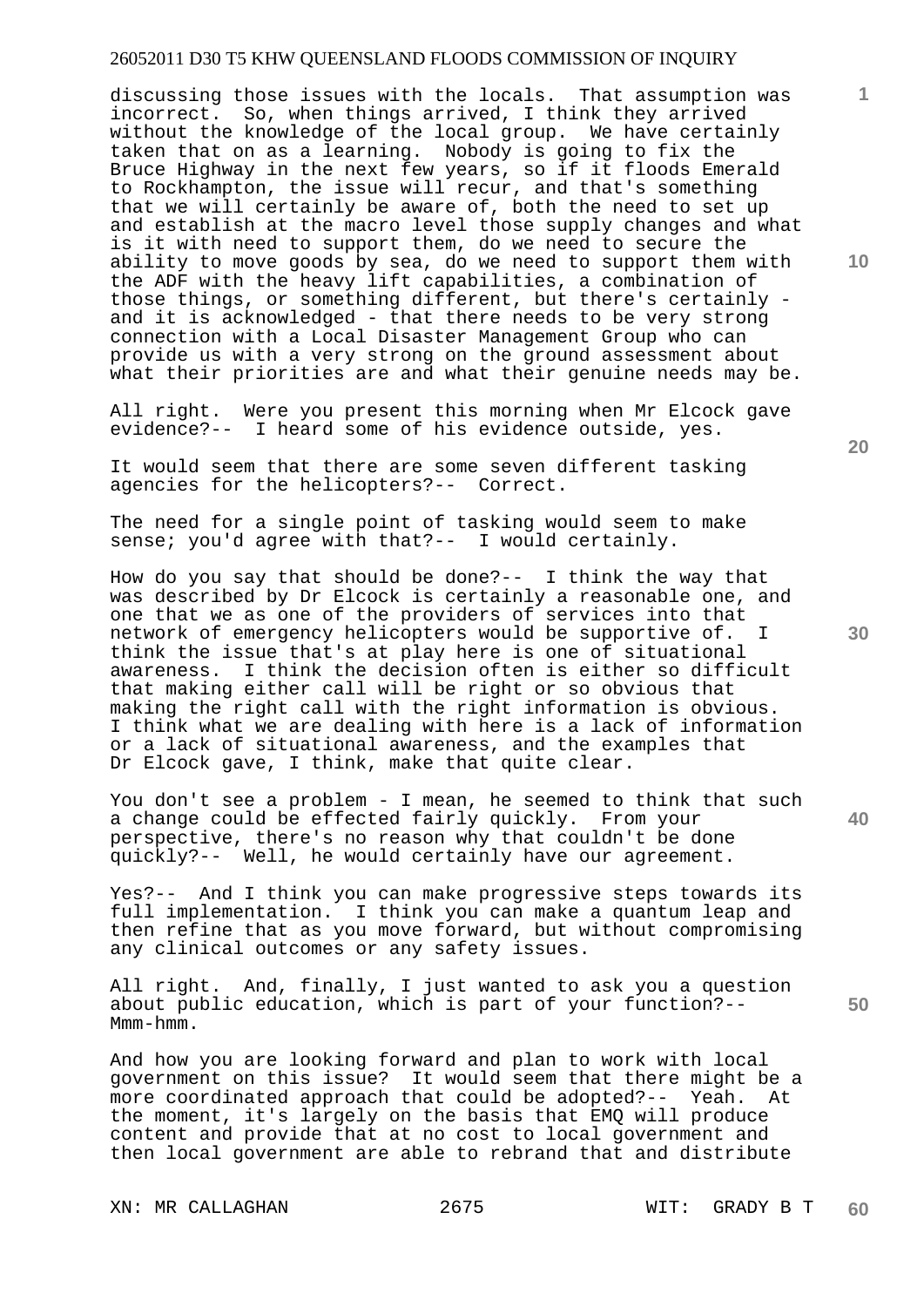discussing those issues with the locals. That assumption was incorrect. So, when things arrived, I think they arrived without the knowledge of the local group. We have certainly taken that on as a learning. Nobody is going to fix the Bruce Highway in the next few years, so if it floods Emerald to Rockhampton, the issue will recur, and that's something that we will certainly be aware of, both the need to set up and establish at the macro level those supply changes and what is it with need to support them, do we need to secure the ability to move goods by sea, do we need to support them with the ADF with the heavy lift capabilities, a combination of those things, or something different, but there's certainly - and it is acknowledged - that there needs to be very strong connection with a Local Disaster Management Group who can provide us with a very strong on the ground assessment about what their priorities are and what their genuine needs may be.

All right. Were you present this morning when Mr Elcock gave evidence?-- I heard some of his evidence outside, yes.

It would seem that there are some seven different tasking agencies for the helicopters?-- Correct.

The need for a single point of tasking would seem to make sense; you'd agree with that?-- I would certainly.

How do you say that should be done?-- I think the way that was described by Dr Elcock is certainly a reasonable one, and one that we as one of the providers of services into that network of emergency helicopters would be supportive of. I think the issue that's at play here is one of situational awareness. I think the decision often is either so difficult that making either call will be right or so obvious that making the right call with the right information is obvious. I think what we are dealing with here is a lack of information or a lack of situational awareness, and the examples that Dr Elcock gave, I think, make that quite clear.

You don't see a problem - I mean, he seemed to think that such a change could be effected fairly quickly. From your perspective, there's no reason why that couldn't be done quickly?-- Well, he would certainly have our agreement.

Yes?-- And I think you can make progressive steps towards its full implementation. I think you can make a quantum leap and then refine that as you move forward, but without compromising any clinical outcomes or any safety issues.

All right. And, finally, I just wanted to ask you a question about public education, which is part of your function?-- Mmm-hmm.

And how you are looking forward and plan to work with local government on this issue? It would seem that there might be a more coordinated approach that could be adopted?-- Yeah. At the moment, it's largely on the basis that EMQ will produce content and provide that at no cost to local government and then local government are able to rebrand that and distribute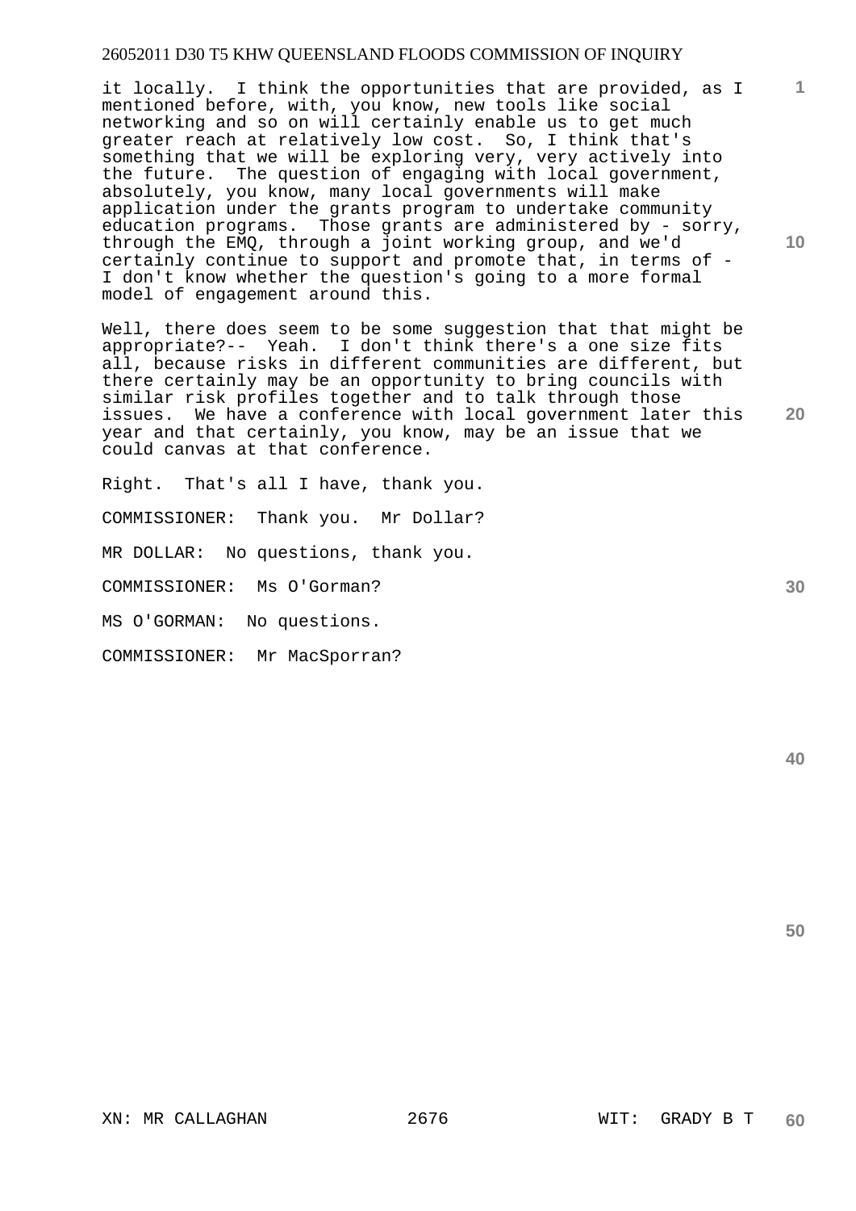it locally. I think the opportunities that are provided, as I mentioned before, with, you know, new tools like social networking and so on will certainly enable us to get much greater reach at relatively low cost. So, I think that's something that we will be exploring very, very actively into the future. The question of engaging with local government, absolutely, you know, many local governments will make application under the grants program to undertake community education programs. Those grants are administered by - sorry, through the EMQ, through a joint working group, and we'd certainly continue to support and promote that, in terms of - I don't know whether the question's going to a more formal model of engagement around this.

Well, there does seem to be some suggestion that that might be appropriate?-- Yeah. I don't think there's a one size fits all, because risks in different communities are different, but there certainly may be an opportunity to bring councils with similar risk profiles together and to talk through those issues. We have a conference with local government later this year and that certainly, you know, may be an issue that we could canvas at that conference.

Right. That's all I have, thank you.

COMMISSIONER: Thank you. Mr Dollar?

MR DOLLAR: No questions, thank you.

COMMISSIONER: Ms O'Gorman?

MS O'GORMAN: No questions.

COMMISSIONER: Mr MacSporran?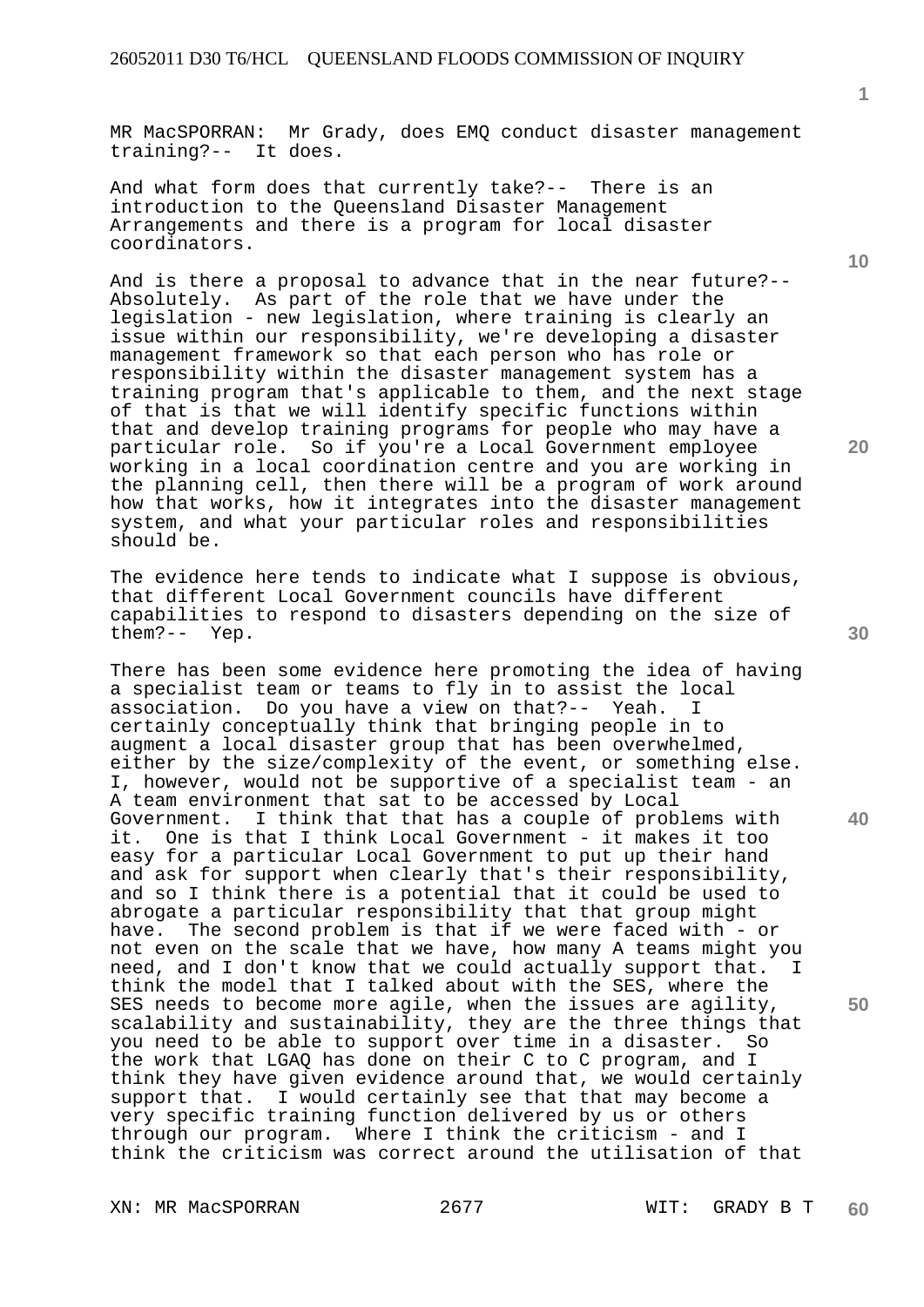MR MacSPORRAN: Mr Grady, does EMQ conduct disaster management training?-- It does.

And what form does that currently take?-- There is an introduction to the Queensland Disaster Management Arrangements and there is a program for local disaster coordinators.

And is there a proposal to advance that in the near future?-- Absolutely. As part of the role that we have under the legislation - new legislation, where training is clearly an issue within our responsibility, we're developing a disaster management framework so that each person who has role or responsibility within the disaster management system has a training program that's applicable to them, and the next stage of that is that we will identify specific functions within that and develop training programs for people who may have a particular role. So if you're a Local Government employee working in a local coordination centre and you are working in the planning cell, then there will be a program of work around how that works, how it integrates into the disaster management system, and what your particular roles and responsibilities should be.

The evidence here tends to indicate what I suppose is obvious, that different Local Government councils have different capabilities to respond to disasters depending on the size of them?-- Yep.

There has been some evidence here promoting the idea of having a specialist team or teams to fly in to assist the local association. Do you have a view on that?-- Yeah. I certainly conceptually think that bringing people in to augment a local disaster group that has been overwhelmed, either by the size/complexity of the event, or something else. I, however, would not be supportive of a specialist team - an A team environment that sat to be accessed by Local Government. I think that that has a couple of problems with it. One is that I think Local Government - it makes it too easy for a particular Local Government to put up their hand and ask for support when clearly that's their responsibility, and so I think there is a potential that it could be used to abrogate a particular responsibility that that group might have. The second problem is that if we were faced with - or not even on the scale that we have, how many A teams might you need, and I don't know that we could actually support that. I think the model that I talked about with the SES, where the SES needs to become more agile, when the issues are agility, scalability and sustainability, they are the three things that you need to be able to support over time in a disaster. So the work that LGAQ has done on their C to C program, and I think they have given evidence around that, we would certainly support that. I would certainly see that that may become a very specific training function delivered by us or others through our program. Where I think the criticism - and I think the criticism was correct around the utilisation of that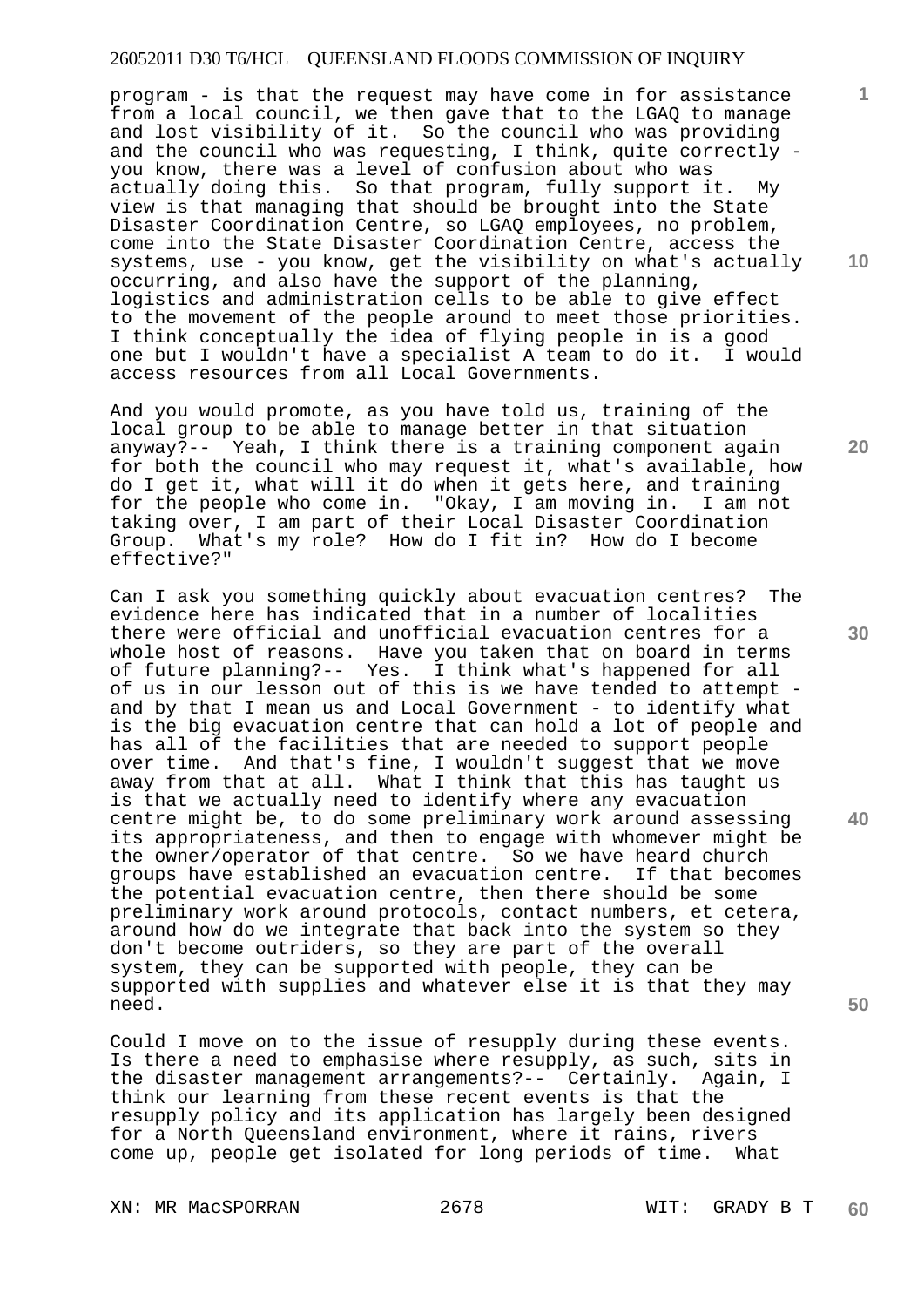program - is that the request may have come in for assistance from a local council, we then gave that to the LGAQ to manage and lost visibility of it. So the council who was providing and the council who was requesting, I think, quite correctly - you know, there was a level of confusion about who was actually doing this. So that program, fully support it. My view is that managing that should be brought into the State Disaster Coordination Centre, so LGAQ employees, no problem, come into the State Disaster Coordination Centre, access the systems, use - you know, get the visibility on what's actually occurring, and also have the support of the planning, logistics and administration cells to be able to give effect to the movement of the people around to meet those priorities. I think conceptually the idea of flying people in is a good one but I wouldn't have a specialist A team to do it. I would access resources from all Local Governments.

And you would promote, as you have told us, training of the local group to be able to manage better in that situation anyway?-- Yeah, I think there is a training component again for both the council who may request it, what's available, how do I get it, what will it do when it gets here, and training for the people who come in. "Okay, I am moving in. I am not taking over, I am part of their Local Disaster Coordination Group. What's my role? How do I fit in? How do I become effective?"

Can I ask you something quickly about evacuation centres? The evidence here has indicated that in a number of localities there were official and unofficial evacuation centres for a whole host of reasons. Have you taken that on board in terms of future planning?-- Yes. I think what's happened for all of us in our lesson out of this is we have tended to attempt - and by that I mean us and Local Government - to identify what is the big evacuation centre that can hold a lot of people and has all of the facilities that are needed to support people over time. And that's fine, I wouldn't suggest that we move away from that at all. What I think that this has taught us is that we actually need to identify where any evacuation centre might be, to do some preliminary work around assessing its appropriateness, and then to engage with whomever might be the owner/operator of that centre. So we have heard church groups have established an evacuation centre. If that becomes the potential evacuation centre, then there should be some preliminary work around protocols, contact numbers, et cetera, around how do we integrate that back into the system so they don't become outriders, so they are part of the overall system, they can be supported with people, they can be supported with supplies and whatever else it is that they may need.

Could I move on to the issue of resupply during these events. Is there a need to emphasise where resupply, as such, sits in the disaster management arrangements?-- Certainly. Again, I think our learning from these recent events is that the resupply policy and its application has largely been designed for a North Queensland environment, where it rains, rivers come up, people get isolated for long periods of time. What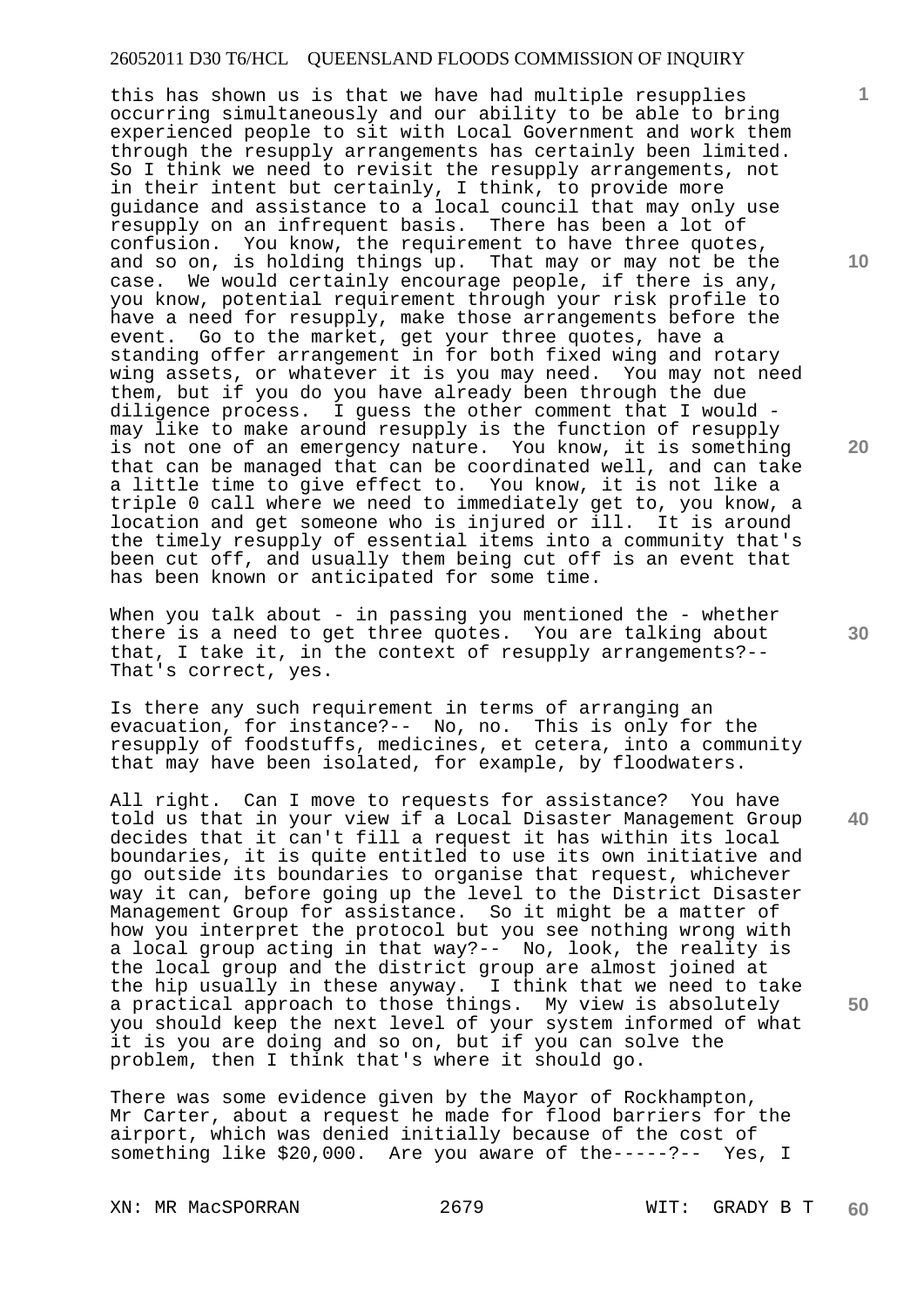this has shown us is that we have had multiple resupplies occurring simultaneously and our ability to be able to bring experienced people to sit with Local Government and work them through the resupply arrangements has certainly been limited. So I think we need to revisit the resupply arrangements, not in their intent but certainly, I think, to provide more guidance and assistance to a local council that may only use resupply on an infrequent basis. There has been a lot of confusion. You know, the requirement to have three quotes, and so on, is holding things up. That may or may not be the case. We would certainly encourage people, if there is any, you know, potential requirement through your risk profile to have a need for resupply, make those arrangements before the event. Go to the market, get your three quotes, have a standing offer arrangement in for both fixed wing and rotary wing assets, or whatever it is you may need. You may not need them, but if you do you have already been through the due diligence process. I guess the other comment that I would - may like to make around resupply is the function of resupply is not one of an emergency nature. You know, it is something that can be managed that can be coordinated well, and can take a little time to give effect to. You know, it is not like a triple 0 call where we need to immediately get to, you know, a location and get someone who is injured or ill. It is around the timely resupply of essential items into a community that's been cut off, and usually them being cut off is an event that has been known or anticipated for some time.

When you talk about - in passing you mentioned the - whether there is a need to get three quotes. You are talking about that, I take it, in the context of resupply arrangements?-- That's correct, yes.

Is there any such requirement in terms of arranging an evacuation, for instance?-- No, no. This is only for the resupply of foodstuffs, medicines, et cetera, into a community that may have been isolated, for example, by floodwaters.

All right. Can I move to requests for assistance? You have told us that in your view if a Local Disaster Management Group decides that it can't fill a request it has within its local boundaries, it is quite entitled to use its own initiative and go outside its boundaries to organise that request, whichever way it can, before going up the level to the District Disaster Management Group for assistance. So it might be a matter of how you interpret the protocol but you see nothing wrong with a local group acting in that way?-- No, look, the reality is the local group and the district group are almost joined at the hip usually in these anyway. I think that we need to take a practical approach to those things. My view is absolutely you should keep the next level of your system informed of what it is you are doing and so on, but if you can solve the problem, then I think that's where it should go.

There was some evidence given by the Mayor of Rockhampton, Mr Carter, about a request he made for flood barriers for the airport, which was denied initially because of the cost of something like $20,000. Are you aware of the-----?-- Yes, I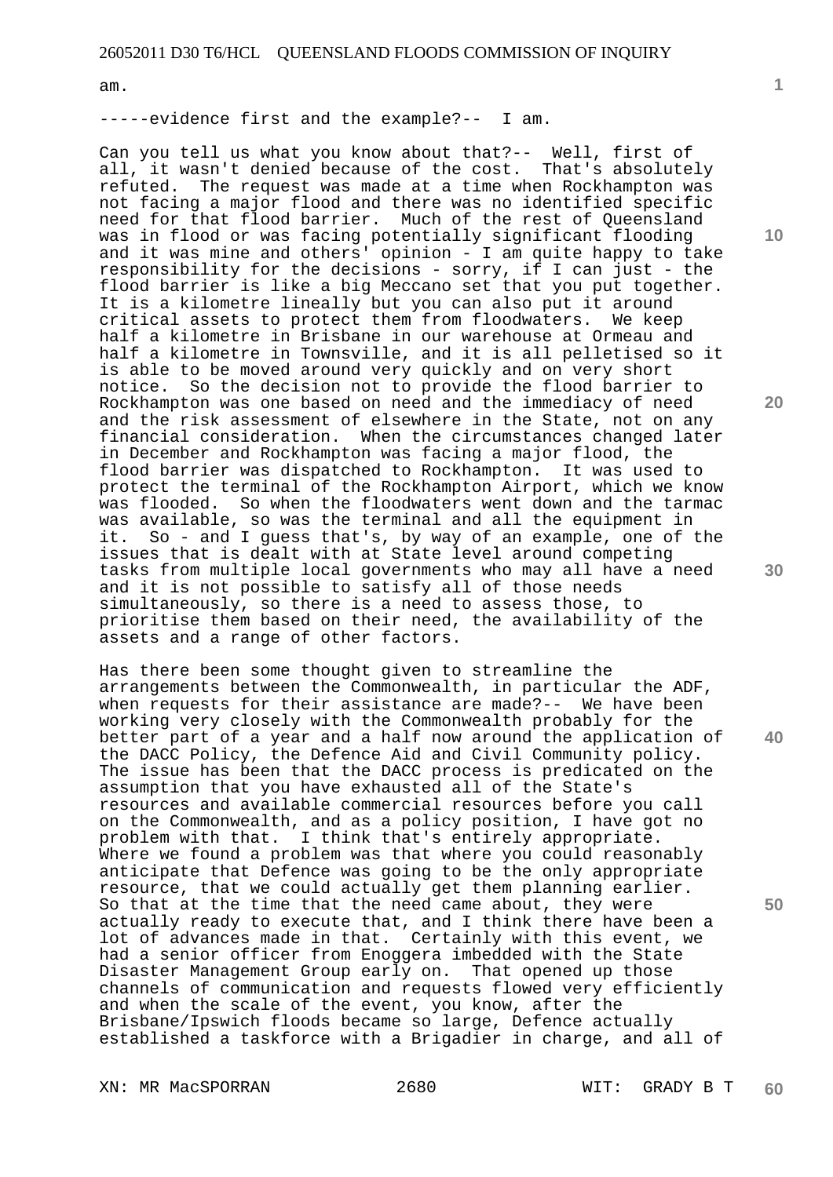am.

-----evidence first and the example?-- I am.

Can you tell us what you know about that?-- Well, first of all, it wasn't denied because of the cost. That's absolutely refuted. The request was made at a time when Rockhampton was not facing a major flood and there was no identified specific need for that flood barrier. Much of the rest of Queensland was in flood or was facing potentially significant flooding and it was mine and others' opinion - I am quite happy to take responsibility for the decisions - sorry, if I can just - the flood barrier is like a big Meccano set that you put together. It is a kilometre lineally but you can also put it around critical assets to protect them from floodwaters. We keep half a kilometre in Brisbane in our warehouse at Ormeau and half a kilometre in Townsville, and it is all pelletised so it is able to be moved around very quickly and on very short notice. So the decision not to provide the flood barrier to Rockhampton was one based on need and the immediacy of need and the risk assessment of elsewhere in the State, not on any financial consideration. When the circumstances changed later in December and Rockhampton was facing a major flood, the flood barrier was dispatched to Rockhampton. It was used to protect the terminal of the Rockhampton Airport, which we know was flooded. So when the floodwaters went down and the tarmac was available, so was the terminal and all the equipment in it. So - and I guess that's, by way of an example, one of the issues that is dealt with at State level around competing tasks from multiple local governments who may all have a need and it is not possible to satisfy all of those needs simultaneously, so there is a need to assess those, to prioritise them based on their need, the availability of the assets and a range of other factors.

Has there been some thought given to streamline the arrangements between the Commonwealth, in particular the ADF, when requests for their assistance are made?-- We have been working very closely with the Commonwealth probably for the better part of a year and a half now around the application of the DACC Policy, the Defence Aid and Civil Community policy. The issue has been that the DACC process is predicated on the assumption that you have exhausted all of the State's resources and available commercial resources before you call on the Commonwealth, and as a policy position, I have got no problem with that. I think that's entirely appropriate. Where we found a problem was that where you could reasonably anticipate that Defence was going to be the only appropriate resource, that we could actually get them planning earlier. So that at the time that the need came about, they were actually ready to execute that, and I think there have been a lot of advances made in that. Certainly with this event, we had a senior officer from Enoggera imbedded with the State Disaster Management Group early on. That opened up those channels of communication and requests flowed very efficiently and when the scale of the event, you know, after the Brisbane/Ipswich floods became so large, Defence actually established a taskforce with a Brigadier in charge, and all of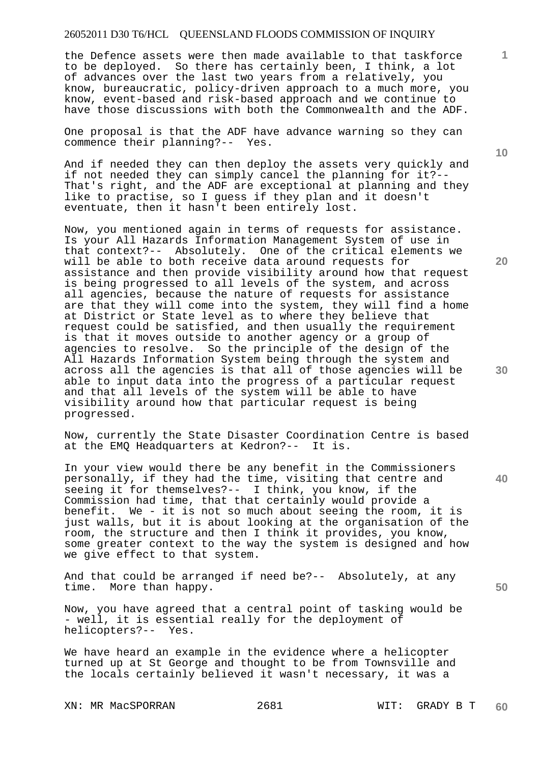the Defence assets were then made available to that taskforce to be deployed. So there has certainly been, I think, a lot of advances over the last two years from a relatively, you know, bureaucratic, policy-driven approach to a much more, you know, event-based and risk-based approach and we continue to have those discussions with both the Commonwealth and the ADF.

One proposal is that the ADF have advance warning so they can commence their planning?-- Yes.

And if needed they can then deploy the assets very quickly and if not needed they can simply cancel the planning for it?-- That's right, and the ADF are exceptional at planning and they like to practise, so I guess if they plan and it doesn't eventuate, then it hasn't been entirely lost.

Now, you mentioned again in terms of requests for assistance. Is your All Hazards Information Management System of use in that context?-- Absolutely. One of the critical elements we will be able to both receive data around requests for assistance and then provide visibility around how that request is being progressed to all levels of the system, and across all agencies, because the nature of requests for assistance are that they will come into the system, they will find a home at District or State level as to where they believe that request could be satisfied, and then usually the requirement is that it moves outside to another agency or a group of agencies to resolve. So the principle of the design of the All Hazards Information System being through the system and across all the agencies is that all of those agencies will be able to input data into the progress of a particular request and that all levels of the system will be able to have visibility around how that particular request is being progressed.

Now, currently the State Disaster Coordination Centre is based at the EMQ Headquarters at Kedron?-- It is.

In your view would there be any benefit in the Commissioners personally, if they had the time, visiting that centre and seeing it for themselves?-- I think, you know, if the Commission had time, that that certainly would provide a benefit. We - it is not so much about seeing the room, it is just walls, but it is about looking at the organisation of the room, the structure and then I think it provides, you know, some greater context to the way the system is designed and how we give effect to that system.

And that could be arranged if need be?-- Absolutely, at any time. More than happy.

Now, you have agreed that a central point of tasking would be - well, it is essential really for the deployment of helicopters?-- Yes.

We have heard an example in the evidence where a helicopter turned up at St George and thought to be from Townsville and the locals certainly believed it wasn't necessary, it was a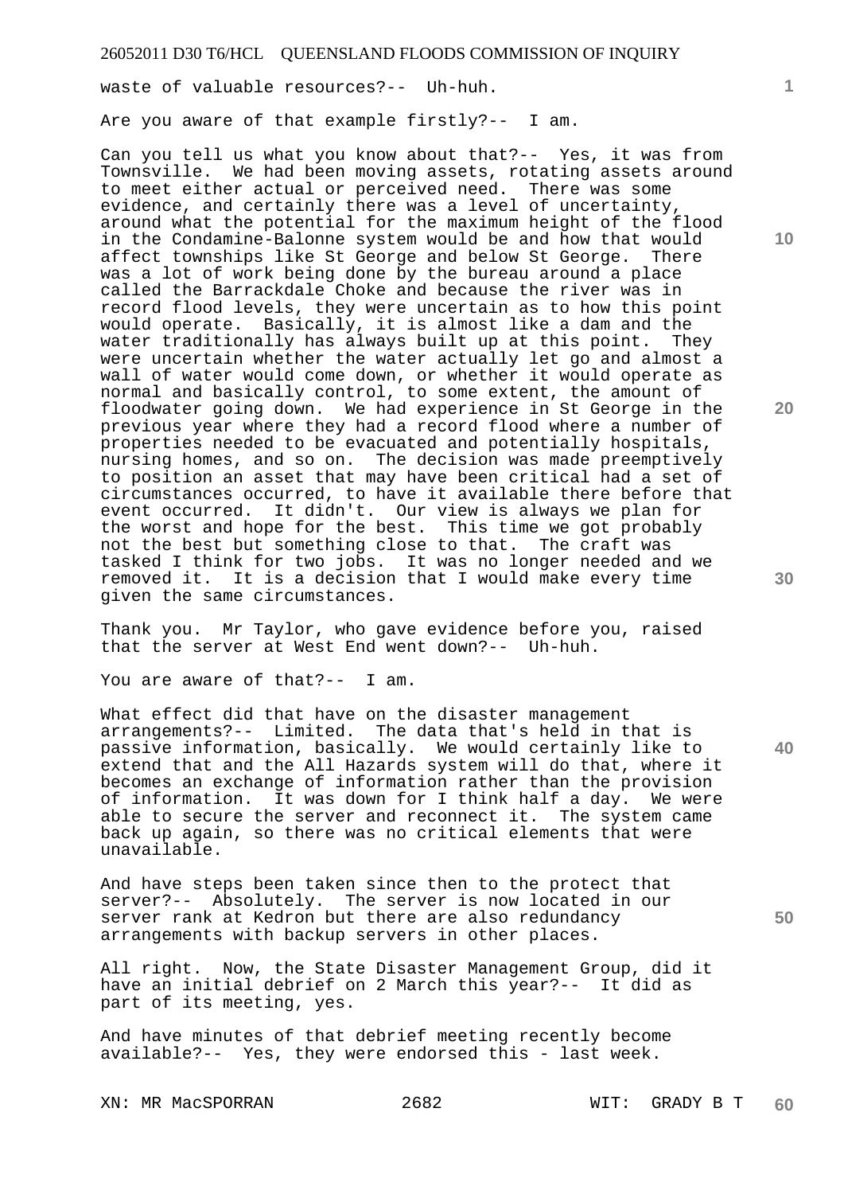waste of valuable resources?-- Uh-huh.

Are you aware of that example firstly?-- I am.

Can you tell us what you know about that?-- Yes, it was from Townsville. We had been moving assets, rotating assets around to meet either actual or perceived need. There was some evidence, and certainly there was a level of uncertainty, around what the potential for the maximum height of the flood in the Condamine-Balonne system would be and how that would affect townships like St George and below St George. There was a lot of work being done by the bureau around a place called the Barrackdale Choke and because the river was in record flood levels, they were uncertain as to how this point would operate. Basically, it is almost like a dam and the water traditionally has always built up at this point. They were uncertain whether the water actually let go and almost a wall of water would come down, or whether it would operate as normal and basically control, to some extent, the amount of floodwater going down. We had experience in St George in the previous year where they had a record flood where a number of properties needed to be evacuated and potentially hospitals, nursing homes, and so on. The decision was made preemptively to position an asset that may have been critical had a set of circumstances occurred, to have it available there before that event occurred. It didn't. Our view is always we plan for the worst and hope for the best. This time we got probably not the best but something close to that. The craft was tasked I think for two jobs. It was no longer needed and we removed it. It is a decision that I would make every time given the same circumstances.

Thank you. Mr Taylor, who gave evidence before you, raised that the server at West End went down?-- Uh-huh.

You are aware of that?-- I am.

What effect did that have on the disaster management arrangements?-- Limited. The data that's held in that is passive information, basically. We would certainly like to extend that and the All Hazards system will do that, where it becomes an exchange of information rather than the provision of information. It was down for I think half a day. We were able to secure the server and reconnect it. The system came back up again, so there was no critical elements that were unavailable.

And have steps been taken since then to the protect that server?-- Absolutely. The server is now located in our server rank at Kedron but there are also redundancy arrangements with backup servers in other places.

All right. Now, the State Disaster Management Group, did it have an initial debrief on 2 March this year?-- It did as part of its meeting, yes.

And have minutes of that debrief meeting recently become available?-- Yes, they were endorsed this - last week.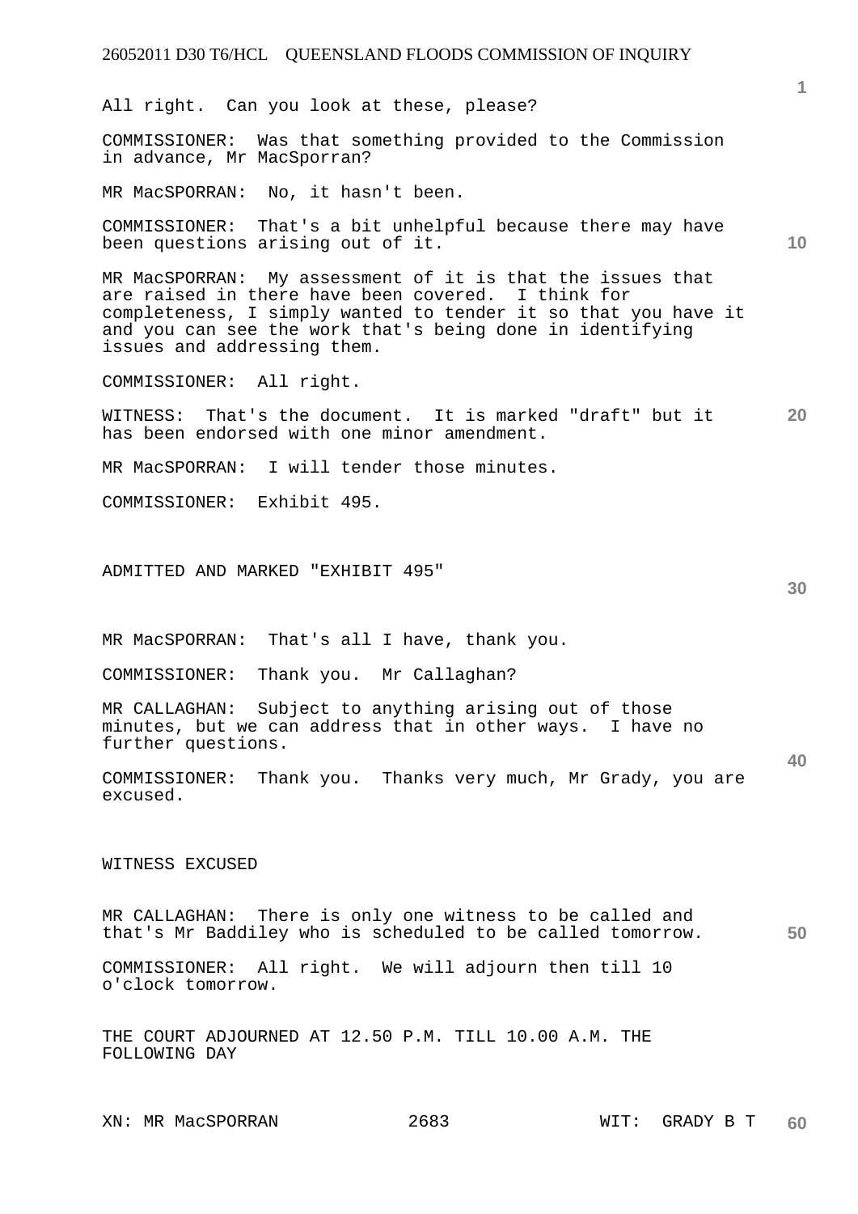All right. Can you look at these, please?

COMMISSIONER: Was that something provided to the Commission in advance, Mr MacSporran?

MR MacSPORRAN: No, it hasn't been.

COMMISSIONER: That's a bit unhelpful because there may have been questions arising out of it.

MR MacSPORRAN: My assessment of it is that the issues that are raised in there have been covered. I think for completeness, I simply wanted to tender it so that you have it and you can see the work that's being done in identifying issues and addressing them.

COMMISSIONER: All right.

WITNESS: That's the document. It is marked "draft" but it has been endorsed with one minor amendment.

MR MacSPORRAN: I will tender those minutes.

COMMISSIONER: Exhibit 495.

ADMITTED AND MARKED "EXHIBIT 495"

MR MacSPORRAN: That's all I have, thank you.

COMMISSIONER: Thank you. Mr Callaghan?

MR CALLAGHAN: Subject to anything arising out of those minutes, but we can address that in other ways. I have no further questions.

COMMISSIONER: Thank you. Thanks very much, Mr Grady, you are excused.

WITNESS EXCUSED

MR CALLAGHAN: There is only one witness to be called and that's Mr Baddiley who is scheduled to be called tomorrow.

COMMISSIONER: All right. We will adjourn then till 10 o'clock tomorrow.

THE COURT ADJOURNED AT 12.50 P.M. TILL 10.00 A.M. THE FOLLOWING DAY